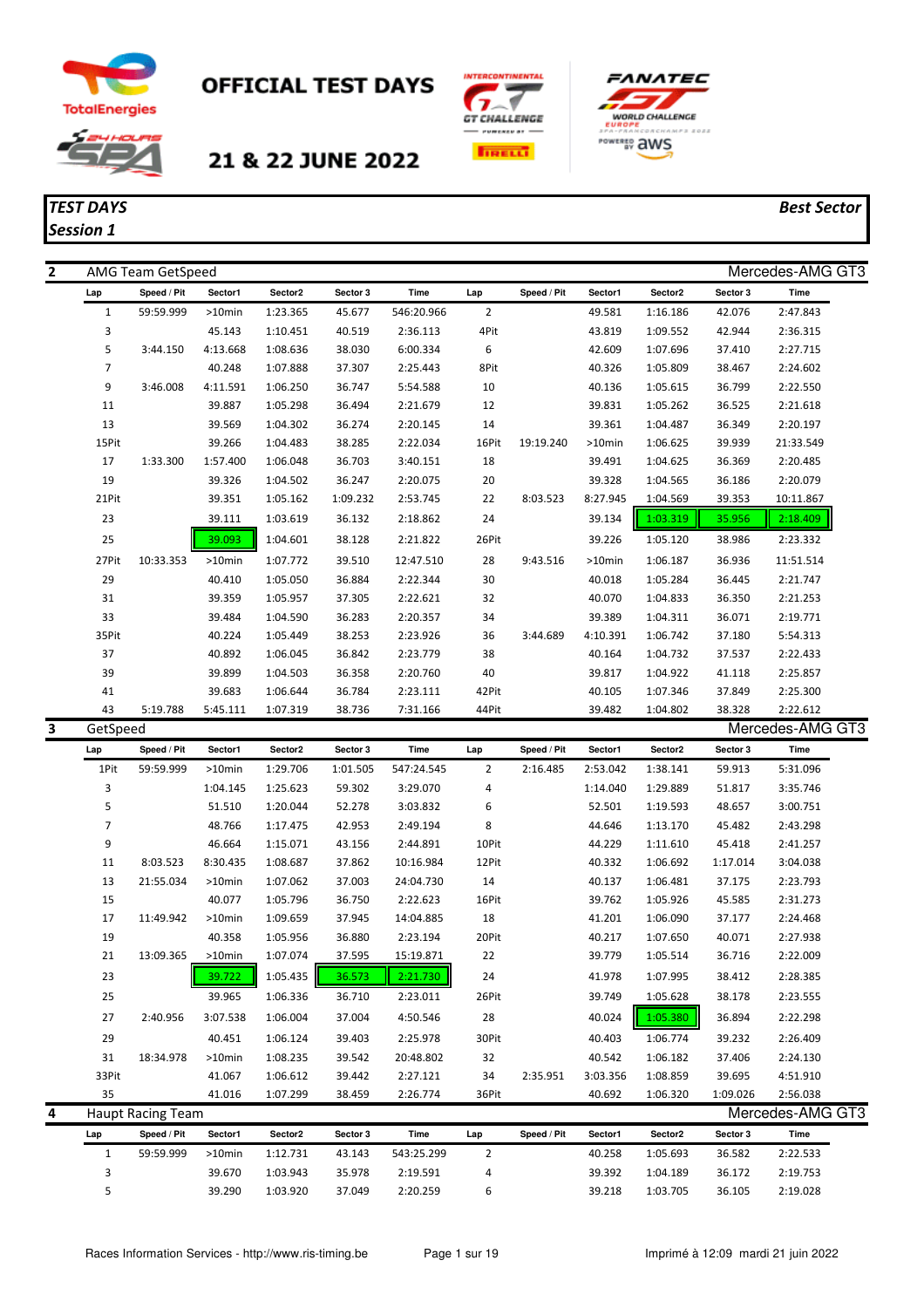# OFFICIAL TEST DAYS

## 21 & 22 JUNE 2022

***TEST DAYS***
***Session 1***

***Best Sector***

**2** AMG Team GetSpeed — Mercedes-AMG GT3

| Lap | Speed / Pit | Sector1 | Sector2 | Sector 3 | Time | Lap | Speed / Pit | Sector1 | Sector2 | Sector 3 | Time |
|---|---|---|---|---|---|---|---|---|---|---|---|
| 1 | 59:59.999 | >10min | 1:23.365 | 45.677 | 546:20.966 | 2 | | 49.581 | 1:16.186 | 42.076 | 2:47.843 |
| 3 | | 45.143 | 1:10.451 | 40.519 | 2:36.113 | 4Pit | | 43.819 | 1:09.552 | 42.944 | 2:36.315 |
| 5 | 3:44.150 | 4:13.668 | 1:08.636 | 38.030 | 6:00.334 | 6 | | 42.609 | 1:07.696 | 37.410 | 2:27.715 |
| 7 | | 40.248 | 1:07.888 | 37.307 | 2:25.443 | 8Pit | | 40.326 | 1:05.809 | 38.467 | 2:24.602 |
| 9 | 3:46.008 | 4:11.591 | 1:06.250 | 36.747 | 5:54.588 | 10 | | 40.136 | 1:05.615 | 36.799 | 2:22.550 |
| 11 | | 39.887 | 1:05.298 | 36.494 | 2:21.679 | 12 | | 39.831 | 1:05.262 | 36.525 | 2:21.618 |
| 13 | | 39.569 | 1:04.302 | 36.274 | 2:20.145 | 14 | | 39.361 | 1:04.487 | 36.349 | 2:20.197 |
| 15Pit | | 39.266 | 1:04.483 | 38.285 | 2:22.034 | 16Pit | 19:19.240 | >10min | 1:06.625 | 39.939 | 21:33.549 |
| 17 | 1:33.300 | 1:57.400 | 1:06.048 | 36.703 | 3:40.151 | 18 | | 39.491 | 1:04.625 | 36.369 | 2:20.485 |
| 19 | | 39.326 | 1:04.502 | 36.247 | 2:20.075 | 20 | | 39.328 | 1:04.565 | 36.186 | 2:20.079 |
| 21Pit | | 39.351 | 1:05.162 | 1:09.232 | 2:53.745 | 22 | 8:03.523 | 8:27.945 | 1:04.569 | 39.353 | 10:11.867 |
| 23 | | 39.111 | 1:03.619 | 36.132 | 2:18.862 | 24 | | 39.134 | 1:03.319 | 35.956 | 2:18.409 |
| 25 | | 39.093 | 1:04.601 | 38.128 | 2:21.822 | 26Pit | | 39.226 | 1:05.120 | 38.986 | 2:23.332 |
| 27Pit | 10:33.353 | >10min | 1:07.772 | 39.510 | 12:47.510 | 28 | 9:43.516 | >10min | 1:06.187 | 36.936 | 11:51.514 |
| 29 | | 40.410 | 1:05.050 | 36.884 | 2:22.344 | 30 | | 40.018 | 1:05.284 | 36.445 | 2:21.747 |
| 31 | | 39.359 | 1:05.957 | 37.305 | 2:22.621 | 32 | | 40.070 | 1:04.833 | 36.350 | 2:21.253 |
| 33 | | 39.484 | 1:04.590 | 36.283 | 2:20.357 | 34 | | 39.389 | 1:04.311 | 36.071 | 2:19.771 |
| 35Pit | | 40.224 | 1:05.449 | 38.253 | 2:23.926 | 36 | 3:44.689 | 4:10.391 | 1:06.742 | 37.180 | 5:54.313 |
| 37 | | 40.892 | 1:06.045 | 36.842 | 2:23.779 | 38 | | 40.164 | 1:04.732 | 37.537 | 2:22.433 |
| 39 | | 39.899 | 1:04.503 | 36.358 | 2:20.760 | 40 | | 39.817 | 1:04.922 | 41.118 | 2:25.857 |
| 41 | | 39.683 | 1:06.644 | 36.784 | 2:23.111 | 42Pit | | 40.105 | 1:07.346 | 37.849 | 2:25.300 |
| 43 | 5:19.788 | 5:45.111 | 1:07.319 | 38.736 | 7:31.166 | 44Pit | | 39.482 | 1:04.802 | 38.328 | 2:22.612 |

**3** GetSpeed — Mercedes-AMG GT3

| Lap | Speed / Pit | Sector1 | Sector2 | Sector 3 | Time | Lap | Speed / Pit | Sector1 | Sector2 | Sector 3 | Time |
|---|---|---|---|---|---|---|---|---|---|---|---|
| 1Pit | 59:59.999 | >10min | 1:29.706 | 1:01.505 | 547:24.545 | 2 | 2:16.485 | 2:53.042 | 1:38.141 | 59.913 | 5:31.096 |
| 3 | | 1:04.145 | 1:20.044 | 59.302 | 3:29.070 | 4 | | 1:14.040 | 1:29.889 | 51.817 | 3:35.746 |
| 5 | | 51.510 | 1:20.044 | 52.278 | 3:03.832 | 6 | | 52.501 | 1:19.593 | 48.657 | 3:00.751 |
| 7 | | 48.766 | 1:17.475 | 42.953 | 2:49.194 | 8 | | 44.646 | 1:13.170 | 45.482 | 2:43.298 |
| 9 | | 46.664 | 1:15.071 | 43.156 | 2:44.891 | 10Pit | | 44.229 | 1:11.610 | 45.418 | 2:41.257 |
| 11 | 8:03.523 | 8:30.435 | 1:08.687 | 37.862 | 10:16.984 | 12Pit | | 40.332 | 1:06.692 | 1:17.014 | 3:04.038 |
| 13 | 21:55.034 | >10min | 1:07.062 | 37.003 | 24:04.730 | 14 | | 40.137 | 1:06.481 | 37.175 | 2:23.793 |
| 15 | | 40.077 | 1:05.796 | 36.750 | 2:22.623 | 16Pit | | 39.762 | 1:05.926 | 45.585 | 2:31.273 |
| 17 | 11:49.942 | >10min | 1:09.659 | 37.945 | 14:04.885 | 18 | | 41.201 | 1:06.090 | 37.177 | 2:24.468 |
| 19 | | 40.358 | 1:05.956 | 36.880 | 2:23.194 | 20Pit | | 40.217 | 1:07.650 | 40.071 | 2:27.938 |
| 21 | 13:09.365 | >10min | 1:07.074 | 37.595 | 15:19.871 | 22 | | 39.779 | 1:05.514 | 36.716 | 2:22.009 |
| 23 | | 39.722 | 1:05.435 | 36.573 | 2:21.730 | 24 | | 41.978 | 1:07.995 | 38.412 | 2:28.385 |
| 25 | | 39.965 | 1:06.336 | 36.710 | 2:23.011 | 26Pit | | 39.749 | 1:05.628 | 38.178 | 2:23.555 |
| 27 | 2:40.956 | 3:07.538 | 1:06.004 | 37.004 | 4:50.546 | 28 | | 40.024 | 1:05.380 | 36.894 | 2:22.298 |
| 29 | | 40.451 | 1:06.124 | 39.403 | 2:25.978 | 30Pit | | 40.403 | 1:06.774 | 39.232 | 2:26.409 |
| 31 | 18:34.978 | >10min | 1:08.235 | 39.542 | 20:48.802 | 32 | | 40.542 | 1:06.182 | 37.406 | 2:24.130 |
| 33Pit | | 41.067 | 1:06.612 | 39.442 | 2:27.121 | 34 | 2:35.951 | 3:03.356 | 1:08.859 | 39.695 | 4:51.910 |
| 35 | | 41.016 | 1:07.299 | 38.459 | 2:26.774 | 36Pit | | 40.692 | 1:06.320 | 1:09.026 | 2:56.038 |

**4** Haupt Racing Team — Mercedes-AMG GT3

| Lap | Speed / Pit | Sector1 | Sector2 | Sector 3 | Time | Lap | Speed / Pit | Sector1 | Sector2 | Sector 3 | Time |
|---|---|---|---|---|---|---|---|---|---|---|---|
| 1 | 59:59.999 | >10min | 1:12.731 | 43.143 | 543:25.299 | 2 | | 40.258 | 1:05.693 | 36.582 | 2:22.533 |
| 3 | | 39.670 | 1:03.943 | 35.978 | 2:19.591 | 4 | | 39.392 | 1:04.189 | 36.172 | 2:19.753 |
| 5 | | 39.290 | 1:03.920 | 37.049 | 2:20.259 | 6 | | 39.218 | 1:03.705 | 36.105 | 2:19.028 |

Races Information Services - http://www.ris-timing.be

Imprimé à 12:09 mardi 21 juin 2022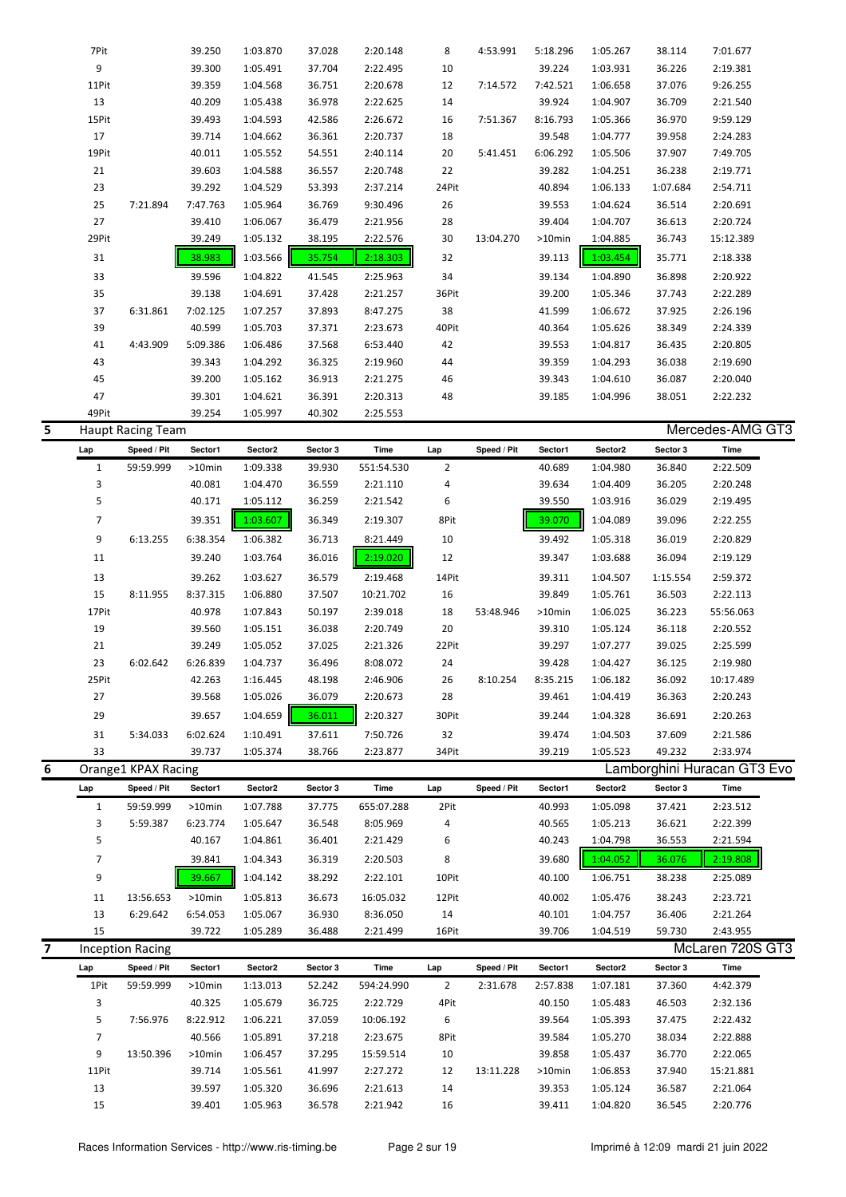| Lap | Speed / Pit | Sector1 | Sector2 | Sector 3 | Time | Lap | Speed / Pit | Sector1 | Sector2 | Sector 3 | Time |
|---|---|---|---|---|---|---|---|---|---|---|---|
| 7Pit | | 39.250 | 1:03.870 | 37.028 | 2:20.148 | 8 | 4:53.991 | 5:18.296 | 1:05.267 | 38.114 | 7:01.677 |
| 9 | | 39.300 | 1:05.491 | 37.704 | 2:22.495 | 10 | | 39.224 | 1:03.931 | 36.226 | 2:19.381 |
| 11Pit | | 39.359 | 1:04.568 | 36.751 | 2:20.678 | 12 | 7:14.572 | 7:42.521 | 1:06.658 | 37.076 | 9:26.255 |
| 13 | | 40.209 | 1:05.438 | 36.978 | 2:22.625 | 14 | | 39.924 | 1:04.907 | 36.709 | 2:21.540 |
| 15Pit | | 39.493 | 1:04.593 | 42.586 | 2:26.672 | 16 | 7:51.367 | 8:16.793 | 1:05.366 | 36.970 | 9:59.129 |
| 17 | | 39.714 | 1:04.662 | 36.361 | 2:20.737 | 18 | | 39.548 | 1:04.777 | 39.958 | 2:24.283 |
| 19Pit | | 40.011 | 1:05.552 | 54.551 | 2:40.114 | 20 | 5:41.451 | 6:06.292 | 1:05.506 | 37.907 | 7:49.705 |
| 21 | | 39.603 | 1:04.588 | 36.557 | 2:20.748 | 22 | | 39.282 | 1:04.251 | 36.238 | 2:19.771 |
| 23 | | 39.292 | 1:04.529 | 53.393 | 2:37.214 | 24Pit | | 40.894 | 1:06.133 | 1:07.684 | 2:54.711 |
| 25 | 7:21.894 | 7:47.763 | 1:05.964 | 36.769 | 9:30.496 | 26 | | 39.553 | 1:04.624 | 36.514 | 2:20.691 |
| 27 | | 39.410 | 1:06.067 | 36.479 | 2:21.956 | 28 | | 39.404 | 1:04.707 | 36.613 | 2:20.724 |
| 29Pit | | 39.249 | 1:05.132 | 38.195 | 2:22.576 | 30 | 13:04.270 | >10min | 1:04.885 | 36.743 | 15:12.389 |
| 31 | | 38.983 | 1:03.566 | 35.754 | 2:18.303 | 32 | | 39.113 | 1:03.454 | 35.771 | 2:18.338 |
| 33 | | 39.596 | 1:04.822 | 41.545 | 2:25.963 | 34 | | 39.134 | 1:04.890 | 36.898 | 2:20.922 |
| 35 | | 39.138 | 1:04.691 | 37.428 | 2:21.257 | 36Pit | | 39.200 | 1:05.346 | 37.743 | 2:22.289 |
| 37 | 6:31.861 | 7:02.125 | 1:07.257 | 37.893 | 8:47.275 | 38 | | 41.599 | 1:06.672 | 37.925 | 2:26.196 |
| 39 | | 40.599 | 1:05.703 | 37.371 | 2:23.673 | 40Pit | | 40.364 | 1:05.626 | 38.349 | 2:24.339 |
| 41 | 4:43.909 | 5:09.386 | 1:06.486 | 37.568 | 6:53.440 | 42 | | 39.553 | 1:04.817 | 36.435 | 2:20.805 |
| 43 | | 39.343 | 1:04.292 | 36.325 | 2:19.960 | 44 | | 39.359 | 1:04.293 | 36.038 | 2:19.690 |
| 45 | | 39.200 | 1:05.162 | 36.913 | 2:21.275 | 46 | | 39.343 | 1:04.610 | 36.087 | 2:20.040 |
| 47 | | 39.301 | 1:04.621 | 36.391 | 2:20.313 | 48 | | 39.185 | 1:04.996 | 38.051 | 2:22.232 |
| 49Pit | | 39.254 | 1:05.997 | 40.302 | 2:25.553 | | | | | | |

## 5 Haupt Racing Team — Mercedes-AMG GT3

| Lap | Speed / Pit | Sector1 | Sector2 | Sector 3 | Time | Lap | Speed / Pit | Sector1 | Sector2 | Sector 3 | Time |
|---|---|---|---|---|---|---|---|---|---|---|---|
| 1 | 59:59.999 | >10min | 1:09.338 | 39.930 | 551:54.530 | 2 | | 40.689 | 1:04.980 | 36.840 | 2:22.509 |
| 3 | | 40.081 | 1:04.470 | 36.559 | 2:21.110 | 4 | | 39.634 | 1:04.409 | 36.205 | 2:20.248 |
| 5 | | 40.171 | 1:05.112 | 36.259 | 2:21.542 | 6 | | 39.550 | 1:03.916 | 36.029 | 2:19.495 |
| 7 | | 39.351 | 1:03.607 | 36.349 | 2:19.307 | 8Pit | | 39.070 | 1:04.089 | 39.096 | 2:22.255 |
| 9 | 6:13.255 | 6:38.354 | 1:06.382 | 36.713 | 8:21.449 | 10 | | 39.492 | 1:05.318 | 36.019 | 2:20.829 |
| 11 | | 39.240 | 1:03.764 | 36.016 | 2:19.020 | 12 | | 39.347 | 1:03.688 | 36.094 | 2:19.129 |
| 13 | | 39.262 | 1:03.627 | 36.579 | 2:19.468 | 14Pit | | 39.311 | 1:04.507 | 1:15.554 | 2:59.372 |
| 15 | 8:11.955 | 8:37.315 | 1:06.880 | 37.507 | 10:21.702 | 16 | | 39.849 | 1:05.761 | 36.503 | 2:22.113 |
| 17Pit | | 40.978 | 1:07.843 | 50.197 | 2:39.018 | 18 | 53:48.946 | >10min | 1:06.025 | 36.223 | 55:56.063 |
| 19 | | 39.560 | 1:05.151 | 36.038 | 2:20.749 | 20 | | 39.310 | 1:05.124 | 36.118 | 2:20.552 |
| 21 | | 39.249 | 1:05.052 | 37.025 | 2:21.326 | 22Pit | | 39.297 | 1:07.277 | 39.025 | 2:25.599 |
| 23 | 6:02.642 | 6:26.839 | 1:04.737 | 36.496 | 8:08.072 | 24 | | 39.428 | 1:04.427 | 36.125 | 2:19.980 |
| 25Pit | | 42.263 | 1:16.445 | 48.198 | 2:46.906 | 26 | 8:10.254 | 8:35.215 | 1:06.182 | 36.092 | 10:17.489 |
| 27 | | 39.568 | 1:05.026 | 36.079 | 2:20.673 | 28 | | 39.461 | 1:04.419 | 36.363 | 2:20.243 |
| 29 | | 39.657 | 1:04.659 | 36.011 | 2:20.327 | 30Pit | | 39.244 | 1:04.328 | 36.691 | 2:20.263 |
| 31 | 5:34.033 | 6:02.624 | 1:10.491 | 37.611 | 7:50.726 | 32 | | 39.474 | 1:04.503 | 37.609 | 2:21.586 |
| 33 | | 39.737 | 1:05.374 | 38.766 | 2:23.877 | 34Pit | | 39.219 | 1:05.523 | 49.232 | 2:33.974 |

## 6 Orange1 KPAX Racing — Lamborghini Huracan GT3 Evo

| Lap | Speed / Pit | Sector1 | Sector2 | Sector 3 | Time | Lap | Speed / Pit | Sector1 | Sector2 | Sector 3 | Time |
|---|---|---|---|---|---|---|---|---|---|---|---|
| 1 | 59:59.999 | >10min | 1:07.788 | 37.775 | 655:07.288 | 2Pit | | 40.993 | 1:05.098 | 37.421 | 2:23.512 |
| 3 | 5:59.387 | 6:23.774 | 1:05.647 | 36.548 | 8:05.969 | 4 | | 40.565 | 1:05.213 | 36.621 | 2:22.399 |
| 5 | | 40.167 | 1:04.861 | 36.401 | 2:21.429 | 6 | | 40.243 | 1:04.798 | 36.553 | 2:21.594 |
| 7 | | 39.841 | 1:04.343 | 36.319 | 2:20.503 | 8 | | 39.680 | 1:04.052 | 36.076 | 2:19.808 |
| 9 | | 39.667 | 1:04.142 | 38.292 | 2:22.101 | 10Pit | | 40.100 | 1:06.751 | 38.238 | 2:25.089 |
| 11 | 13:56.653 | >10min | 1:05.813 | 36.673 | 16:05.032 | 12Pit | | 40.002 | 1:05.476 | 38.243 | 2:23.721 |
| 13 | 6:29.642 | 6:54.053 | 1:05.067 | 36.930 | 8:36.050 | 14 | | 40.101 | 1:04.757 | 36.406 | 2:21.264 |
| 15 | | 39.722 | 1:05.289 | 36.488 | 2:21.499 | 16Pit | | 39.706 | 1:04.519 | 59.730 | 2:43.955 |

## 7 Inception Racing — McLaren 720S GT3

| Lap | Speed / Pit | Sector1 | Sector2 | Sector 3 | Time | Lap | Speed / Pit | Sector1 | Sector2 | Sector 3 | Time |
|---|---|---|---|---|---|---|---|---|---|---|---|
| 1Pit | 59:59.999 | >10min | 1:13.013 | 52.242 | 594:24.990 | 2 | 2:31.678 | 2:57.838 | 1:07.181 | 37.360 | 4:42.379 |
| 3 | | 40.325 | 1:05.679 | 36.725 | 2:22.729 | 4Pit | | 40.150 | 1:05.483 | 46.503 | 2:32.136 |
| 5 | 7:56.976 | 8:22.912 | 1:06.221 | 37.059 | 10:06.192 | 6 | | 39.564 | 1:05.393 | 37.475 | 2:22.432 |
| 7 | | 40.566 | 1:05.891 | 37.218 | 2:23.675 | 8Pit | | 39.584 | 1:05.270 | 38.034 | 2:22.888 |
| 9 | 13:50.396 | >10min | 1:06.457 | 37.295 | 15:59.514 | 10 | | 39.858 | 1:05.437 | 36.770 | 2:22.065 |
| 11Pit | | 39.714 | 1:05.561 | 41.997 | 2:27.272 | 12 | 13:11.228 | >10min | 1:06.853 | 37.940 | 15:21.881 |
| 13 | | 39.597 | 1:05.320 | 36.696 | 2:21.613 | 14 | | 39.353 | 1:05.124 | 36.587 | 2:21.064 |
| 15 | | 39.401 | 1:05.963 | 36.578 | 2:21.942 | 16 | | 39.411 | 1:04.820 | 36.545 | 2:20.776 |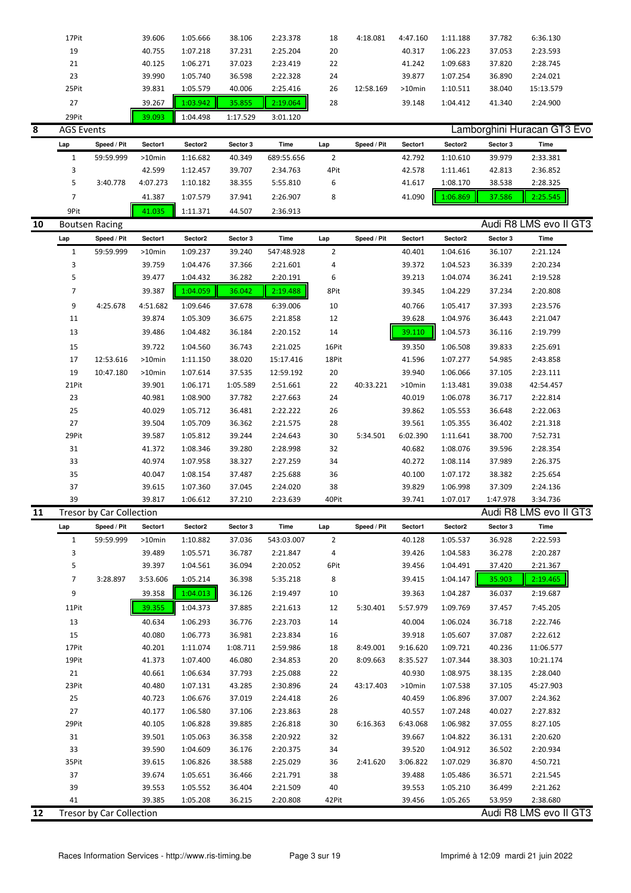| Lap | Speed / Pit | Sector1 | Sector2 | Sector 3 | Time | Lap | Speed / Pit | Sector1 | Sector2 | Sector 3 | Time |
|---|---|---|---|---|---|---|---|---|---|---|---|
| 17Pit | | 39.606 | 1:05.666 | 38.106 | 2:23.378 | 18 | 4:18.081 | 4:47.160 | 1:11.188 | 37.782 | 6:36.130 |
| 19 | | 40.755 | 1:07.218 | 37.231 | 2:25.204 | 20 | | 40.317 | 1:06.223 | 37.053 | 2:23.593 |
| 21 | | 40.125 | 1:06.271 | 37.023 | 2:23.419 | 22 | | 41.242 | 1:09.683 | 37.820 | 2:28.745 |
| 23 | | 39.990 | 1:05.740 | 36.598 | 2:22.328 | 24 | | 39.877 | 1:07.254 | 36.890 | 2:24.021 |
| 25Pit | | 39.831 | 1:05.579 | 40.006 | 2:25.416 | 26 | 12:58.169 | >10min | 1:10.511 | 38.040 | 15:13.579 |
| 27 | | 39.267 | 1:03.942 | 35.855 | 2:19.064 | 28 | | 39.148 | 1:04.412 | 41.340 | 2:24.900 |
| 29Pit | | 39.093 | 1:04.498 | 1:17.529 | 3:01.120 | | | | | | |

## 8 AGS Events — Lamborghini Huracan GT3 Evo

| Lap | Speed / Pit | Sector1 | Sector2 | Sector 3 | Time | Lap | Speed / Pit | Sector1 | Sector2 | Sector 3 | Time |
|---|---|---|---|---|---|---|---|---|---|---|---|
| 1 | 59:59.999 | >10min | 1:16.682 | 40.349 | 689:55.656 | 2 | | 42.792 | 1:10.610 | 39.979 | 2:33.381 |
| 3 | | 42.599 | 1:12.457 | 39.707 | 2:34.763 | 4Pit | | 42.578 | 1:11.461 | 42.813 | 2:36.852 |
| 5 | 3:40.778 | 4:07.273 | 1:10.182 | 38.355 | 5:55.810 | 6 | | 41.617 | 1:08.170 | 38.538 | 2:28.325 |
| 7 | | 41.387 | 1:07.579 | 37.941 | 2:26.907 | 8 | | 41.090 | 1:06.869 | 37.586 | 2:25.545 |
| 9Pit | | 41.035 | 1:11.371 | 44.507 | 2:36.913 | | | | | | |

## 10 Boutsen Racing — Audi R8 LMS evo II GT3

| Lap | Speed / Pit | Sector1 | Sector2 | Sector 3 | Time | Lap | Speed / Pit | Sector1 | Sector2 | Sector 3 | Time |
|---|---|---|---|---|---|---|---|---|---|---|---|
| 1 | 59:59.999 | >10min | 1:09.237 | 39.240 | 547:48.928 | 2 | | 40.401 | 1:04.616 | 36.107 | 2:21.124 |
| 3 | | 39.759 | 1:04.476 | 37.366 | 2:21.601 | 4 | | 39.372 | 1:04.523 | 36.339 | 2:20.234 |
| 5 | | 39.477 | 1:04.432 | 36.282 | 2:20.191 | 6 | | 39.213 | 1:04.074 | 36.241 | 2:19.528 |
| 7 | | 39.387 | 1:04.059 | 36.042 | 2:19.488 | 8Pit | | 39.345 | 1:04.229 | 37.234 | 2:20.808 |
| 9 | 4:25.678 | 4:51.682 | 1:09.646 | 37.678 | 6:39.006 | 10 | | 40.766 | 1:05.417 | 37.393 | 2:23.576 |
| 11 | | 39.874 | 1:05.309 | 36.675 | 2:21.858 | 12 | | 39.628 | 1:04.976 | 36.443 | 2:21.047 |
| 13 | | 39.486 | 1:04.482 | 36.184 | 2:20.152 | 14 | | 39.110 | 1:04.573 | 36.116 | 2:19.799 |
| 15 | | 39.722 | 1:04.560 | 36.743 | 2:21.025 | 16Pit | | 39.350 | 1:06.508 | 39.833 | 2:25.691 |
| 17 | 12:53.616 | >10min | 1:11.150 | 38.020 | 15:17.416 | 18Pit | | 41.596 | 1:07.277 | 54.985 | 2:43.858 |
| 19 | 10:47.180 | >10min | 1:07.614 | 37.535 | 12:59.192 | 20 | | 39.940 | 1:06.066 | 37.105 | 2:23.111 |
| 21Pit | | 39.901 | 1:06.171 | 1:05.589 | 2:51.661 | 22 | 40:33.221 | >10min | 1:13.481 | 39.038 | 42:54.457 |
| 23 | | 40.981 | 1:08.900 | 37.782 | 2:27.663 | 24 | | 40.019 | 1:06.078 | 36.717 | 2:22.814 |
| 25 | | 40.029 | 1:05.712 | 36.481 | 2:22.222 | 26 | | 39.862 | 1:05.553 | 36.648 | 2:22.063 |
| 27 | | 39.504 | 1:05.709 | 36.362 | 2:21.575 | 28 | | 39.561 | 1:05.355 | 36.402 | 2:21.318 |
| 29Pit | | 39.587 | 1:05.812 | 39.244 | 2:24.643 | 30 | 5:34.501 | 6:02.390 | 1:11.641 | 38.700 | 7:52.731 |
| 31 | | 41.372 | 1:08.346 | 39.280 | 2:28.998 | 32 | | 40.682 | 1:08.076 | 39.596 | 2:28.354 |
| 33 | | 40.974 | 1:07.958 | 38.327 | 2:27.259 | 34 | | 40.272 | 1:08.114 | 37.989 | 2:26.375 |
| 35 | | 40.047 | 1:08.154 | 37.487 | 2:25.688 | 36 | | 40.100 | 1:07.172 | 38.382 | 2:25.654 |
| 37 | | 39.615 | 1:07.360 | 37.045 | 2:24.020 | 38 | | 39.829 | 1:06.998 | 37.309 | 2:24.136 |
| 39 | | 39.817 | 1:06.612 | 37.210 | 2:23.639 | 40Pit | | 39.741 | 1:07.017 | 1:47.978 | 3:34.736 |

## 11 Tresor by Car Collection — Audi R8 LMS evo II GT3

| Lap | Speed / Pit | Sector1 | Sector2 | Sector 3 | Time | Lap | Speed / Pit | Sector1 | Sector2 | Sector 3 | Time |
|---|---|---|---|---|---|---|---|---|---|---|---|
| 1 | 59:59.999 | >10min | 1:10.882 | 37.036 | 543:03.007 | 2 | | 40.128 | 1:05.537 | 36.928 | 2:22.593 |
| 3 | | 39.489 | 1:05.571 | 36.787 | 2:21.847 | 4 | | 39.426 | 1:04.583 | 36.278 | 2:20.287 |
| 5 | | 39.397 | 1:04.561 | 36.094 | 2:20.052 | 6Pit | | 39.456 | 1:04.491 | 37.420 | 2:21.367 |
| 7 | 3:28.897 | 3:53.606 | 1:05.214 | 36.398 | 5:35.218 | 8 | | 39.415 | 1:04.147 | 35.903 | 2:19.465 |
| 9 | | 39.358 | 1:04.013 | 36.126 | 2:19.497 | 10 | | 39.363 | 1:04.287 | 36.037 | 2:19.687 |
| 11Pit | | 39.355 | 1:04.373 | 37.885 | 2:21.613 | 12 | 5:30.401 | 5:57.979 | 1:09.769 | 37.457 | 7:45.205 |
| 13 | | 40.634 | 1:06.293 | 36.776 | 2:23.703 | 14 | | 40.004 | 1:06.024 | 36.718 | 2:22.746 |
| 15 | | 40.080 | 1:06.773 | 36.981 | 2:23.834 | 16 | | 39.918 | 1:05.607 | 37.087 | 2:22.612 |
| 17Pit | | 40.201 | 1:11.074 | 1:08.711 | 2:59.986 | 18 | 8:49.001 | 9:16.620 | 1:09.721 | 40.236 | 11:06.577 |
| 19Pit | | 41.373 | 1:07.400 | 46.080 | 2:34.853 | 20 | 8:09.663 | 8:35.527 | 1:07.344 | 38.303 | 10:21.174 |
| 21 | | 40.661 | 1:06.634 | 37.793 | 2:25.088 | 22 | | 40.930 | 1:08.975 | 38.135 | 2:28.040 |
| 23Pit | | 40.480 | 1:07.131 | 43.285 | 2:30.896 | 24 | 43:17.403 | >10min | 1:07.538 | 37.105 | 45:27.903 |
| 25 | | 40.723 | 1:06.676 | 37.019 | 2:24.418 | 26 | | 40.459 | 1:06.896 | 37.007 | 2:24.362 |
| 27 | | 40.177 | 1:06.580 | 37.106 | 2:23.863 | 28 | | 40.557 | 1:07.248 | 40.027 | 2:27.832 |
| 29Pit | | 40.105 | 1:06.828 | 39.885 | 2:26.818 | 30 | 6:16.363 | 6:43.068 | 1:06.982 | 37.055 | 8:27.105 |
| 31 | | 39.501 | 1:05.063 | 36.358 | 2:20.922 | 32 | | 39.667 | 1:04.822 | 36.131 | 2:20.620 |
| 33 | | 39.590 | 1:04.609 | 36.176 | 2:20.375 | 34 | | 39.520 | 1:04.912 | 36.502 | 2:20.934 |
| 35Pit | | 39.615 | 1:06.826 | 38.588 | 2:25.029 | 36 | 2:41.620 | 3:06.822 | 1:07.029 | 36.870 | 4:50.721 |
| 37 | | 39.674 | 1:05.651 | 36.466 | 2:21.791 | 38 | | 39.488 | 1:05.486 | 36.571 | 2:21.545 |
| 39 | | 39.553 | 1:05.552 | 36.404 | 2:21.509 | 40 | | 39.553 | 1:05.210 | 36.499 | 2:21.262 |
| 41 | | 39.385 | 1:05.208 | 36.215 | 2:20.808 | 42Pit | | 39.456 | 1:05.265 | 53.959 | 2:38.680 |

## 12 Tresor by Car Collection — Audi R8 LMS evo II GT3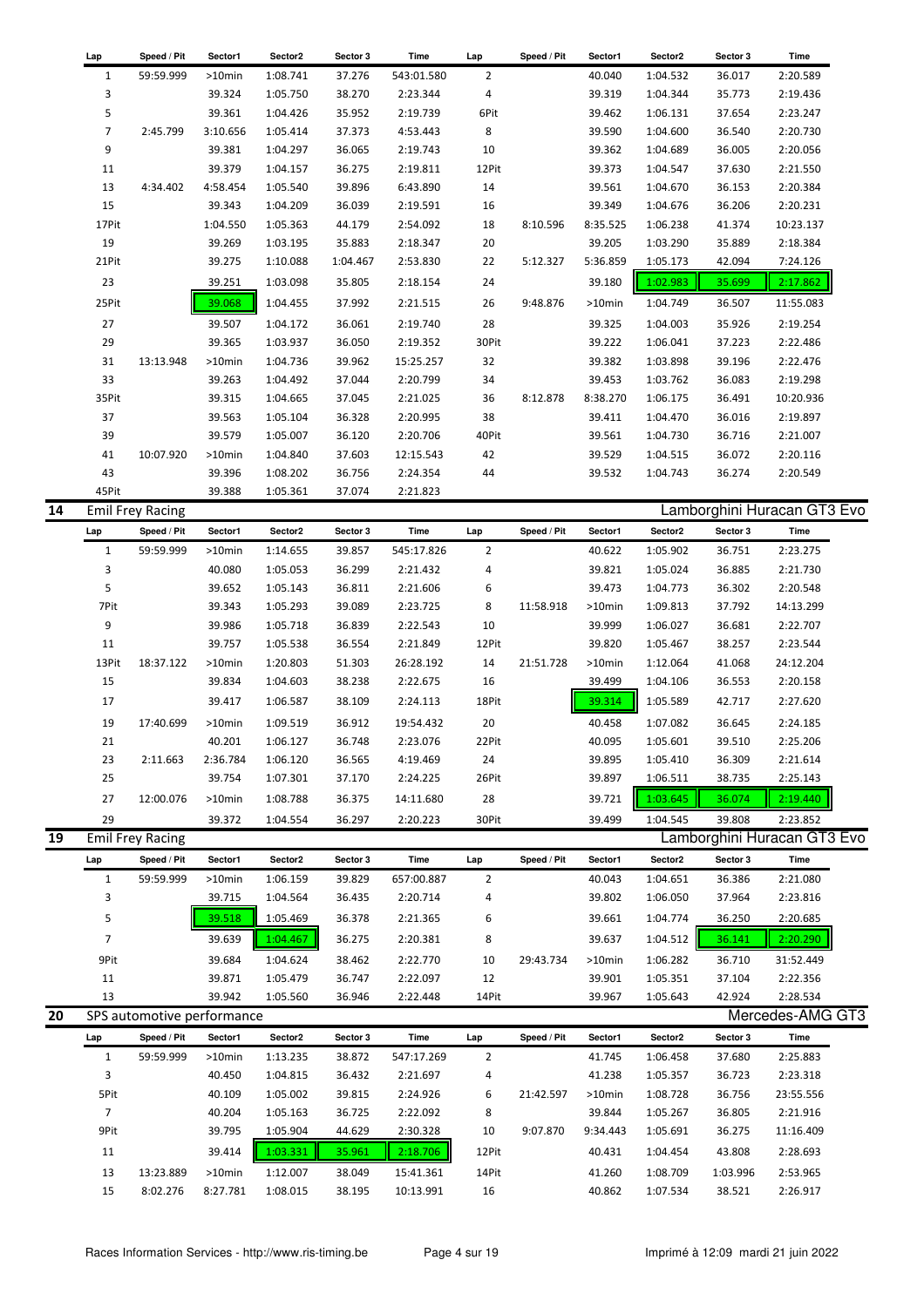| Lap | Speed / Pit | Sector1 | Sector2 | Sector 3 | Time | Lap | Speed / Pit | Sector1 | Sector2 | Sector 3 | Time |
|---|---|---|---|---|---|---|---|---|---|---|---|
| 1 | 59:59.999 | >10min | 1:08.741 | 37.276 | 543:01.580 | 2 | | 40.040 | 1:04.532 | 36.017 | 2:20.589 |
| 3 | | 39.324 | 1:05.750 | 38.270 | 2:23.344 | 4 | | 39.319 | 1:04.344 | 35.773 | 2:19.436 |
| 5 | | 39.361 | 1:04.426 | 35.952 | 2:19.739 | 6Pit | | 39.462 | 1:06.131 | 37.654 | 2:23.247 |
| 7 | 2:45.799 | 3:10.656 | 1:05.414 | 37.373 | 4:53.443 | 8 | | 39.590 | 1:04.600 | 36.540 | 2:20.730 |
| 9 | | 39.381 | 1:04.297 | 36.065 | 2:19.743 | 10 | | 39.362 | 1:04.689 | 36.005 | 2:20.056 |
| 11 | | 39.379 | 1:04.157 | 36.275 | 2:19.811 | 12Pit | | 39.373 | 1:04.547 | 37.630 | 2:21.550 |
| 13 | 4:34.402 | 4:58.454 | 1:05.540 | 39.896 | 6:43.890 | 14 | | 39.561 | 1:04.670 | 36.153 | 2:20.384 |
| 15 | | 39.343 | 1:04.209 | 36.039 | 2:19.591 | 16 | | 39.349 | 1:04.676 | 36.206 | 2:20.231 |
| 17Pit | | 1:04.550 | 1:05.363 | 44.179 | 2:54.092 | 18 | 8:10.596 | 8:35.525 | 1:06.238 | 41.374 | 10:23.137 |
| 19 | | 39.269 | 1:03.195 | 35.883 | 2:18.347 | 20 | | 39.205 | 1:03.290 | 35.889 | 2:18.384 |
| 21Pit | | 39.275 | 1:10.088 | 1:04.467 | 2:53.830 | 22 | 5:12.327 | 5:36.859 | 1:05.173 | 42.094 | 7:24.126 |
| 23 | | 39.251 | 1:03.098 | 35.805 | 2:18.154 | 24 | | 39.180 | 1:02.983 | 35.699 | 2:17.862 |
| 25Pit | | 39.068 | 1:04.455 | 37.992 | 2:21.515 | 26 | 9:48.876 | >10min | 1:04.749 | 36.507 | 11:55.083 |
| 27 | | 39.507 | 1:04.172 | 36.061 | 2:19.740 | 28 | | 39.325 | 1:04.003 | 35.926 | 2:19.254 |
| 29 | | 39.365 | 1:03.937 | 36.050 | 2:19.352 | 30Pit | | 39.222 | 1:06.041 | 37.223 | 2:22.486 |
| 31 | 13:13.948 | >10min | 1:04.736 | 39.962 | 15:25.257 | 32 | | 39.382 | 1:03.898 | 39.196 | 2:22.476 |
| 33 | | 39.263 | 1:04.492 | 37.044 | 2:20.799 | 34 | | 39.453 | 1:03.762 | 36.083 | 2:19.298 |
| 35Pit | | 39.315 | 1:04.665 | 37.045 | 2:21.025 | 36 | 8:12.878 | 8:38.270 | 1:06.175 | 36.491 | 10:20.936 |
| 37 | | 39.563 | 1:05.104 | 36.328 | 2:20.995 | 38 | | 39.411 | 1:04.470 | 36.016 | 2:19.897 |
| 39 | | 39.579 | 1:05.007 | 36.120 | 2:20.706 | 40Pit | | 39.561 | 1:04.730 | 36.716 | 2:21.007 |
| 41 | 10:07.920 | >10min | 1:04.840 | 37.603 | 12:15.543 | 42 | | 39.529 | 1:04.515 | 36.072 | 2:20.116 |
| 43 | | 39.396 | 1:08.202 | 36.756 | 2:24.354 | 44 | | 39.532 | 1:04.743 | 36.274 | 2:20.549 |
| 45Pit | | 39.388 | 1:05.361 | 37.074 | 2:21.823 | | | | | | |

## 14 Emil Frey Racing — Lamborghini Huracan GT3 Evo

| Lap | Speed / Pit | Sector1 | Sector2 | Sector 3 | Time | Lap | Speed / Pit | Sector1 | Sector2 | Sector 3 | Time |
|---|---|---|---|---|---|---|---|---|---|---|---|
| 1 | 59:59.999 | >10min | 1:14.655 | 39.857 | 545:17.826 | 2 | | 40.622 | 1:05.902 | 36.751 | 2:23.275 |
| 3 | | 40.080 | 1:05.053 | 36.299 | 2:21.432 | 4 | | 39.821 | 1:05.024 | 36.885 | 2:21.730 |
| 5 | | 39.652 | 1:05.143 | 36.811 | 2:21.606 | 6 | | 39.473 | 1:04.773 | 36.302 | 2:20.548 |
| 7Pit | | 39.343 | 1:05.293 | 39.089 | 2:23.725 | 8 | 11:58.918 | >10min | 1:09.813 | 37.792 | 14:13.299 |
| 9 | | 39.986 | 1:05.718 | 36.839 | 2:22.543 | 10 | | 39.999 | 1:06.027 | 36.681 | 2:22.707 |
| 11 | | 39.757 | 1:05.538 | 36.554 | 2:21.849 | 12Pit | | 39.820 | 1:05.467 | 38.257 | 2:23.544 |
| 13Pit | 18:37.122 | >10min | 1:20.803 | 51.303 | 26:28.192 | 14 | 21:51.728 | >10min | 1:12.064 | 41.068 | 24:12.204 |
| 15 | | 39.834 | 1:04.603 | 38.238 | 2:22.675 | 16 | | 39.499 | 1:04.106 | 36.553 | 2:20.158 |
| 17 | | 39.417 | 1:06.587 | 38.109 | 2:24.113 | 18Pit | | 39.314 | 1:05.589 | 42.717 | 2:27.620 |
| 19 | 17:40.699 | >10min | 1:09.519 | 36.912 | 19:54.432 | 20 | | 40.458 | 1:07.082 | 36.645 | 2:24.185 |
| 21 | | 40.201 | 1:06.127 | 36.748 | 2:23.076 | 22Pit | | 40.095 | 1:05.601 | 39.510 | 2:25.206 |
| 23 | 2:11.663 | 2:36.784 | 1:06.120 | 36.565 | 4:19.469 | 24 | | 39.895 | 1:05.410 | 36.309 | 2:21.614 |
| 25 | | 39.754 | 1:07.301 | 37.170 | 2:24.225 | 26Pit | | 39.897 | 1:06.511 | 38.735 | 2:25.143 |
| 27 | 12:00.076 | >10min | 1:08.788 | 36.375 | 14:11.680 | 28 | | 39.721 | 1:03.645 | 36.074 | 2:19.440 |
| 29 | | 39.372 | 1:04.554 | 36.297 | 2:20.223 | 30Pit | | 39.499 | 1:04.545 | 39.808 | 2:23.852 |

## 19 Emil Frey Racing — Lamborghini Huracan GT3 Evo

| Lap | Speed / Pit | Sector1 | Sector2 | Sector 3 | Time | Lap | Speed / Pit | Sector1 | Sector2 | Sector 3 | Time |
|---|---|---|---|---|---|---|---|---|---|---|---|
| 1 | 59:59.999 | >10min | 1:06.159 | 39.829 | 657:00.887 | 2 | | 40.043 | 1:04.651 | 36.386 | 2:21.080 |
| 3 | | 39.715 | 1:04.564 | 36.435 | 2:20.714 | 4 | | 39.802 | 1:06.050 | 37.964 | 2:23.816 |
| 5 | | 39.518 | 1:05.469 | 36.378 | 2:21.365 | 6 | | 39.661 | 1:04.774 | 36.250 | 2:20.685 |
| 7 | | 39.639 | 1:04.467 | 36.275 | 2:20.381 | 8 | | 39.637 | 1:04.512 | 36.141 | 2:20.290 |
| 9Pit | | 39.684 | 1:04.624 | 38.462 | 2:22.770 | 10 | 29:43.734 | >10min | 1:06.282 | 36.710 | 31:52.449 |
| 11 | | 39.871 | 1:05.479 | 36.747 | 2:22.097 | 12 | | 39.901 | 1:05.351 | 37.104 | 2:22.356 |
| 13 | | 39.942 | 1:05.560 | 36.946 | 2:22.448 | 14Pit | | 39.967 | 1:05.643 | 42.924 | 2:28.534 |

## 20 SPS automotive performance — Mercedes-AMG GT3

| Lap | Speed / Pit | Sector1 | Sector2 | Sector 3 | Time | Lap | Speed / Pit | Sector1 | Sector2 | Sector 3 | Time |
|---|---|---|---|---|---|---|---|---|---|---|---|
| 1 | 59:59.999 | >10min | 1:13.235 | 38.872 | 547:17.269 | 2 | | 41.745 | 1:06.458 | 37.680 | 2:25.883 |
| 3 | | 40.450 | 1:04.815 | 36.432 | 2:21.697 | 4 | | 41.238 | 1:05.357 | 36.723 | 2:23.318 |
| 5Pit | | 40.109 | 1:05.002 | 39.815 | 2:24.926 | 6 | 21:42.597 | >10min | 1:08.728 | 36.756 | 23:55.556 |
| 7 | | 40.204 | 1:05.163 | 36.725 | 2:22.092 | 8 | | 39.844 | 1:05.267 | 36.805 | 2:21.916 |
| 9Pit | | 39.795 | 1:05.904 | 44.629 | 2:30.328 | 10 | 9:07.870 | 9:34.443 | 1:05.691 | 36.275 | 11:16.409 |
| 11 | | 39.414 | 1:03.331 | 35.961 | 2:18.706 | 12Pit | | 40.431 | 1:04.454 | 43.808 | 2:28.693 |
| 13 | 13:23.889 | >10min | 1:12.007 | 38.049 | 15:41.361 | 14Pit | | 41.260 | 1:08.709 | 1:03.996 | 2:53.965 |
| 15 | 8:02.276 | 8:27.781 | 1:08.015 | 38.195 | 10:13.991 | 16 | | 40.862 | 1:07.534 | 38.521 | 2:26.917 |

Races Information Services - http://www.ris-timing.be — Imprimé à 12:09 mardi 21 juin 2022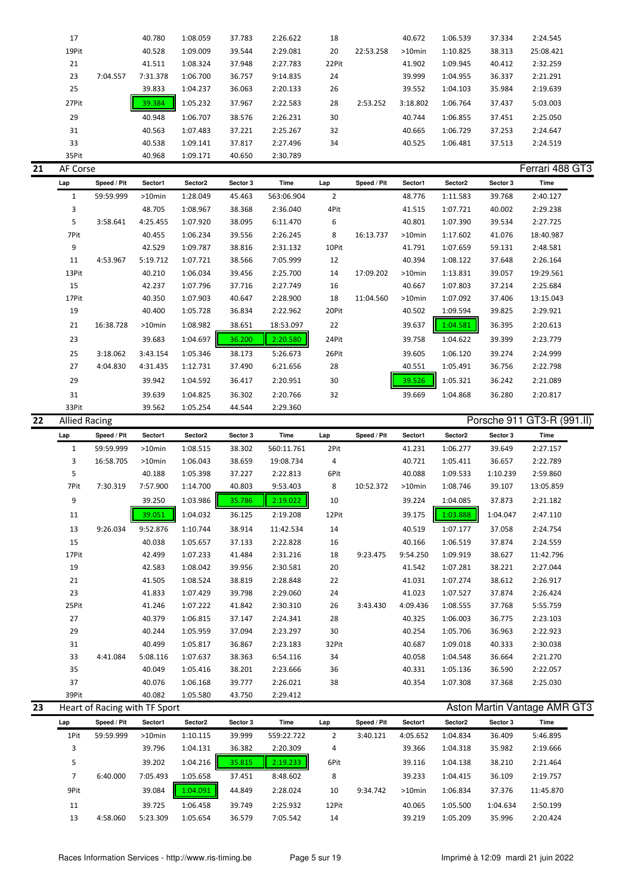| Lap | Speed / Pit | Sector1 | Sector2 | Sector 3 | Time | Lap | Speed / Pit | Sector1 | Sector2 | Sector 3 | Time |
|---|---|---|---|---|---|---|---|---|---|---|---|
| 17 | | 40.780 | 1:08.059 | 37.783 | 2:26.622 | 18 | | 40.672 | 1:06.539 | 37.334 | 2:24.545 |
| 19Pit | | 40.528 | 1:09.009 | 39.544 | 2:29.081 | 20 | 22:53.258 | >10min | 1:10.825 | 38.313 | 25:08.421 |
| 21 | | 41.511 | 1:08.324 | 37.948 | 2:27.783 | 22Pit | | 41.902 | 1:09.945 | 40.412 | 2:32.259 |
| 23 | 7:04.557 | 7:31.378 | 1:06.700 | 36.757 | 9:14.835 | 24 | | 39.999 | 1:04.955 | 36.337 | 2:21.291 |
| 25 | | 39.833 | 1:04.237 | 36.063 | 2:20.133 | 26 | | 39.552 | 1:04.103 | 35.984 | 2:19.639 |
| 27Pit | | 39.384 | 1:05.232 | 37.967 | 2:22.583 | 28 | 2:53.252 | 3:18.802 | 1:06.764 | 37.437 | 5:03.003 |
| 29 | | 40.948 | 1:06.707 | 38.576 | 2:26.231 | 30 | | 40.744 | 1:06.855 | 37.451 | 2:25.050 |
| 31 | | 40.563 | 1:07.483 | 37.221 | 2:25.267 | 32 | | 40.665 | 1:06.729 | 37.253 | 2:24.647 |
| 33 | | 40.538 | 1:09.141 | 37.817 | 2:27.496 | 34 | | 40.525 | 1:06.481 | 37.513 | 2:24.519 |
| 35Pit | | 40.968 | 1:09.171 | 40.650 | 2:30.789 | | | | | | |

## 21 AF Corse — Ferrari 488 GT3

| Lap | Speed / Pit | Sector1 | Sector2 | Sector 3 | Time | Lap | Speed / Pit | Sector1 | Sector2 | Sector 3 | Time |
|---|---|---|---|---|---|---|---|---|---|---|---|
| 1 | 59:59.999 | >10min | 1:28.049 | 45.463 | 563:06.904 | 2 | | 48.776 | 1:11.583 | 39.768 | 2:40.127 |
| 3 | | 48.705 | 1:08.967 | 38.368 | 2:36.040 | 4Pit | | 41.515 | 1:07.721 | 40.002 | 2:29.238 |
| 5 | 3:58.641 | 4:25.455 | 1:07.920 | 38.095 | 6:11.470 | 6 | | 40.801 | 1:07.390 | 39.534 | 2:27.725 |
| 7Pit | | 40.455 | 1:06.234 | 39.556 | 2:26.245 | 8 | 16:13.737 | >10min | 1:17.602 | 41.076 | 18:40.987 |
| 9 | | 42.529 | 1:09.787 | 38.816 | 2:31.132 | 10Pit | | 41.791 | 1:07.659 | 59.131 | 2:48.581 |
| 11 | 4:53.967 | 5:19.712 | 1:07.721 | 38.566 | 7:05.999 | 12 | | 40.394 | 1:08.122 | 37.648 | 2:26.164 |
| 13Pit | | 40.210 | 1:06.034 | 39.456 | 2:25.700 | 14 | 17:09.202 | >10min | 1:13.831 | 39.057 | 19:29.561 |
| 15 | | 42.237 | 1:07.796 | 37.716 | 2:27.749 | 16 | | 40.667 | 1:07.803 | 37.214 | 2:25.684 |
| 17Pit | | 40.350 | 1:07.903 | 40.647 | 2:28.900 | 18 | 11:04.560 | >10min | 1:07.092 | 37.406 | 13:15.043 |
| 19 | | 40.400 | 1:05.728 | 36.834 | 2:22.962 | 20Pit | | 40.502 | 1:09.594 | 39.825 | 2:29.921 |
| 21 | 16:38.728 | >10min | 1:08.982 | 38.651 | 18:53.097 | 22 | | 39.637 | 1:04.581 | 36.395 | 2:20.613 |
| 23 | | 39.683 | 1:04.697 | 36.200 | 2:20.580 | 24Pit | | 39.758 | 1:04.622 | 39.399 | 2:23.779 |
| 25 | 3:18.062 | 3:43.154 | 1:05.346 | 38.173 | 5:26.673 | 26Pit | | 39.605 | 1:06.120 | 39.274 | 2:24.999 |
| 27 | 4:04.830 | 4:31.435 | 1:12.731 | 37.490 | 6:21.656 | 28 | | 40.551 | 1:05.491 | 36.756 | 2:22.798 |
| 29 | | 39.942 | 1:04.592 | 36.417 | 2:20.951 | 30 | | 39.526 | 1:05.321 | 36.242 | 2:21.089 |
| 31 | | 39.639 | 1:04.825 | 36.302 | 2:20.766 | 32 | | 39.669 | 1:04.868 | 36.280 | 2:20.817 |
| 33Pit | | 39.562 | 1:05.254 | 44.544 | 2:29.360 | | | | | | |

## 22 Allied Racing — Porsche 911 GT3-R (991.II)

| Lap | Speed / Pit | Sector1 | Sector2 | Sector 3 | Time | Lap | Speed / Pit | Sector1 | Sector2 | Sector 3 | Time |
|---|---|---|---|---|---|---|---|---|---|---|---|
| 1 | 59:59.999 | >10min | 1:08.515 | 38.302 | 560:11.761 | 2Pit | | 41.231 | 1:06.277 | 39.649 | 2:27.157 |
| 3 | 16:58.705 | >10min | 1:06.043 | 38.659 | 19:08.734 | 4 | | 40.721 | 1:05.411 | 36.657 | 2:22.789 |
| 5 | | 40.188 | 1:05.398 | 37.227 | 2:22.813 | 6Pit | | 40.088 | 1:09.533 | 1:10.239 | 2:59.860 |
| 7Pit | 7:30.319 | 7:57.900 | 1:14.700 | 40.803 | 9:53.403 | 8 | 10:52.372 | >10min | 1:08.746 | 39.107 | 13:05.859 |
| 9 | | 39.250 | 1:03.986 | 35.786 | 2:19.022 | 10 | | 39.224 | 1:04.085 | 37.873 | 2:21.182 |
| 11 | | 39.051 | 1:04.032 | 36.125 | 2:19.208 | 12Pit | | 39.175 | 1:03.888 | 1:04.047 | 2:47.110 |
| 13 | 9:26.034 | 9:52.876 | 1:10.744 | 38.914 | 11:42.534 | 14 | | 40.519 | 1:07.177 | 37.058 | 2:24.754 |
| 15 | | 40.038 | 1:05.657 | 37.133 | 2:22.828 | 16 | | 40.166 | 1:06.519 | 37.874 | 2:24.559 |
| 17Pit | | 42.499 | 1:07.233 | 41.484 | 2:31.216 | 18 | 9:23.475 | 9:54.250 | 1:09.919 | 38.627 | 11:42.796 |
| 19 | | 42.583 | 1:08.042 | 39.956 | 2:30.581 | 20 | | 41.542 | 1:07.281 | 38.221 | 2:27.044 |
| 21 | | 41.505 | 1:08.524 | 38.819 | 2:28.848 | 22 | | 41.031 | 1:07.274 | 38.612 | 2:26.917 |
| 23 | | 41.833 | 1:07.429 | 39.798 | 2:29.060 | 24 | | 41.023 | 1:07.527 | 37.874 | 2:26.424 |
| 25Pit | | 41.246 | 1:07.222 | 41.842 | 2:30.310 | 26 | 3:43.430 | 4:09.436 | 1:08.555 | 37.768 | 5:55.759 |
| 27 | | 40.379 | 1:06.815 | 37.147 | 2:24.341 | 28 | | 40.325 | 1:06.003 | 36.775 | 2:23.103 |
| 29 | | 40.244 | 1:05.959 | 37.094 | 2:23.297 | 30 | | 40.254 | 1:05.706 | 36.963 | 2:22.923 |
| 31 | | 40.499 | 1:05.817 | 36.867 | 2:23.183 | 32Pit | | 40.687 | 1:09.018 | 40.333 | 2:30.038 |
| 33 | 4:41.084 | 5:08.116 | 1:07.637 | 38.363 | 6:54.116 | 34 | | 40.058 | 1:04.548 | 36.664 | 2:21.270 |
| 35 | | 40.049 | 1:05.416 | 38.201 | 2:23.666 | 36 | | 40.331 | 1:05.136 | 36.590 | 2:22.057 |
| 37 | | 40.076 | 1:06.168 | 39.777 | 2:26.021 | 38 | | 40.354 | 1:07.308 | 37.368 | 2:25.030 |
| 39Pit | | 40.082 | 1:05.580 | 43.750 | 2:29.412 | | | | | | |

## 23 Heart of Racing with TF Sport — Aston Martin Vantage AMR GT3

| Lap | Speed / Pit | Sector1 | Sector2 | Sector 3 | Time | Lap | Speed / Pit | Sector1 | Sector2 | Sector 3 | Time |
|---|---|---|---|---|---|---|---|---|---|---|---|
| 1Pit | 59:59.999 | >10min | 1:10.115 | 39.999 | 559:22.722 | 2 | 3:40.121 | 4:05.652 | 1:04.834 | 36.409 | 5:46.895 |
| 3 | | 39.796 | 1:04.131 | 36.382 | 2:20.309 | 4 | | 39.366 | 1:04.318 | 35.982 | 2:19.666 |
| 5 | | 39.202 | 1:04.216 | 35.815 | 2:19.233 | 6Pit | | 39.116 | 1:04.138 | 38.210 | 2:21.464 |
| 7 | 6:40.000 | 7:05.493 | 1:05.658 | 37.451 | 8:48.602 | 8 | | 39.233 | 1:04.415 | 36.109 | 2:19.757 |
| 9Pit | | 39.084 | 1:04.091 | 44.849 | 2:28.024 | 10 | 9:34.742 | >10min | 1:06.834 | 37.376 | 11:45.870 |
| 11 | | 39.725 | 1:06.458 | 39.749 | 2:25.932 | 12Pit | | 40.065 | 1:05.500 | 1:04.634 | 2:50.199 |
| 13 | 4:58.060 | 5:23.309 | 1:05.654 | 36.579 | 7:05.542 | 14 | | 39.219 | 1:05.209 | 35.996 | 2:20.424 |

Races Information Services - http://www.ris-timing.be — Imprimé à 12:09 mardi 21 juin 2022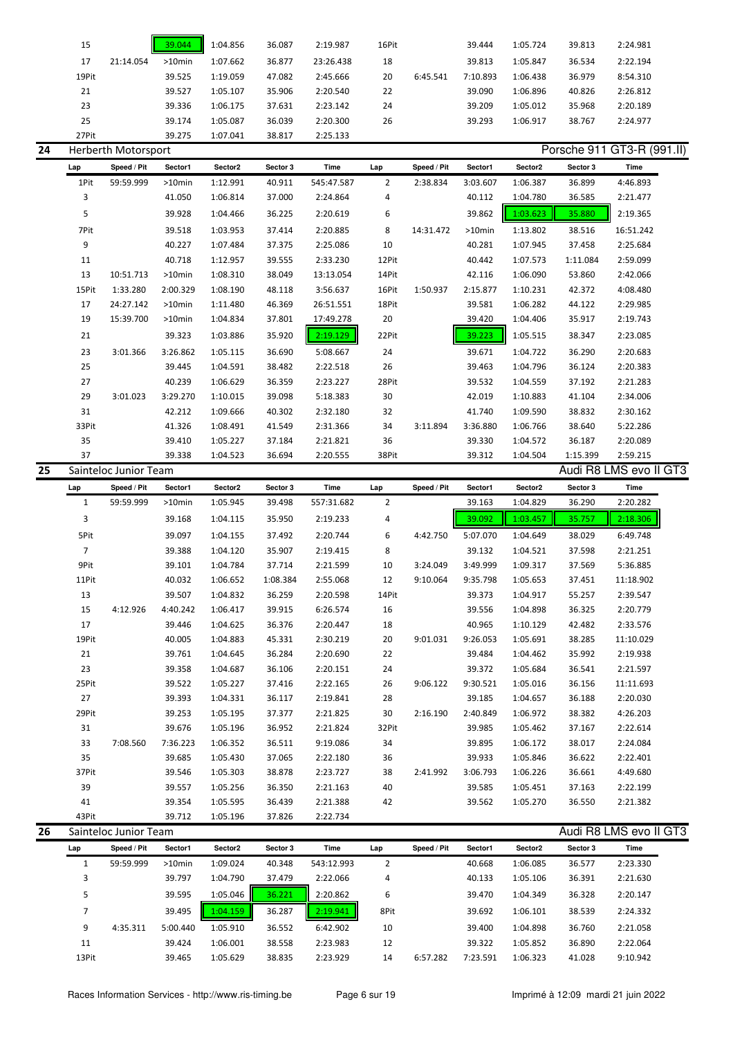| Lap | Speed / Pit | Sector1 | Sector2 | Sector 3 | Time | Lap | Speed / Pit | Sector1 | Sector2 | Sector 3 | Time |
|---|---|---|---|---|---|---|---|---|---|---|---|
| 15 | | 39.044 | 1:04.856 | 36.087 | 2:19.987 | 16Pit | | 39.444 | 1:05.724 | 39.813 | 2:24.981 |
| 17 | 21:14.054 | >10min | 1:07.662 | 36.877 | 23:26.438 | 18 | | 39.813 | 1:05.847 | 36.534 | 2:22.194 |
| 19Pit | | 39.525 | 1:19.059 | 47.082 | 2:45.666 | 20 | 6:45.541 | 7:10.893 | 1:06.438 | 36.979 | 8:54.310 |
| 21 | | 39.527 | 1:05.107 | 35.906 | 2:20.540 | 22 | | 39.090 | 1:06.896 | 40.826 | 2:26.812 |
| 23 | | 39.336 | 1:06.175 | 37.631 | 2:23.142 | 24 | | 39.209 | 1:05.012 | 35.968 | 2:20.189 |
| 25 | | 39.174 | 1:05.087 | 36.039 | 2:20.300 | 26 | | 39.293 | 1:06.917 | 38.767 | 2:24.977 |
| 27Pit | | 39.275 | 1:07.041 | 38.817 | 2:25.133 | | | | | | |

## 24 Herberth Motorsport — Porsche 911 GT3-R (991.II)

| Lap | Speed / Pit | Sector1 | Sector2 | Sector 3 | Time | Lap | Speed / Pit | Sector1 | Sector2 | Sector 3 | Time |
|---|---|---|---|---|---|---|---|---|---|---|---|
| 1Pit | 59:59.999 | >10min | 1:12.991 | 40.911 | 545:47.587 | 2 | 2:38.834 | 3:03.607 | 1:06.387 | 36.899 | 4:46.893 |
| 3 | | 41.050 | 1:06.814 | 37.000 | 2:24.864 | 4 | | 40.112 | 1:04.780 | 36.585 | 2:21.477 |
| 5 | | 39.928 | 1:04.466 | 36.225 | 2:20.619 | 6 | | 39.862 | 1:03.623 | 35.880 | 2:19.365 |
| 7Pit | | 39.518 | 1:03.953 | 37.414 | 2:20.885 | 8 | 14:31.472 | >10min | 1:13.802 | 38.516 | 16:51.242 |
| 9 | | 40.227 | 1:07.484 | 37.375 | 2:25.086 | 10 | | 40.281 | 1:07.945 | 37.458 | 2:25.684 |
| 11 | | 40.718 | 1:12.957 | 39.555 | 2:33.230 | 12Pit | | 40.442 | 1:07.573 | 1:11.084 | 2:59.099 |
| 13 | 10:51.713 | >10min | 1:08.310 | 38.049 | 13:13.054 | 14Pit | | 42.116 | 1:06.090 | 53.860 | 2:42.066 |
| 15Pit | 1:33.280 | 2:00.329 | 1:08.190 | 48.118 | 3:56.637 | 16Pit | 1:50.937 | 2:15.877 | 1:10.231 | 42.372 | 4:08.480 |
| 17 | 24:27.142 | >10min | 1:11.480 | 46.369 | 26:51.551 | 18Pit | | 39.581 | 1:06.282 | 44.122 | 2:29.985 |
| 19 | 15:39.700 | >10min | 1:04.834 | 37.801 | 17:49.278 | 20 | | 39.420 | 1:04.406 | 35.917 | 2:19.743 |
| 21 | | 39.323 | 1:03.886 | 35.920 | 2:19.129 | 22Pit | | 39.223 | 1:05.515 | 38.347 | 2:23.085 |
| 23 | 3:01.366 | 3:26.862 | 1:05.115 | 36.690 | 5:08.667 | 24 | | 39.671 | 1:04.722 | 36.290 | 2:20.683 |
| 25 | | 39.445 | 1:04.591 | 38.482 | 2:22.518 | 26 | | 39.463 | 1:04.796 | 36.124 | 2:20.383 |
| 27 | | 40.239 | 1:06.629 | 36.359 | 2:23.227 | 28Pit | | 39.532 | 1:04.559 | 37.192 | 2:21.283 |
| 29 | 3:01.023 | 3:29.270 | 1:10.015 | 39.098 | 5:18.383 | 30 | | 42.019 | 1:10.883 | 41.104 | 2:34.006 |
| 31 | | 42.212 | 1:09.666 | 40.302 | 2:32.180 | 32 | | 41.740 | 1:09.590 | 38.832 | 2:30.162 |
| 33Pit | | 41.326 | 1:08.491 | 41.549 | 2:31.366 | 34 | 3:11.894 | 3:36.880 | 1:06.766 | 38.640 | 5:22.286 |
| 35 | | 39.410 | 1:05.227 | 37.184 | 2:21.821 | 36 | | 39.330 | 1:04.572 | 36.187 | 2:20.089 |
| 37 | | 39.338 | 1:04.523 | 36.694 | 2:20.555 | 38Pit | | 39.312 | 1:04.504 | 1:15.399 | 2:59.215 |

## 25 Sainteloc Junior Team — Audi R8 LMS evo II GT3

| Lap | Speed / Pit | Sector1 | Sector2 | Sector 3 | Time | Lap | Speed / Pit | Sector1 | Sector2 | Sector 3 | Time |
|---|---|---|---|---|---|---|---|---|---|---|---|
| 1 | 59:59.999 | >10min | 1:05.945 | 39.498 | 557:31.682 | 2 | | 39.163 | 1:04.829 | 36.290 | 2:20.282 |
| 3 | | 39.168 | 1:04.115 | 35.950 | 2:19.233 | 4 | | 39.092 | 1:03.457 | 35.757 | 2:18.306 |
| 5Pit | | 39.097 | 1:04.155 | 37.492 | 2:20.744 | 6 | 4:42.750 | 5:07.070 | 1:04.649 | 38.029 | 6:49.748 |
| 7 | | 39.388 | 1:04.120 | 35.907 | 2:19.415 | 8 | | 39.132 | 1:04.521 | 37.598 | 2:21.251 |
| 9Pit | | 39.101 | 1:04.784 | 37.714 | 2:21.599 | 10 | 3:24.049 | 3:49.999 | 1:09.317 | 37.569 | 5:36.885 |
| 11Pit | | 40.032 | 1:06.652 | 1:08.384 | 2:55.068 | 12 | 9:10.064 | 9:35.798 | 1:05.653 | 37.451 | 11:18.902 |
| 13 | | 39.507 | 1:04.832 | 36.259 | 2:20.598 | 14Pit | | 39.373 | 1:04.917 | 55.257 | 2:39.547 |
| 15 | 4:12.926 | 4:40.242 | 1:06.417 | 39.915 | 6:26.574 | 16 | | 39.556 | 1:04.898 | 36.325 | 2:20.779 |
| 17 | | 39.446 | 1:04.625 | 36.376 | 2:20.447 | 18 | | 40.965 | 1:10.129 | 42.482 | 2:33.576 |
| 19Pit | | 40.005 | 1:04.883 | 45.331 | 2:30.219 | 20 | 9:01.031 | 9:26.053 | 1:05.691 | 38.285 | 11:10.029 |
| 21 | | 39.761 | 1:04.645 | 36.284 | 2:20.690 | 22 | | 39.484 | 1:04.462 | 35.992 | 2:19.938 |
| 23 | | 39.358 | 1:04.687 | 36.106 | 2:20.151 | 24 | | 39.372 | 1:05.684 | 36.541 | 2:21.597 |
| 25Pit | | 39.522 | 1:05.227 | 37.416 | 2:22.165 | 26 | 9:06.122 | 9:30.521 | 1:05.016 | 36.156 | 11:11.693 |
| 27 | | 39.393 | 1:04.331 | 36.117 | 2:19.841 | 28 | | 39.185 | 1:04.657 | 36.188 | 2:20.030 |
| 29Pit | | 39.253 | 1:05.195 | 37.377 | 2:21.825 | 30 | 2:16.190 | 2:40.849 | 1:06.972 | 38.382 | 4:26.203 |
| 31 | | 39.676 | 1:05.196 | 36.952 | 2:21.824 | 32Pit | | 39.985 | 1:05.462 | 37.167 | 2:22.614 |
| 33 | 7:08.560 | 7:36.223 | 1:06.352 | 36.511 | 9:19.086 | 34 | | 39.895 | 1:06.172 | 38.017 | 2:24.084 |
| 35 | | 39.685 | 1:05.430 | 37.065 | 2:22.180 | 36 | | 39.933 | 1:05.846 | 36.622 | 2:22.401 |
| 37Pit | | 39.546 | 1:05.303 | 38.878 | 2:23.727 | 38 | 2:41.992 | 3:06.793 | 1:06.226 | 36.661 | 4:49.680 |
| 39 | | 39.557 | 1:05.256 | 36.350 | 2:21.163 | 40 | | 39.585 | 1:05.451 | 37.163 | 2:22.199 |
| 41 | | 39.354 | 1:05.595 | 36.439 | 2:21.388 | 42 | | 39.562 | 1:05.270 | 36.550 | 2:21.382 |
| 43Pit | | 39.712 | 1:05.196 | 37.826 | 2:22.734 | | | | | | |

## 26 Sainteloc Junior Team — Audi R8 LMS evo II GT3

| Lap | Speed / Pit | Sector1 | Sector2 | Sector 3 | Time | Lap | Speed / Pit | Sector1 | Sector2 | Sector 3 | Time |
|---|---|---|---|---|---|---|---|---|---|---|---|
| 1 | 59:59.999 | >10min | 1:09.024 | 40.348 | 543:12.993 | 2 | | 40.668 | 1:06.085 | 36.577 | 2:23.330 |
| 3 | | 39.797 | 1:04.790 | 37.479 | 2:22.066 | 4 | | 40.133 | 1:05.106 | 36.391 | 2:21.630 |
| 5 | | 39.595 | 1:05.046 | 36.221 | 2:20.862 | 6 | | 39.470 | 1:04.349 | 36.328 | 2:20.147 |
| 7 | | 39.495 | 1:04.159 | 36.287 | 2:19.941 | 8Pit | | 39.692 | 1:06.101 | 38.539 | 2:24.332 |
| 9 | 4:35.311 | 5:00.440 | 1:05.910 | 36.552 | 6:42.902 | 10 | | 39.400 | 1:04.898 | 36.760 | 2:21.058 |
| 11 | | 39.424 | 1:06.001 | 38.558 | 2:23.983 | 12 | | 39.322 | 1:05.852 | 36.890 | 2:22.064 |
| 13Pit | | 39.465 | 1:05.629 | 38.835 | 2:23.929 | 14 | 6:57.282 | 7:23.591 | 1:06.323 | 41.028 | 9:10.942 |

Races Information Services - http://www.ris-timing.be — Imprimé à 12:09 mardi 21 juin 2022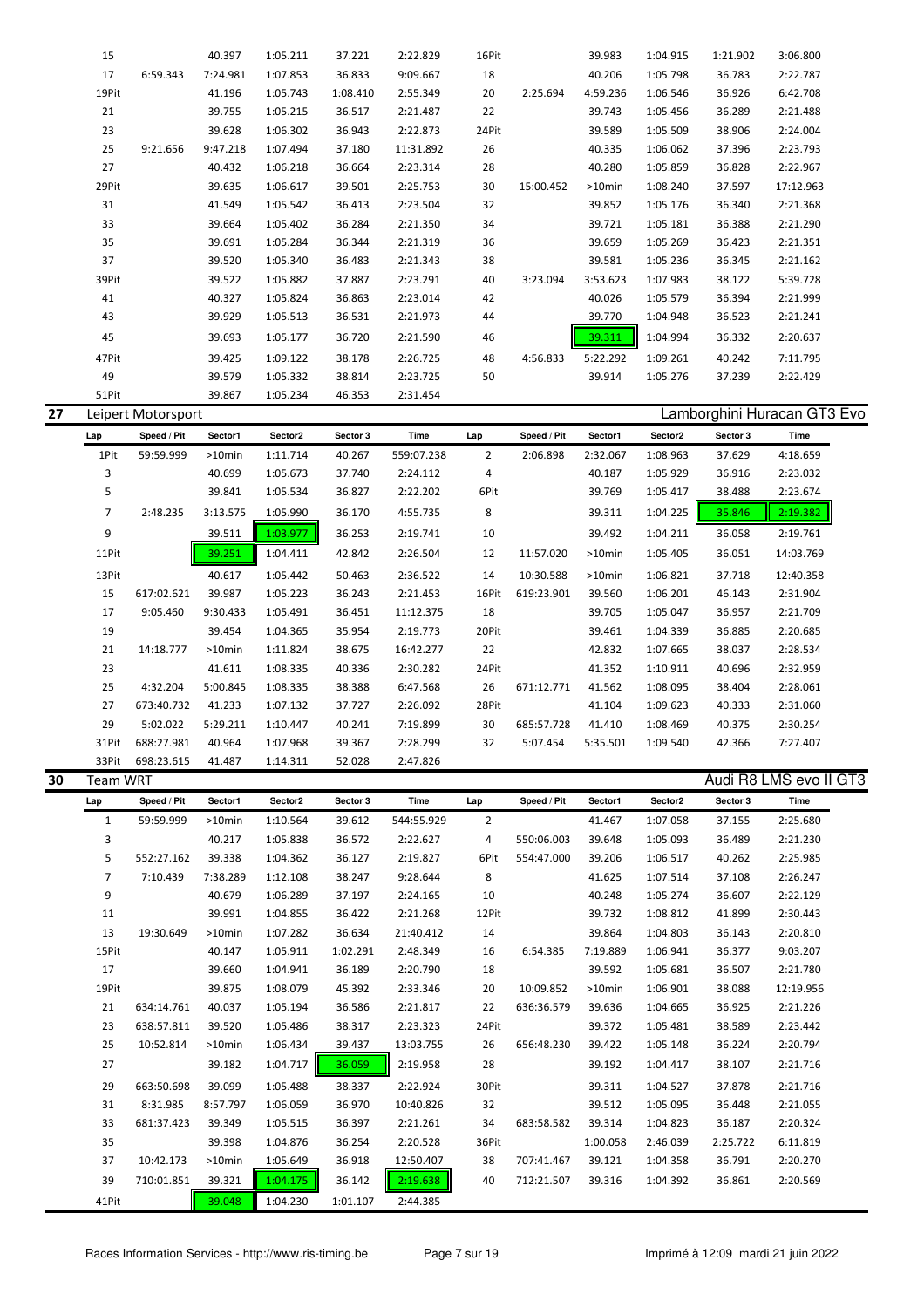| Lap | Speed / Pit | Sector1 | Sector2 | Sector 3 | Time | Lap | Speed / Pit | Sector1 | Sector2 | Sector 3 | Time |
|---|---|---|---|---|---|---|---|---|---|---|---|
| 15 | | 40.397 | 1:05.211 | 37.221 | 2:22.829 | 16Pit | | 39.983 | 1:04.915 | 1:21.902 | 3:06.800 |
| 17 | 6:59.343 | 7:24.981 | 1:07.853 | 36.833 | 9:09.667 | 18 | | 40.206 | 1:05.798 | 36.783 | 2:22.787 |
| 19Pit | | 41.196 | 1:05.743 | 1:08.410 | 2:55.349 | 20 | 2:25.694 | 4:59.236 | 1:06.546 | 36.926 | 6:42.708 |
| 21 | | 39.755 | 1:05.215 | 36.517 | 2:21.487 | 22 | | 39.743 | 1:05.456 | 36.289 | 2:21.488 |
| 23 | | 39.628 | 1:06.302 | 36.943 | 2:22.873 | 24Pit | | 39.589 | 1:05.509 | 38.906 | 2:24.004 |
| 25 | 9:21.656 | 9:47.218 | 1:07.494 | 37.180 | 11:31.892 | 26 | | 40.335 | 1:06.062 | 37.396 | 2:23.793 |
| 27 | | 40.432 | 1:06.218 | 36.664 | 2:23.314 | 28 | | 40.280 | 1:05.859 | 36.828 | 2:22.967 |
| 29Pit | | 39.635 | 1:06.617 | 39.501 | 2:25.753 | 30 | 15:00.452 | >10min | 1:08.240 | 37.597 | 17:12.963 |
| 31 | | 41.549 | 1:05.542 | 36.413 | 2:23.504 | 32 | | 39.852 | 1:05.176 | 36.340 | 2:21.368 |
| 33 | | 39.664 | 1:05.402 | 36.284 | 2:21.350 | 34 | | 39.721 | 1:05.181 | 36.388 | 2:21.290 |
| 35 | | 39.691 | 1:05.284 | 36.344 | 2:21.319 | 36 | | 39.659 | 1:05.269 | 36.423 | 2:21.351 |
| 37 | | 39.520 | 1:05.340 | 36.483 | 2:21.343 | 38 | | 39.581 | 1:05.236 | 36.345 | 2:21.162 |
| 39Pit | | 39.522 | 1:05.882 | 37.887 | 2:23.291 | 40 | 3:23.094 | 3:53.623 | 1:07.983 | 38.122 | 5:39.728 |
| 41 | | 40.327 | 1:05.824 | 36.863 | 2:23.014 | 42 | | 40.026 | 1:05.579 | 36.394 | 2:21.999 |
| 43 | | 39.929 | 1:05.513 | 36.531 | 2:21.973 | 44 | | 39.770 | 1:04.948 | 36.523 | 2:21.241 |
| 45 | | 39.693 | 1:05.177 | 36.720 | 2:21.590 | 46 | | 39.311 | 1:04.994 | 36.332 | 2:20.637 |
| 47Pit | | 39.425 | 1:09.122 | 38.178 | 2:26.725 | 48 | 4:56.833 | 5:22.292 | 1:09.261 | 40.242 | 7:11.795 |
| 49 | | 39.579 | 1:05.332 | 38.814 | 2:23.725 | 50 | | 39.914 | 1:05.276 | 37.239 | 2:22.429 |
| 51Pit | | 39.867 | 1:05.234 | 46.353 | 2:31.454 | | | | | | |

## 27 Leipert Motorsport — Lamborghini Huracan GT3 Evo

| Lap | Speed / Pit | Sector1 | Sector2 | Sector 3 | Time | Lap | Speed / Pit | Sector1 | Sector2 | Sector 3 | Time |
|---|---|---|---|---|---|---|---|---|---|---|---|
| 1Pit | 59:59.999 | >10min | 1:11.714 | 40.267 | 559:07.238 | 2 | 2:06.898 | 2:32.067 | 1:08.963 | 37.629 | 4:18.659 |
| 3 | | 40.699 | 1:05.673 | 37.740 | 2:24.112 | 4 | | 40.187 | 1:05.929 | 36.916 | 2:23.032 |
| 5 | | 39.841 | 1:05.534 | 36.827 | 2:22.202 | 6Pit | | 39.769 | 1:05.417 | 38.488 | 2:23.674 |
| 7 | 2:48.235 | 3:13.575 | 1:05.990 | 36.170 | 4:55.735 | 8 | | 39.311 | 1:04.225 | 35.846 | 2:19.382 |
| 9 | | 39.511 | 1:03.977 | 36.253 | 2:19.741 | 10 | | 39.492 | 1:04.211 | 36.058 | 2:19.761 |
| 11Pit | | 39.251 | 1:04.411 | 42.842 | 2:26.504 | 12 | 11:57.020 | >10min | 1:05.405 | 36.051 | 14:03.769 |
| 13Pit | | 40.617 | 1:05.442 | 50.463 | 2:36.522 | 14 | 10:30.588 | >10min | 1:06.821 | 37.718 | 12:40.358 |
| 15 | 617:02.621 | 39.987 | 1:05.223 | 36.243 | 2:21.453 | 16Pit | 619:23.901 | 39.560 | 1:06.201 | 46.143 | 2:31.904 |
| 17 | 9:05.460 | 9:30.433 | 1:05.491 | 36.451 | 11:12.375 | 18 | | 39.705 | 1:05.047 | 36.957 | 2:21.709 |
| 19 | | 39.454 | 1:04.365 | 35.954 | 2:19.773 | 20Pit | | 39.461 | 1:04.339 | 36.885 | 2:20.685 |
| 21 | 14:18.777 | >10min | 1:11.824 | 38.675 | 16:42.277 | 22 | | 42.832 | 1:07.665 | 38.037 | 2:28.534 |
| 23 | | 41.611 | 1:08.335 | 40.336 | 2:30.282 | 24Pit | | 41.352 | 1:10.911 | 40.696 | 2:32.959 |
| 25 | 4:32.204 | 5:00.845 | 1:08.335 | 38.388 | 6:47.568 | 26 | 671:12.771 | 41.562 | 1:08.095 | 38.404 | 2:28.061 |
| 27 | 673:40.732 | 41.233 | 1:07.132 | 37.727 | 2:26.092 | 28Pit | | 41.104 | 1:09.623 | 40.333 | 2:31.060 |
| 29 | 5:02.022 | 5:29.211 | 1:10.447 | 40.241 | 7:19.899 | 30 | 685:57.728 | 41.410 | 1:08.469 | 40.375 | 2:30.254 |
| 31Pit | 688:27.981 | 40.964 | 1:07.968 | 39.367 | 2:28.299 | 32 | 5:07.454 | 5:35.501 | 1:09.540 | 42.366 | 7:27.407 |
| 33Pit | 698:23.615 | 41.487 | 1:14.311 | 52.028 | 2:47.826 | | | | | | |

## 30 Team WRT — Audi R8 LMS evo II GT3

| Lap | Speed / Pit | Sector1 | Sector2 | Sector 3 | Time | Lap | Speed / Pit | Sector1 | Sector2 | Sector 3 | Time |
|---|---|---|---|---|---|---|---|---|---|---|---|
| 1 | 59:59.999 | >10min | 1:10.564 | 39.612 | 544:55.929 | 2 | | 41.467 | 1:07.058 | 37.155 | 2:25.680 |
| 3 | | 40.217 | 1:05.838 | 36.572 | 2:22.627 | 4 | 550:06.003 | 39.648 | 1:05.093 | 36.489 | 2:21.230 |
| 5 | 552:27.162 | 39.338 | 1:04.362 | 36.127 | 2:19.827 | 6Pit | 554:47.000 | 39.206 | 1:06.517 | 40.262 | 2:25.985 |
| 7 | 7:10.439 | 7:38.289 | 1:12.108 | 38.247 | 9:28.644 | 8 | | 41.625 | 1:07.514 | 37.108 | 2:26.247 |
| 9 | | 40.679 | 1:06.289 | 37.197 | 2:24.165 | 10 | | 40.248 | 1:05.274 | 36.607 | 2:22.129 |
| 11 | | 39.991 | 1:04.855 | 36.422 | 2:21.268 | 12Pit | | 39.732 | 1:08.812 | 41.899 | 2:30.443 |
| 13 | 19:30.649 | >10min | 1:07.282 | 36.634 | 21:40.412 | 14 | | 39.864 | 1:04.803 | 36.143 | 2:20.810 |
| 15Pit | | 40.147 | 1:05.911 | 1:02.291 | 2:48.349 | 16 | 6:54.385 | 7:19.889 | 1:06.941 | 36.377 | 9:03.207 |
| 17 | | 39.660 | 1:04.941 | 36.189 | 2:20.790 | 18 | | 39.592 | 1:05.681 | 36.507 | 2:21.780 |
| 19Pit | | 39.875 | 1:08.079 | 45.392 | 2:33.346 | 20 | 10:09.852 | >10min | 1:06.901 | 38.088 | 12:19.956 |
| 21 | 634:14.761 | 40.037 | 1:05.194 | 36.586 | 2:21.817 | 22 | 636:36.579 | 39.636 | 1:04.665 | 36.925 | 2:21.226 |
| 23 | 638:57.811 | 39.520 | 1:05.486 | 38.317 | 2:23.323 | 24Pit | | 39.372 | 1:05.481 | 38.589 | 2:23.442 |
| 25 | 10:52.814 | >10min | 1:06.434 | 39.437 | 13:03.755 | 26 | 656:48.230 | 39.422 | 1:05.148 | 36.224 | 2:20.794 |
| 27 | | 39.182 | 1:04.717 | 36.059 | 2:19.958 | 28 | | 39.192 | 1:04.417 | 38.107 | 2:21.716 |
| 29 | 663:50.698 | 39.099 | 1:05.488 | 38.337 | 2:22.924 | 30Pit | | 39.311 | 1:04.527 | 37.878 | 2:21.716 |
| 31 | 8:31.985 | 8:57.797 | 1:06.059 | 36.970 | 10:40.826 | 32 | | 39.512 | 1:05.095 | 36.448 | 2:21.055 |
| 33 | 681:37.423 | 39.349 | 1:05.515 | 36.397 | 2:21.261 | 34 | 683:58.582 | 39.314 | 1:04.823 | 36.187 | 2:20.324 |
| 35 | | 39.398 | 1:04.876 | 36.254 | 2:20.528 | 36Pit | | 1:00.058 | 2:46.039 | 2:25.722 | 6:11.819 |
| 37 | 10:42.173 | >10min | 1:05.649 | 36.918 | 12:50.407 | 38 | 707:41.467 | 39.121 | 1:04.358 | 36.791 | 2:20.270 |
| 39 | 710:01.851 | 39.321 | 1:04.175 | 36.142 | 2:19.638 | 40 | 712:21.507 | 39.316 | 1:04.392 | 36.861 | 2:20.569 |
| 41Pit | | 39.048 | 1:04.230 | 1:01.107 | 2:44.385 | | | | | | |

Races Information Services - http://www.ris-timing.be — Imprimé à 12:09 mardi 21 juin 2022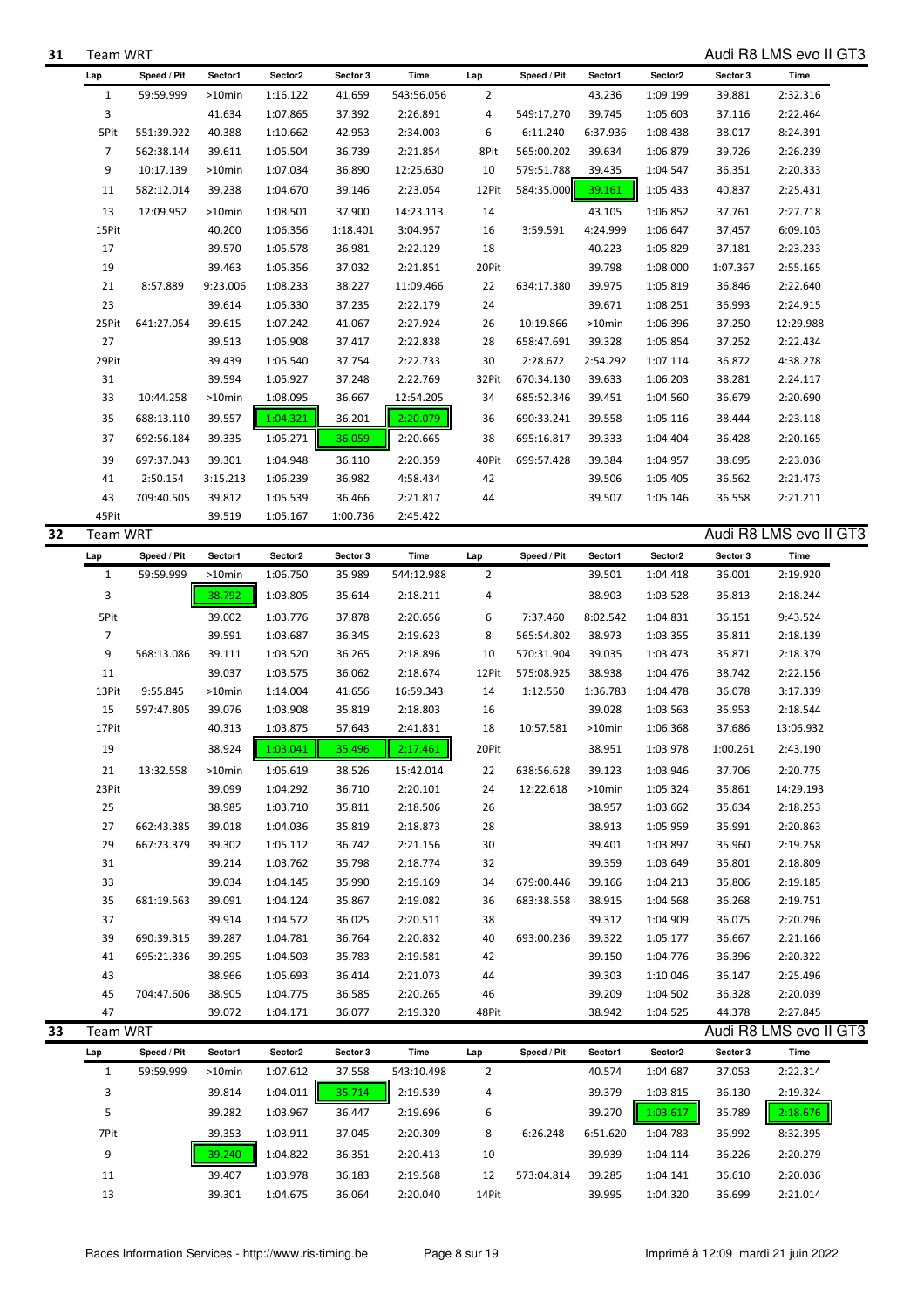## 31 Team WRT — Audi R8 LMS evo II GT3

| Lap | Speed / Pit | Sector1 | Sector2 | Sector 3 | Time | Lap | Speed / Pit | Sector1 | Sector2 | Sector 3 | Time |
|---|---|---|---|---|---|---|---|---|---|---|---|
| 1 | 59:59.999 | >10min | 1:16.122 | 41.659 | 543:56.056 | 2 | | 43.236 | 1:09.199 | 39.881 | 2:32.316 |
| 3 | | 41.634 | 1:07.865 | 37.392 | 2:26.891 | 4 | 549:17.270 | 39.745 | 1:05.603 | 37.116 | 2:22.464 |
| 5Pit | 551:39.922 | 40.388 | 1:10.662 | 42.953 | 2:34.003 | 6 | 6:11.240 | 6:37.936 | 1:08.438 | 38.017 | 8:24.391 |
| 7 | 562:38.144 | 39.611 | 1:05.504 | 36.739 | 2:21.854 | 8Pit | 565:00.202 | 39.634 | 1:06.879 | 39.726 | 2:26.239 |
| 9 | 10:17.139 | >10min | 1:07.034 | 36.890 | 12:25.630 | 10 | 579:51.788 | 39.435 | 1:04.547 | 36.351 | 2:20.333 |
| 11 | 582:12.014 | 39.238 | 1:04.670 | 39.146 | 2:23.054 | 12Pit | 584:35.000 | 39.161 | 1:05.433 | 40.837 | 2:25.431 |
| 13 | 12:09.952 | >10min | 1:08.501 | 37.900 | 14:23.113 | 14 | | 43.105 | 1:06.852 | 37.761 | 2:27.718 |
| 15Pit | | 40.200 | 1:06.356 | 1:18.401 | 3:04.957 | 16 | 3:59.591 | 4:24.999 | 1:06.647 | 37.457 | 6:09.103 |
| 17 | | 39.570 | 1:05.578 | 36.981 | 2:22.129 | 18 | | 40.223 | 1:05.829 | 37.181 | 2:23.233 |
| 19 | | 39.463 | 1:05.356 | 37.032 | 2:21.851 | 20Pit | | 39.798 | 1:08.000 | 1:07.367 | 2:55.165 |
| 21 | 8:57.889 | 9:23.006 | 1:08.233 | 38.227 | 11:09.466 | 22 | 634:17.380 | 39.975 | 1:05.819 | 36.846 | 2:22.640 |
| 23 | | 39.614 | 1:05.330 | 37.235 | 2:22.179 | 24 | | 39.671 | 1:08.251 | 36.993 | 2:24.915 |
| 25Pit | 641:27.054 | 39.615 | 1:07.242 | 41.067 | 2:27.924 | 26 | 10:19.866 | >10min | 1:06.396 | 37.250 | 12:29.988 |
| 27 | | 39.513 | 1:05.908 | 37.417 | 2:22.838 | 28 | 658:47.691 | 39.328 | 1:05.854 | 37.252 | 2:22.434 |
| 29Pit | | 39.439 | 1:05.540 | 37.754 | 2:22.733 | 30 | 2:28.672 | 2:54.292 | 1:07.114 | 36.872 | 4:38.278 |
| 31 | | 39.594 | 1:05.927 | 37.248 | 2:22.769 | 32Pit | 670:34.130 | 39.633 | 1:06.203 | 38.281 | 2:24.117 |
| 33 | 10:44.258 | >10min | 1:08.095 | 36.667 | 12:54.205 | 34 | 685:52.346 | 39.451 | 1:04.560 | 36.679 | 2:20.690 |
| 35 | 688:13.110 | 39.557 | 1:04.321 | 36.201 | 2:20.079 | 36 | 690:33.241 | 39.558 | 1:05.116 | 38.444 | 2:23.118 |
| 37 | 692:56.184 | 39.335 | 1:05.271 | 36.059 | 2:20.665 | 38 | 695:16.817 | 39.333 | 1:04.404 | 36.428 | 2:20.165 |
| 39 | 697:37.043 | 39.301 | 1:04.948 | 36.110 | 2:20.359 | 40Pit | 699:57.428 | 39.384 | 1:04.957 | 38.695 | 2:23.036 |
| 41 | 2:50.154 | 3:15.213 | 1:06.239 | 36.982 | 4:58.434 | 42 | | 39.506 | 1:05.405 | 36.562 | 2:21.473 |
| 43 | 709:40.505 | 39.812 | 1:05.539 | 36.466 | 2:21.817 | 44 | | 39.507 | 1:05.146 | 36.558 | 2:21.211 |
| 45Pit | | 39.519 | 1:05.167 | 1:00.736 | 2:45.422 | | | | | | |

## 32 Team WRT — Audi R8 LMS evo II GT3

| Lap | Speed / Pit | Sector1 | Sector2 | Sector 3 | Time | Lap | Speed / Pit | Sector1 | Sector2 | Sector 3 | Time |
|---|---|---|---|---|---|---|---|---|---|---|---|
| 1 | 59:59.999 | >10min | 1:06.750 | 35.989 | 544:12.988 | 2 | | 39.501 | 1:04.418 | 36.001 | 2:19.920 |
| 3 | | 38.792 | 1:03.805 | 35.614 | 2:18.211 | 4 | | 38.903 | 1:03.528 | 35.813 | 2:18.244 |
| 5Pit | | 39.002 | 1:03.776 | 37.878 | 2:20.656 | 6 | 7:37.460 | 8:02.542 | 1:04.831 | 36.151 | 9:43.524 |
| 7 | | 39.591 | 1:03.687 | 36.345 | 2:19.623 | 8 | 565:54.802 | 38.973 | 1:03.355 | 35.811 | 2:18.139 |
| 9 | 568:13.086 | 39.111 | 1:03.520 | 36.265 | 2:18.896 | 10 | 570:31.904 | 39.035 | 1:03.473 | 35.871 | 2:18.379 |
| 11 | | 39.037 | 1:03.575 | 36.062 | 2:18.674 | 12Pit | 575:08.925 | 38.938 | 1:04.476 | 38.742 | 2:22.156 |
| 13Pit | 9:55.845 | >10min | 1:14.004 | 41.656 | 16:59.343 | 14 | 1:12.550 | 1:36.783 | 1:04.478 | 36.078 | 3:17.339 |
| 15 | 597:47.805 | 39.076 | 1:03.908 | 35.819 | 2:18.803 | 16 | | 39.028 | 1:03.563 | 35.953 | 2:18.544 |
| 17Pit | | 40.313 | 1:03.875 | 57.643 | 2:41.831 | 18 | 10:57.581 | >10min | 1:06.368 | 37.686 | 13:06.932 |
| 19 | | 38.924 | 1:03.041 | 35.496 | 2:17.461 | 20Pit | | 38.951 | 1:03.978 | 1:00.261 | 2:43.190 |
| 21 | 13:32.558 | >10min | 1:05.619 | 38.526 | 15:42.014 | 22 | 638:56.628 | 39.123 | 1:03.946 | 37.706 | 2:20.775 |
| 23Pit | | 39.099 | 1:04.292 | 36.710 | 2:20.101 | 24 | 12:22.618 | >10min | 1:05.324 | 35.861 | 14:29.193 |
| 25 | | 38.985 | 1:03.710 | 35.811 | 2:18.506 | 26 | | 38.957 | 1:03.662 | 35.634 | 2:18.253 |
| 27 | 662:43.385 | 39.018 | 1:04.036 | 35.819 | 2:18.873 | 28 | | 38.913 | 1:05.959 | 35.991 | 2:20.863 |
| 29 | 667:23.379 | 39.302 | 1:05.112 | 36.742 | 2:21.156 | 30 | | 39.401 | 1:03.897 | 35.960 | 2:19.258 |
| 31 | | 39.214 | 1:03.762 | 35.798 | 2:18.774 | 32 | | 39.359 | 1:03.649 | 35.801 | 2:18.809 |
| 33 | | 39.034 | 1:04.145 | 35.990 | 2:19.169 | 34 | 679:00.446 | 39.166 | 1:04.213 | 35.806 | 2:19.185 |
| 35 | 681:19.563 | 39.091 | 1:04.124 | 35.867 | 2:19.082 | 36 | 683:38.558 | 38.915 | 1:04.568 | 36.268 | 2:19.751 |
| 37 | | 39.914 | 1:04.572 | 36.025 | 2:20.511 | 38 | | 39.312 | 1:04.909 | 36.075 | 2:20.296 |
| 39 | 690:39.315 | 39.287 | 1:04.781 | 36.764 | 2:20.832 | 40 | 693:00.236 | 39.322 | 1:05.177 | 36.667 | 2:21.166 |
| 41 | 695:21.336 | 39.295 | 1:04.503 | 35.783 | 2:19.581 | 42 | | 39.150 | 1:04.776 | 36.396 | 2:20.322 |
| 43 | | 38.966 | 1:05.693 | 36.414 | 2:21.073 | 44 | | 39.303 | 1:10.046 | 36.147 | 2:25.496 |
| 45 | 704:47.606 | 38.905 | 1:04.775 | 36.585 | 2:20.265 | 46 | | 39.209 | 1:04.502 | 36.328 | 2:20.039 |
| 47 | | 39.072 | 1:04.171 | 36.077 | 2:19.320 | 48Pit | | 38.942 | 1:04.525 | 44.378 | 2:27.845 |

## 33 Team WRT — Audi R8 LMS evo II GT3

| Lap | Speed / Pit | Sector1 | Sector2 | Sector 3 | Time | Lap | Speed / Pit | Sector1 | Sector2 | Sector 3 | Time |
|---|---|---|---|---|---|---|---|---|---|---|---|
| 1 | 59:59.999 | >10min | 1:07.612 | 37.558 | 543:10.498 | 2 | | 40.574 | 1:04.687 | 37.053 | 2:22.314 |
| 3 | | 39.814 | 1:04.011 | 35.714 | 2:19.539 | 4 | | 39.379 | 1:03.815 | 36.130 | 2:19.324 |
| 5 | | 39.282 | 1:03.967 | 36.447 | 2:19.696 | 6 | | 39.270 | 1:03.617 | 35.789 | 2:18.676 |
| 7Pit | | 39.353 | 1:03.911 | 37.045 | 2:20.309 | 8 | 6:26.248 | 6:51.620 | 1:04.783 | 35.992 | 8:32.395 |
| 9 | | 39.240 | 1:04.822 | 36.351 | 2:20.413 | 10 | | 39.939 | 1:04.114 | 36.226 | 2:20.279 |
| 11 | | 39.407 | 1:03.978 | 36.183 | 2:19.568 | 12 | 573:04.814 | 39.285 | 1:04.141 | 36.610 | 2:20.036 |
| 13 | | 39.301 | 1:04.675 | 36.064 | 2:20.040 | 14Pit | | 39.995 | 1:04.320 | 36.699 | 2:21.014 |

Races Information Services - http://www.ris-timing.be — Imprimé à 12:09 mardi 21 juin 2022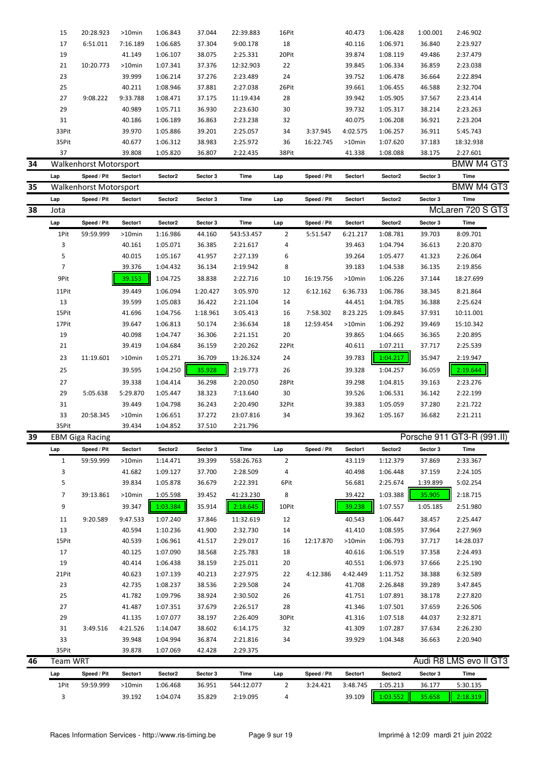| Lap | Speed / Pit | Sector1 | Sector2 | Sector 3 | Time | Lap | Speed / Pit | Sector1 | Sector2 | Sector 3 | Time |
|---|---|---|---|---|---|---|---|---|---|---|---|
| 15 | 20:28.923 | >10min | 1:06.843 | 37.044 | 22:39.883 | 16Pit | | 40.473 | 1:06.428 | 1:00.001 | 2:46.902 |
| 17 | 6:51.011 | 7:16.189 | 1:06.685 | 37.304 | 9:00.178 | 18 | | 40.116 | 1:06.971 | 36.840 | 2:23.927 |
| 19 | | 41.149 | 1:06.107 | 38.075 | 2:25.331 | 20Pit | | 39.874 | 1:08.119 | 49.486 | 2:37.479 |
| 21 | 10:20.773 | >10min | 1:07.341 | 37.376 | 12:32.903 | 22 | | 39.845 | 1:06.334 | 36.859 | 2:23.038 |
| 23 | | 39.999 | 1:06.214 | 37.276 | 2:23.489 | 24 | | 39.752 | 1:06.478 | 36.664 | 2:22.894 |
| 25 | | 40.211 | 1:08.946 | 37.881 | 2:27.038 | 26Pit | | 39.661 | 1:06.455 | 46.588 | 2:32.704 |
| 27 | 9:08.222 | 9:33.788 | 1:08.471 | 37.175 | 11:19.434 | 28 | | 39.942 | 1:05.905 | 37.567 | 2:23.414 |
| 29 | | 40.989 | 1:05.711 | 36.930 | 2:23.630 | 30 | | 39.732 | 1:05.317 | 38.214 | 2:23.263 |
| 31 | | 40.186 | 1:06.189 | 36.863 | 2:23.238 | 32 | | 40.075 | 1:06.208 | 36.921 | 2:23.204 |
| 33Pit | | 39.970 | 1:05.886 | 39.201 | 2:25.057 | 34 | 3:37.945 | 4:02.575 | 1:06.257 | 36.911 | 5:45.743 |
| 35Pit | | 40.677 | 1:06.312 | 38.983 | 2:25.972 | 36 | 16:22.745 | >10min | 1:07.620 | 37.183 | 18:32.938 |
| 37 | | 39.808 | 1:05.820 | 36.807 | 2:22.435 | 38Pit | | 41.338 | 1:08.088 | 38.175 | 2:27.601 |

## 34 Walkenhorst Motorsport — BMW M4 GT3

| Lap | Speed / Pit | Sector1 | Sector2 | Sector 3 | Time | Lap | Speed / Pit | Sector1 | Sector2 | Sector 3 | Time |
|---|---|---|---|---|---|---|---|---|---|---|---|

## 35 Walkenhorst Motorsport — BMW M4 GT3

| Lap | Speed / Pit | Sector1 | Sector2 | Sector 3 | Time | Lap | Speed / Pit | Sector1 | Sector2 | Sector 3 | Time |
|---|---|---|---|---|---|---|---|---|---|---|---|

## 38 Jota — McLaren 720 S GT3

| Lap | Speed / Pit | Sector1 | Sector2 | Sector 3 | Time | Lap | Speed / Pit | Sector1 | Sector2 | Sector 3 | Time |
|---|---|---|---|---|---|---|---|---|---|---|---|
| 1Pit | 59:59.999 | >10min | 1:16.986 | 44.160 | 543:53.457 | 2 | 5:51.547 | 6:21.217 | 1:08.781 | 39.703 | 8:09.701 |
| 3 | | 40.161 | 1:05.071 | 36.385 | 2:21.617 | 4 | | 39.463 | 1:04.794 | 36.613 | 2:20.870 |
| 5 | | 40.015 | 1:05.167 | 41.957 | 2:27.139 | 6 | | 39.264 | 1:05.477 | 41.323 | 2:26.064 |
| 7 | | 39.376 | 1:04.432 | 36.134 | 2:19.942 | 8 | | 39.183 | 1:04.538 | 36.135 | 2:19.856 |
| 9Pit | | 39.153 | 1:04.725 | 38.838 | 2:22.716 | 10 | 16:19.756 | >10min | 1:06.226 | 37.144 | 18:27.699 |
| 11Pit | | 39.449 | 1:06.094 | 1:20.427 | 3:05.970 | 12 | 6:12.162 | 6:36.733 | 1:06.786 | 38.345 | 8:21.864 |
| 13 | | 39.599 | 1:05.083 | 36.422 | 2:21.104 | 14 | | 44.451 | 1:04.785 | 36.388 | 2:25.624 |
| 15Pit | | 41.696 | 1:04.756 | 1:18.961 | 3:05.413 | 16 | 7:58.302 | 8:23.225 | 1:09.845 | 37.931 | 10:11.001 |
| 17Pit | | 39.647 | 1:06.813 | 50.174 | 2:36.634 | 18 | 12:59.454 | >10min | 1:06.292 | 39.469 | 15:10.342 |
| 19 | | 40.098 | 1:04.747 | 36.306 | 2:21.151 | 20 | | 39.865 | 1:04.665 | 36.365 | 2:20.895 |
| 21 | | 39.419 | 1:04.684 | 36.159 | 2:20.262 | 22Pit | | 40.611 | 1:07.211 | 37.717 | 2:25.539 |
| 23 | 11:19.601 | >10min | 1:05.271 | 36.709 | 13:26.324 | 24 | | 39.783 | 1:04.217 | 35.947 | 2:19.947 |
| 25 | | 39.595 | 1:04.250 | 35.928 | 2:19.773 | 26 | | 39.328 | 1:04.257 | 36.059 | 2:19.644 |
| 27 | | 39.338 | 1:04.414 | 36.298 | 2:20.050 | 28Pit | | 39.298 | 1:04.815 | 39.163 | 2:23.276 |
| 29 | 5:05.638 | 5:29.870 | 1:05.447 | 38.323 | 7:13.640 | 30 | | 39.526 | 1:06.531 | 36.142 | 2:22.199 |
| 31 | | 39.449 | 1:04.798 | 36.243 | 2:20.490 | 32Pit | | 39.383 | 1:05.059 | 37.280 | 2:21.722 |
| 33 | 20:58.345 | >10min | 1:06.651 | 37.272 | 23:07.816 | 34 | | 39.362 | 1:05.167 | 36.682 | 2:21.211 |
| 35Pit | | 39.434 | 1:04.852 | 37.510 | 2:21.796 | | | | | | |

## 39 EBM Giga Racing — Porsche 911 GT3-R (991.II)

| Lap | Speed / Pit | Sector1 | Sector2 | Sector 3 | Time | Lap | Speed / Pit | Sector1 | Sector2 | Sector 3 | Time |
|---|---|---|---|---|---|---|---|---|---|---|---|
| 1 | 59:59.999 | >10min | 1:14.471 | 39.399 | 558:26.763 | 2 | | 43.119 | 1:12.379 | 37.869 | 2:33.367 |
| 3 | | 41.682 | 1:09.127 | 37.700 | 2:28.509 | 4 | | 40.498 | 1:06.448 | 37.159 | 2:24.105 |
| 5 | | 39.834 | 1:05.878 | 36.679 | 2:22.391 | 6Pit | | 56.681 | 2:25.674 | 1:39.899 | 5:02.254 |
| 7 | 39:13.861 | >10min | 1:05.598 | 39.452 | 41:23.230 | 8 | | 39.422 | 1:03.388 | 35.905 | 2:18.715 |
| 9 | | 39.347 | 1:03.384 | 35.914 | 2:18.645 | 10Pit | | 39.238 | 1:07.557 | 1:05.185 | 2:51.980 |
| 11 | 9:20.589 | 9:47.533 | 1:07.240 | 37.846 | 11:32.619 | 12 | | 40.543 | 1:06.447 | 38.457 | 2:25.447 |
| 13 | | 40.594 | 1:10.236 | 41.900 | 2:32.730 | 14 | | 41.410 | 1:08.595 | 37.964 | 2:27.969 |
| 15Pit | | 40.539 | 1:06.961 | 41.517 | 2:29.017 | 16 | 12:17.870 | >10min | 1:06.793 | 37.717 | 14:28.037 |
| 17 | | 40.125 | 1:07.090 | 38.568 | 2:25.783 | 18 | | 40.616 | 1:06.519 | 37.358 | 2:24.493 |
| 19 | | 40.414 | 1:06.438 | 38.159 | 2:25.011 | 20 | | 40.551 | 1:06.973 | 37.666 | 2:25.190 |
| 21Pit | | 40.623 | 1:07.139 | 40.213 | 2:27.975 | 22 | 4:12.386 | 4:42.449 | 1:11.752 | 38.388 | 6:32.589 |
| 23 | | 42.735 | 1:08.237 | 38.536 | 2:29.508 | 24 | | 41.708 | 2:26.848 | 39.289 | 3:47.845 |
| 25 | | 41.782 | 1:09.796 | 38.924 | 2:30.502 | 26 | | 41.751 | 1:07.891 | 38.178 | 2:27.820 |
| 27 | | 41.487 | 1:07.351 | 37.679 | 2:26.517 | 28 | | 41.346 | 1:07.501 | 37.659 | 2:26.506 |
| 29 | | 41.135 | 1:07.077 | 38.197 | 2:26.409 | 30Pit | | 41.316 | 1:07.518 | 44.037 | 2:32.871 |
| 31 | 3:49.516 | 4:21.526 | 1:14.047 | 38.602 | 6:14.175 | 32 | | 41.309 | 1:07.287 | 37.634 | 2:26.230 |
| 33 | | 39.948 | 1:04.994 | 36.874 | 2:21.816 | 34 | | 39.929 | 1:04.348 | 36.663 | 2:20.940 |
| 35Pit | | 39.878 | 1:07.069 | 42.428 | 2:29.375 | | | | | | |

## 46 Team WRT — Audi R8 LMS evo II GT3

| Lap | Speed / Pit | Sector1 | Sector2 | Sector 3 | Time | Lap | Speed / Pit | Sector1 | Sector2 | Sector 3 | Time |
|---|---|---|---|---|---|---|---|---|---|---|---|
| 1Pit | 59:59.999 | >10min | 1:06.468 | 36.951 | 544:12.077 | 2 | 3:24.421 | 3:48.745 | 1:05.213 | 36.177 | 5:30.135 |
| 3 | | 39.192 | 1:04.074 | 35.829 | 2:19.095 | 4 | | 39.109 | 1:03.552 | 35.658 | 2:18.319 |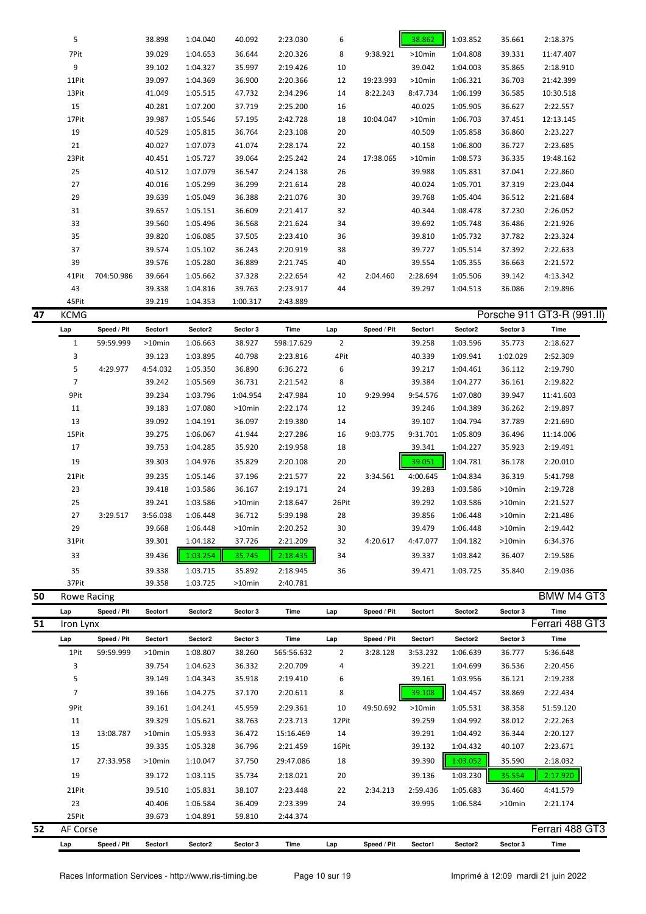| Lap | Speed / Pit | Sector1 | Sector2 | Sector 3 | Time | Lap | Speed / Pit | Sector1 | Sector2 | Sector 3 | Time |
|---|---|---|---|---|---|---|---|---|---|---|---|
| 5 | | 38.898 | 1:04.040 | 40.092 | 2:23.030 | 6 | | 38.862 | 1:03.852 | 35.661 | 2:18.375 |
| 7Pit | | 39.029 | 1:04.653 | 36.644 | 2:20.326 | 8 | 9:38.921 | >10min | 1:04.808 | 39.331 | 11:47.407 |
| 9 | | 39.102 | 1:04.327 | 35.997 | 2:19.426 | 10 | | 39.042 | 1:04.003 | 35.865 | 2:18.910 |
| 11Pit | | 39.097 | 1:04.369 | 36.900 | 2:20.366 | 12 | 19:23.993 | >10min | 1:06.321 | 36.703 | 21:42.399 |
| 13Pit | | 41.049 | 1:05.515 | 47.732 | 2:34.296 | 14 | 8:22.243 | 8:47.734 | 1:06.199 | 36.585 | 10:30.518 |
| 15 | | 40.281 | 1:07.200 | 37.719 | 2:25.200 | 16 | | 40.025 | 1:05.905 | 36.627 | 2:22.557 |
| 17Pit | | 39.987 | 1:05.546 | 57.195 | 2:42.728 | 18 | 10:04.047 | >10min | 1:06.703 | 37.451 | 12:13.145 |
| 19 | | 40.529 | 1:05.815 | 36.764 | 2:23.108 | 20 | | 40.509 | 1:05.858 | 36.860 | 2:23.227 |
| 21 | | 40.027 | 1:07.073 | 41.074 | 2:28.174 | 22 | | 40.158 | 1:06.800 | 36.727 | 2:23.685 |
| 23Pit | | 40.451 | 1:05.727 | 39.064 | 2:25.242 | 24 | 17:38.065 | >10min | 1:08.573 | 36.335 | 19:48.162 |
| 25 | | 40.512 | 1:07.079 | 36.547 | 2:24.138 | 26 | | 39.988 | 1:05.831 | 37.041 | 2:22.860 |
| 27 | | 40.016 | 1:05.299 | 36.299 | 2:21.614 | 28 | | 40.024 | 1:05.701 | 37.319 | 2:23.044 |
| 29 | | 39.639 | 1:05.049 | 36.388 | 2:21.076 | 30 | | 39.768 | 1:05.404 | 36.512 | 2:21.684 |
| 31 | | 39.657 | 1:05.151 | 36.609 | 2:21.417 | 32 | | 40.344 | 1:08.478 | 37.230 | 2:26.052 |
| 33 | | 39.560 | 1:05.496 | 36.568 | 2:21.624 | 34 | | 39.692 | 1:05.748 | 36.486 | 2:21.926 |
| 35 | | 39.820 | 1:06.085 | 37.505 | 2:23.410 | 36 | | 39.810 | 1:05.732 | 37.782 | 2:23.324 |
| 37 | | 39.574 | 1:05.102 | 36.243 | 2:20.919 | 38 | | 39.727 | 1:05.514 | 37.392 | 2:22.633 |
| 39 | | 39.576 | 1:05.280 | 36.889 | 2:21.745 | 40 | | 39.554 | 1:05.355 | 36.663 | 2:21.572 |
| 41Pit | 704:50.986 | 39.664 | 1:05.662 | 37.328 | 2:22.654 | 42 | 2:04.460 | 2:28.694 | 1:05.506 | 39.142 | 4:13.342 |
| 43 | | 39.338 | 1:04.816 | 39.763 | 2:23.917 | 44 | | 39.297 | 1:04.513 | 36.086 | 2:19.896 |
| 45Pit | | 39.219 | 1:04.353 | 1:00.317 | 2:43.889 | | | | | | |

## 47 KCMG — Porsche 911 GT3-R (991.II)

| Lap | Speed / Pit | Sector1 | Sector2 | Sector 3 | Time | Lap | Speed / Pit | Sector1 | Sector2 | Sector 3 | Time |
|---|---|---|---|---|---|---|---|---|---|---|---|
| 1 | 59:59.999 | >10min | 1:06.663 | 38.927 | 598:17.629 | 2 | | 39.258 | 1:03.596 | 35.773 | 2:18.627 |
| 3 | | 39.123 | 1:03.895 | 40.798 | 2:23.816 | 4Pit | | 40.339 | 1:09.941 | 1:02.029 | 2:52.309 |
| 5 | 4:29.977 | 4:54.032 | 1:05.350 | 36.890 | 6:36.272 | 6 | | 39.217 | 1:04.461 | 36.112 | 2:19.790 |
| 7 | | 39.242 | 1:05.569 | 36.731 | 2:21.542 | 8 | | 39.384 | 1:04.277 | 36.161 | 2:19.822 |
| 9Pit | | 39.234 | 1:03.796 | 1:04.954 | 2:47.984 | 10 | 9:29.994 | 9:54.576 | 1:07.080 | 39.947 | 11:41.603 |
| 11 | | 39.183 | 1:07.080 | >10min | 2:22.174 | 12 | | 39.246 | 1:04.389 | 36.262 | 2:19.897 |
| 13 | | 39.092 | 1:04.191 | 36.097 | 2:19.380 | 14 | | 39.107 | 1:04.794 | 37.789 | 2:21.690 |
| 15Pit | | 39.275 | 1:06.067 | 41.944 | 2:27.286 | 16 | 9:03.775 | 9:31.701 | 1:05.809 | 36.496 | 11:14.006 |
| 17 | | 39.753 | 1:04.285 | 35.920 | 2:19.958 | 18 | | 39.341 | 1:04.227 | 35.923 | 2:19.491 |
| 19 | | 39.303 | 1:04.976 | 35.829 | 2:20.108 | 20 | | 39.051 | 1:04.781 | 36.178 | 2:20.010 |
| 21Pit | | 39.235 | 1:05.146 | 37.196 | 2:21.577 | 22 | 3:34.561 | 4:00.645 | 1:04.834 | 36.319 | 5:41.798 |
| 23 | | 39.418 | 1:03.586 | 36.167 | 2:19.171 | 24 | | 39.283 | 1:03.586 | >10min | 2:19.728 |
| 25 | | 39.241 | 1:03.586 | >10min | 2:18.647 | 26Pit | | 39.292 | 1:03.586 | >10min | 2:21.527 |
| 27 | 3:29.517 | 3:56.038 | 1:06.448 | 36.712 | 5:39.198 | 28 | | 39.856 | 1:06.448 | >10min | 2:21.486 |
| 29 | | 39.668 | 1:06.448 | >10min | 2:20.252 | 30 | | 39.479 | 1:06.448 | >10min | 2:19.442 |
| 31Pit | | 39.301 | 1:04.182 | 37.726 | 2:21.209 | 32 | 4:20.617 | 4:47.077 | 1:04.182 | >10min | 6:34.376 |
| 33 | | 39.436 | 1:03.254 | 35.745 | 2:18.435 | 34 | | 39.337 | 1:03.842 | 36.407 | 2:19.586 |
| 35 | | 39.338 | 1:03.715 | 35.892 | 2:18.945 | 36 | | 39.471 | 1:03.725 | 35.840 | 2:19.036 |
| 37Pit | | 39.358 | 1:03.725 | >10min | 2:40.781 | | | | | | |

## 50 Rowe Racing — BMW M4 GT3

| Lap | Speed / Pit | Sector1 | Sector2 | Sector 3 | Time | Lap | Speed / Pit | Sector1 | Sector2 | Sector 3 | Time |
|---|---|---|---|---|---|---|---|---|---|---|---|

## 51 Iron Lynx — Ferrari 488 GT3

| Lap | Speed / Pit | Sector1 | Sector2 | Sector 3 | Time | Lap | Speed / Pit | Sector1 | Sector2 | Sector 3 | Time |
|---|---|---|---|---|---|---|---|---|---|---|---|
| 1Pit | 59:59.999 | >10min | 1:08.807 | 38.260 | 565:56.632 | 2 | 3:28.128 | 3:53.232 | 1:06.639 | 36.777 | 5:36.648 |
| 3 | | 39.754 | 1:04.623 | 36.332 | 2:20.709 | 4 | | 39.221 | 1:04.699 | 36.536 | 2:20.456 |
| 5 | | 39.149 | 1:04.343 | 35.918 | 2:19.410 | 6 | | 39.161 | 1:03.956 | 36.121 | 2:19.238 |
| 7 | | 39.166 | 1:04.275 | 37.170 | 2:20.611 | 8 | | 39.108 | 1:04.457 | 38.869 | 2:22.434 |
| 9Pit | | 39.161 | 1:04.241 | 45.959 | 2:29.361 | 10 | 49:50.692 | >10min | 1:05.531 | 38.358 | 51:59.120 |
| 11 | | 39.329 | 1:05.621 | 38.763 | 2:23.713 | 12Pit | | 39.259 | 1:04.992 | 38.012 | 2:22.263 |
| 13 | 13:08.787 | >10min | 1:05.933 | 36.472 | 15:16.469 | 14 | | 39.291 | 1:04.492 | 36.344 | 2:20.127 |
| 15 | | 39.335 | 1:05.328 | 36.796 | 2:21.459 | 16Pit | | 39.132 | 1:04.432 | 40.107 | 2:23.671 |
| 17 | 27:33.958 | >10min | 1:10.047 | 37.750 | 29:47.086 | 18 | | 39.390 | 1:03.052 | 35.590 | 2:18.032 |
| 19 | | 39.172 | 1:03.115 | 35.734 | 2:18.021 | 20 | | 39.136 | 1:03.230 | 35.554 | 2:17.920 |
| 21Pit | | 39.510 | 1:05.831 | 38.107 | 2:23.448 | 22 | 2:34.213 | 2:59.436 | 1:05.683 | 36.460 | 4:41.579 |
| 23 | | 40.406 | 1:06.584 | 36.409 | 2:23.399 | 24 | | 39.995 | 1:06.584 | >10min | 2:21.174 |
| 25Pit | | 39.673 | 1:04.891 | 59.810 | 2:44.374 | | | | | | |

## 52 AF Corse — Ferrari 488 GT3

| Lap | Speed / Pit | Sector1 | Sector2 | Sector 3 | Time | Lap | Speed / Pit | Sector1 | Sector2 | Sector 3 | Time |
|---|---|---|---|---|---|---|---|---|---|---|---|

Races Information Services - http://www.ris-timing.be

Imprimé à 12:09 mardi 21 juin 2022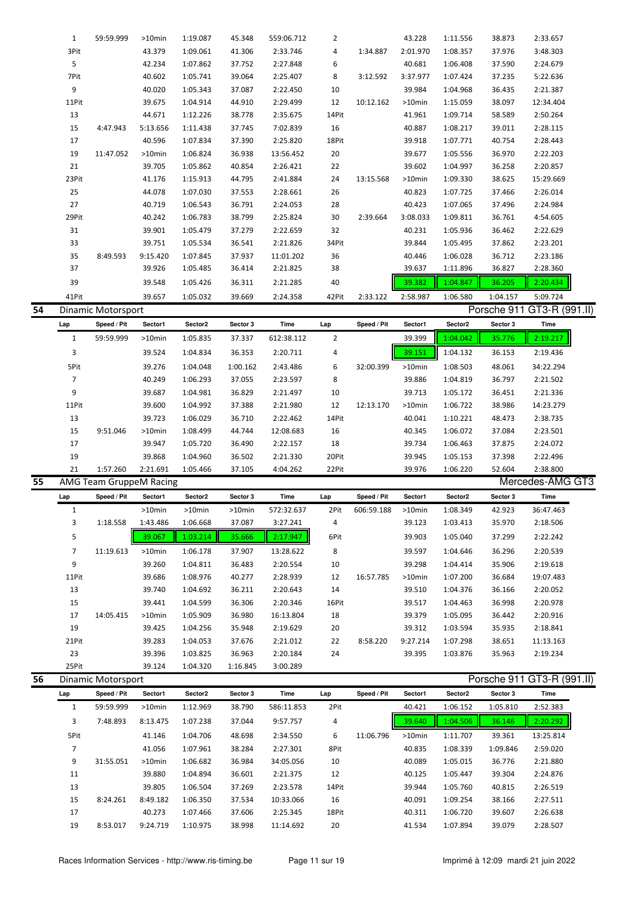| Lap | Speed / Pit | Sector1 | Sector2 | Sector 3 | Time | Lap | Speed / Pit | Sector1 | Sector2 | Sector 3 | Time |
|---|---|---|---|---|---|---|---|---|---|---|---|
| 1 | 59:59.999 | >10min | 1:19.087 | 45.348 | 559:06.712 | 2 | | 43.228 | 1:11.556 | 38.873 | 2:33.657 |
| 3Pit | | 43.379 | 1:09.061 | 41.306 | 2:33.746 | 4 | 1:34.887 | 2:01.970 | 1:08.357 | 37.976 | 3:48.303 |
| 5 | | 42.234 | 1:07.862 | 37.752 | 2:27.848 | 6 | | 40.681 | 1:06.408 | 37.590 | 2:24.679 |
| 7Pit | | 40.602 | 1:05.741 | 39.064 | 2:25.407 | 8 | 3:12.592 | 3:37.977 | 1:07.424 | 37.235 | 5:22.636 |
| 9 | | 40.020 | 1:05.343 | 37.087 | 2:22.450 | 10 | | 39.984 | 1:04.968 | 36.435 | 2:21.387 |
| 11Pit | | 39.675 | 1:04.914 | 44.910 | 2:29.499 | 12 | 10:12.162 | >10min | 1:15.059 | 38.097 | 12:34.404 |
| 13 | | 44.671 | 1:12.226 | 38.778 | 2:35.675 | 14Pit | | 41.961 | 1:09.714 | 58.589 | 2:50.264 |
| 15 | 4:47.943 | 5:13.656 | 1:11.438 | 37.745 | 7:02.839 | 16 | | 40.887 | 1:08.217 | 39.011 | 2:28.115 |
| 17 | | 40.596 | 1:07.834 | 37.390 | 2:25.820 | 18Pit | | 39.918 | 1:07.771 | 40.754 | 2:28.443 |
| 19 | 11:47.052 | >10min | 1:06.824 | 36.938 | 13:56.452 | 20 | | 39.677 | 1:05.556 | 36.970 | 2:22.203 |
| 21 | | 39.705 | 1:05.862 | 40.854 | 2:26.421 | 22 | | 39.602 | 1:04.997 | 36.258 | 2:20.857 |
| 23Pit | | 41.176 | 1:15.913 | 44.795 | 2:41.884 | 24 | 13:15.568 | >10min | 1:09.330 | 38.625 | 15:29.669 |
| 25 | | 44.078 | 1:07.030 | 37.553 | 2:28.661 | 26 | | 40.823 | 1:07.725 | 37.466 | 2:26.014 |
| 27 | | 40.719 | 1:06.543 | 36.791 | 2:24.053 | 28 | | 40.423 | 1:07.065 | 37.496 | 2:24.984 |
| 29Pit | | 40.242 | 1:06.783 | 38.799 | 2:25.824 | 30 | 2:39.664 | 3:08.033 | 1:09.811 | 36.761 | 4:54.605 |
| 31 | | 39.901 | 1:05.479 | 37.279 | 2:22.659 | 32 | | 40.231 | 1:05.936 | 36.462 | 2:22.629 |
| 33 | | 39.751 | 1:05.534 | 36.541 | 2:21.826 | 34Pit | | 39.844 | 1:05.495 | 37.862 | 2:23.201 |
| 35 | 8:49.593 | 9:15.420 | 1:07.845 | 37.937 | 11:01.202 | 36 | | 40.446 | 1:06.028 | 36.712 | 2:23.186 |
| 37 | | 39.926 | 1:05.485 | 36.414 | 2:21.825 | 38 | | 39.637 | 1:11.896 | 36.827 | 2:28.360 |
| 39 | | 39.548 | 1:05.426 | 36.311 | 2:21.285 | 40 | | 39.382 | 1:04.847 | 36.205 | 2:20.434 |
| 41Pit | | 39.657 | 1:05.032 | 39.669 | 2:24.358 | 42Pit | 2:33.122 | 2:58.987 | 1:06.580 | 1:04.157 | 5:09.724 |

## 54 Dinamic Motorsport — Porsche 911 GT3-R (991.II)

| Lap | Speed / Pit | Sector1 | Sector2 | Sector 3 | Time | Lap | Speed / Pit | Sector1 | Sector2 | Sector 3 | Time |
|---|---|---|---|---|---|---|---|---|---|---|---|
| 1 | 59:59.999 | >10min | 1:05.835 | 37.337 | 612:38.112 | 2 | | 39.399 | 1:04.042 | 35.776 | 2:19.217 |
| 3 | | 39.524 | 1:04.834 | 36.353 | 2:20.711 | 4 | | 39.151 | 1:04.132 | 36.153 | 2:19.436 |
| 5Pit | | 39.276 | 1:04.048 | 1:00.162 | 2:43.486 | 6 | 32:00.399 | >10min | 1:08.503 | 48.061 | 34:22.294 |
| 7 | | 40.249 | 1:06.293 | 37.055 | 2:23.597 | 8 | | 39.886 | 1:04.819 | 36.797 | 2:21.502 |
| 9 | | 39.687 | 1:04.981 | 36.829 | 2:21.497 | 10 | | 39.713 | 1:05.172 | 36.451 | 2:21.336 |
| 11Pit | | 39.600 | 1:04.992 | 37.388 | 2:21.980 | 12 | 12:13.170 | >10min | 1:06.722 | 38.986 | 14:23.279 |
| 13 | | 39.723 | 1:06.029 | 36.710 | 2:22.462 | 14Pit | | 40.041 | 1:10.221 | 48.473 | 2:38.735 |
| 15 | 9:51.046 | >10min | 1:08.499 | 44.744 | 12:08.683 | 16 | | 40.345 | 1:06.072 | 37.084 | 2:23.501 |
| 17 | | 39.947 | 1:05.720 | 36.490 | 2:22.157 | 18 | | 39.734 | 1:06.463 | 37.875 | 2:24.072 |
| 19 | | 39.868 | 1:04.960 | 36.502 | 2:21.330 | 20Pit | | 39.945 | 1:05.153 | 37.398 | 2:22.496 |
| 21 | 1:57.260 | 2:21.691 | 1:05.466 | 37.105 | 4:04.262 | 22Pit | | 39.976 | 1:06.220 | 52.604 | 2:38.800 |

## 55 AMG Team GruppeM Racing — Mercedes-AMG GT3

| Lap | Speed / Pit | Sector1 | Sector2 | Sector 3 | Time | Lap | Speed / Pit | Sector1 | Sector2 | Sector 3 | Time |
|---|---|---|---|---|---|---|---|---|---|---|---|
| 1 | | >10min | >10min | >10min | 572:32.637 | 2Pit | 606:59.188 | >10min | 1:08.349 | 42.923 | 36:47.463 |
| 3 | 1:18.558 | 1:43.486 | 1:06.668 | 37.087 | 3:27.241 | 4 | | 39.123 | 1:03.413 | 35.970 | 2:18.506 |
| 5 | | 39.067 | 1:03.214 | 35.666 | 2:17.947 | 6Pit | | 39.903 | 1:05.040 | 37.299 | 2:22.242 |
| 7 | 11:19.613 | >10min | 1:06.178 | 37.907 | 13:28.622 | 8 | | 39.597 | 1:04.646 | 36.296 | 2:20.539 |
| 9 | | 39.260 | 1:04.811 | 36.483 | 2:20.554 | 10 | | 39.298 | 1:04.414 | 35.906 | 2:19.618 |
| 11Pit | | 39.686 | 1:08.976 | 40.277 | 2:28.939 | 12 | 16:57.785 | >10min | 1:07.200 | 36.684 | 19:07.483 |
| 13 | | 39.740 | 1:04.692 | 36.211 | 2:20.643 | 14 | | 39.510 | 1:04.376 | 36.166 | 2:20.052 |
| 15 | | 39.441 | 1:04.599 | 36.306 | 2:20.346 | 16Pit | | 39.517 | 1:04.463 | 36.998 | 2:20.978 |
| 17 | 14:05.415 | >10min | 1:05.909 | 36.980 | 16:13.804 | 18 | | 39.379 | 1:05.095 | 36.442 | 2:20.916 |
| 19 | | 39.425 | 1:04.256 | 35.948 | 2:19.629 | 20 | | 39.312 | 1:03.594 | 35.935 | 2:18.841 |
| 21Pit | | 39.283 | 1:04.053 | 37.676 | 2:21.012 | 22 | 8:58.220 | 9:27.214 | 1:07.298 | 38.651 | 11:13.163 |
| 23 | | 39.396 | 1:03.825 | 36.963 | 2:20.184 | 24 | | 39.395 | 1:03.876 | 35.963 | 2:19.234 |
| 25Pit | | 39.124 | 1:04.320 | 1:16.845 | 3:00.289 | | | | | | |

## 56 Dinamic Motorsport — Porsche 911 GT3-R (991.II)

| Lap | Speed / Pit | Sector1 | Sector2 | Sector 3 | Time | Lap | Speed / Pit | Sector1 | Sector2 | Sector 3 | Time |
|---|---|---|---|---|---|---|---|---|---|---|---|
| 1 | 59:59.999 | >10min | 1:12.969 | 38.790 | 586:11.853 | 2Pit | | 40.421 | 1:06.152 | 1:05.810 | 2:52.383 |
| 3 | 7:48.893 | 8:13.475 | 1:07.238 | 37.044 | 9:57.757 | 4 | | 39.640 | 1:04.506 | 36.146 | 2:20.292 |
| 5Pit | | 41.146 | 1:04.706 | 48.698 | 2:34.550 | 6 | 11:06.796 | >10min | 1:11.707 | 39.361 | 13:25.814 |
| 7 | | 41.056 | 1:07.961 | 38.284 | 2:27.301 | 8Pit | | 40.835 | 1:08.339 | 1:09.846 | 2:59.020 |
| 9 | 31:55.051 | >10min | 1:06.682 | 36.984 | 34:05.056 | 10 | | 40.089 | 1:05.015 | 36.776 | 2:21.880 |
| 11 | | 39.880 | 1:04.894 | 36.601 | 2:21.375 | 12 | | 40.125 | 1:05.447 | 39.304 | 2:24.876 |
| 13 | | 39.805 | 1:06.504 | 37.269 | 2:23.578 | 14Pit | | 39.944 | 1:05.760 | 40.815 | 2:26.519 |
| 15 | 8:24.261 | 8:49.182 | 1:06.350 | 37.534 | 10:33.066 | 16 | | 40.091 | 1:09.254 | 38.166 | 2:27.511 |
| 17 | | 40.273 | 1:07.466 | 37.606 | 2:25.345 | 18Pit | | 40.311 | 1:06.720 | 39.607 | 2:26.638 |
| 19 | 8:53.017 | 9:24.719 | 1:10.975 | 38.998 | 11:14.692 | 20 | | 41.534 | 1:07.894 | 39.079 | 2:28.507 |

Races Information Services - http://www.ris-timing.be — Imprimé à 12:09 mardi 21 juin 2022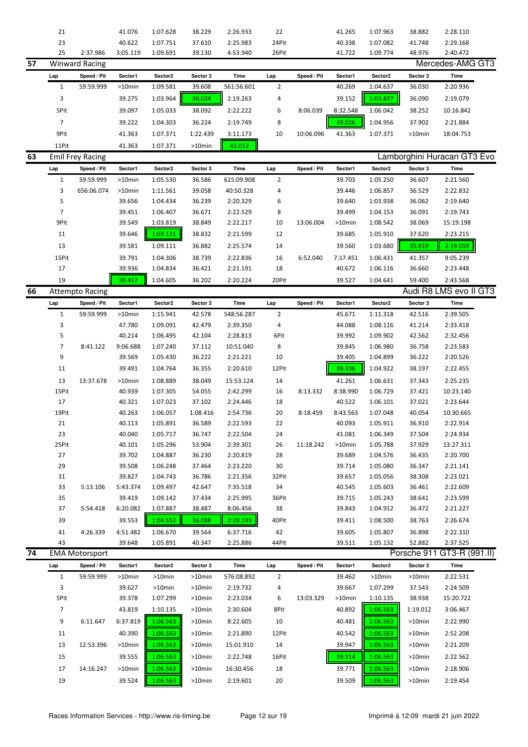| Lap | Speed / Pit | Sector1 | Sector2 | Sector 3 | Time | Lap | Speed / Pit | Sector1 | Sector2 | Sector 3 | Time |
|---|---|---|---|---|---|---|---|---|---|---|---|
| 21 | | 41.076 | 1:07.628 | 38.229 | 2:26.933 | 22 | | 41.265 | 1:07.963 | 38.882 | 2:28.110 |
| 23 | | 40.622 | 1:07.751 | 37.610 | 2:25.983 | 24Pit | | 40.338 | 1:07.082 | 41.748 | 2:29.168 |
| 25 | 2:37.986 | 3:05.119 | 1:09.691 | 39.130 | 4:53.940 | 26Pit | | 41.722 | 1:09.774 | 48.976 | 2:40.472 |

## 57 Winward Racing — Mercedes-AMG GT3

| Lap | Speed / Pit | Sector1 | Sector2 | Sector 3 | Time | Lap | Speed / Pit | Sector1 | Sector2 | Sector 3 | Time |
|---|---|---|---|---|---|---|---|---|---|---|---|
| 1 | 59:59.999 | >10min | 1:09.581 | 39.608 | 561:56.601 | 2 | | 40.269 | 1:04.637 | 36.030 | 2:20.936 |
| 3 | | 39.275 | 1:03.964 | 36.024 | 2:19.263 | 4 | | 39.152 | 1:03.837 | 36.090 | 2:19.079 |
| 5Pit | | 39.097 | 1:05.033 | 38.092 | 2:22.222 | 6 | 8:06.039 | 8:32.548 | 1:06.042 | 38.252 | 10:16.842 |
| 7 | | 39.222 | 1:04.303 | 36.224 | 2:19.749 | 8 | | 39.026 | 1:04.956 | 37.902 | 2:21.884 |
| 9Pit | | 41.363 | 1:07.371 | 1:22.439 | 3:11.173 | 10 | 10:06.096 | 41.363 | 1:07.371 | >10min | 18:04.753 |
| 11Pit | | 41.363 | 1:07.371 | >10min | 42.012 | | | | | | |

## 63 Emil Frey Racing — Lamborghini Huracan GT3 Evo

| Lap | Speed / Pit | Sector1 | Sector2 | Sector 3 | Time | Lap | Speed / Pit | Sector1 | Sector2 | Sector 3 | Time |
|---|---|---|---|---|---|---|---|---|---|---|---|
| 1 | 59:59.999 | >10min | 1:05.530 | 36.586 | 615:09.908 | 2 | | 39.703 | 1:05.250 | 36.607 | 2:21.560 |
| 3 | 656:06.074 | >10min | 1:11.561 | 39.058 | 40:50.328 | 4 | | 39.446 | 1:06.857 | 36.529 | 2:22.832 |
| 5 | | 39.656 | 1:04.434 | 36.239 | 2:20.329 | 6 | | 39.640 | 1:03.938 | 36.062 | 2:19.640 |
| 7 | | 39.451 | 1:06.407 | 36.671 | 2:22.529 | 8 | | 39.499 | 1:04.153 | 36.091 | 2:19.743 |
| 9Pit | | 39.549 | 1:03.819 | 38.849 | 2:22.217 | 10 | 13:06.004 | >10min | 1:08.542 | 38.069 | 15:19.198 |
| 11 | | 39.646 | 1:03.121 | 38.832 | 2:21.599 | 12 | | 39.685 | 1:05.910 | 37.620 | 2:23.215 |
| 13 | | 39.581 | 1:09.111 | 36.882 | 2:25.574 | 14 | | 39.560 | 1:03.680 | 35.819 | 2:19.059 |
| 15Pit | | 39.791 | 1:04.306 | 38.739 | 2:22.836 | 16 | 6:52.040 | 7:17.451 | 1:06.431 | 41.357 | 9:05.239 |
| 17 | | 39.936 | 1:04.834 | 36.421 | 2:21.191 | 18 | | 40.672 | 1:06.116 | 36.660 | 2:23.448 |
| 19 | | 39.417 | 1:04.605 | 36.202 | 2:20.224 | 20Pit | | 39.527 | 1:04.641 | 59.400 | 2:43.568 |

## 66 Attempto Racing — Audi R8 LMS evo II GT3

| Lap | Speed / Pit | Sector1 | Sector2 | Sector 3 | Time | Lap | Speed / Pit | Sector1 | Sector2 | Sector 3 | Time |
|---|---|---|---|---|---|---|---|---|---|---|---|
| 1 | 59:59.999 | >10min | 1:15.941 | 42.578 | 548:56.287 | 2 | | 45.671 | 1:11.318 | 42.516 | 2:39.505 |
| 3 | | 47.780 | 1:09.091 | 42.479 | 2:39.350 | 4 | | 44.088 | 1:08.116 | 41.214 | 2:33.418 |
| 5 | | 40.214 | 1:06.495 | 42.104 | 2:28.813 | 6Pit | | 39.992 | 1:09.902 | 42.562 | 2:32.456 |
| 7 | 8:41.122 | 9:06.688 | 1:07.240 | 37.112 | 10:51.040 | 8 | | 39.845 | 1:06.980 | 36.758 | 2:23.583 |
| 9 | | 39.569 | 1:05.430 | 36.222 | 2:21.221 | 10 | | 39.405 | 1:04.899 | 36.222 | 2:20.526 |
| 11 | | 39.491 | 1:04.764 | 36.355 | 2:20.610 | 12Pit | | 39.336 | 1:04.922 | 38.197 | 2:22.455 |
| 13 | 13:37.678 | >10min | 1:08.889 | 38.049 | 15:53.124 | 14 | | 41.261 | 1:06.631 | 37.343 | 2:25.235 |
| 15Pit | | 40.939 | 1:07.305 | 54.055 | 2:42.299 | 16 | 8:13.332 | 8:38.990 | 1:06.729 | 37.421 | 10:23.140 |
| 17 | | 40.321 | 1:07.023 | 37.102 | 2:24.446 | 18 | | 40.522 | 1:06.101 | 37.021 | 2:23.644 |
| 19Pit | | 40.263 | 1:06.057 | 1:08.416 | 2:54.736 | 20 | 8:18.459 | 8:43.563 | 1:07.048 | 40.054 | 10:30.665 |
| 21 | | 40.113 | 1:05.891 | 36.589 | 2:22.593 | 22 | | 40.093 | 1:05.911 | 36.910 | 2:22.914 |
| 23 | | 40.040 | 1:05.717 | 36.747 | 2:22.504 | 24 | | 41.081 | 1:06.349 | 37.504 | 2:24.934 |
| 25Pit | | 40.101 | 1:05.296 | 53.904 | 2:39.301 | 26 | 11:18.242 | >10min | 1:05.788 | 37.929 | 13:27.311 |
| 27 | | 39.702 | 1:04.887 | 36.230 | 2:20.819 | 28 | | 39.689 | 1:04.576 | 36.435 | 2:20.700 |
| 29 | | 39.508 | 1:06.248 | 37.464 | 2:23.220 | 30 | | 39.714 | 1:05.080 | 36.347 | 2:21.141 |
| 31 | | 39.827 | 1:04.743 | 36.786 | 2:21.356 | 32Pit | | 39.657 | 1:05.056 | 38.308 | 2:23.021 |
| 33 | 5:13.106 | 5:43.374 | 1:09.497 | 42.647 | 7:35.518 | 34 | | 40.545 | 1:05.603 | 36.461 | 2:22.609 |
| 35 | | 39.419 | 1:09.142 | 37.434 | 2:25.995 | 36Pit | | 39.715 | 1:05.243 | 38.641 | 2:23.599 |
| 37 | 5:54.418 | 6:20.082 | 1:07.887 | 38.487 | 8:06.456 | 38 | | 39.843 | 1:04.912 | 36.472 | 2:21.227 |
| 39 | | 39.553 | 1:04.552 | 36.088 | 2:20.193 | 40Pit | | 39.411 | 1:08.500 | 38.763 | 2:26.674 |
| 41 | 4:26.339 | 4:51.482 | 1:06.670 | 39.564 | 6:37.716 | 42 | | 39.605 | 1:05.807 | 36.898 | 2:22.310 |
| 43 | | 39.648 | 1:05.891 | 40.347 | 2:25.886 | 44Pit | | 39.511 | 1:05.132 | 52.882 | 2:37.525 |

## 74 EMA Motorsport — Porsche 911 GT3-R (991.II)

| Lap | Speed / Pit | Sector1 | Sector2 | Sector 3 | Time | Lap | Speed / Pit | Sector1 | Sector2 | Sector 3 | Time |
|---|---|---|---|---|---|---|---|---|---|---|---|
| 1 | 59:59.999 | >10min | >10min | >10min | 576:08.892 | 2 | | 39.462 | >10min | >10min | 2:22.531 |
| 3 | | 39.627 | >10min | >10min | 2:19.732 | 4 | | 39.667 | 1:07.299 | 37.543 | 2:24.509 |
| 5Pit | | 39.378 | 1:07.299 | >10min | 2:23.034 | 6 | 13:03.329 | >10min | 1:10.135 | 38.938 | 15:20.722 |
| 7 | | 43.819 | 1:10.135 | >10min | 2:30.604 | 8Pit | | 40.892 | 1:06.563 | 1:19.012 | 3:06.467 |
| 9 | 6:11.647 | 6:37.819 | 1:06.563 | >10min | 8:22.605 | 10 | | 40.481 | 1:06.563 | >10min | 2:22.990 |
| 11 | | 40.390 | 1:06.563 | >10min | 2:21.890 | 12Pit | | 40.542 | 1:06.563 | >10min | 2:52.208 |
| 13 | 12:53.396 | >10min | 1:06.563 | >10min | 15:01.910 | 14 | | 39.947 | 1:06.563 | >10min | 2:21.209 |
| 15 | | 39.555 | 1:06.563 | >10min | 2:22.748 | 16Pit | | 39.314 | 1:06.563 | >10min | 2:22.562 |
| 17 | 14:16.247 | >10min | 1:06.563 | >10min | 16:30.456 | 18 | | 39.771 | 1:06.563 | >10min | 2:18.906 |
| 19 | | 39.524 | 1:06.563 | >10min | 2:19.601 | 20 | | 39.509 | 1:06.563 | >10min | 2:19.454 |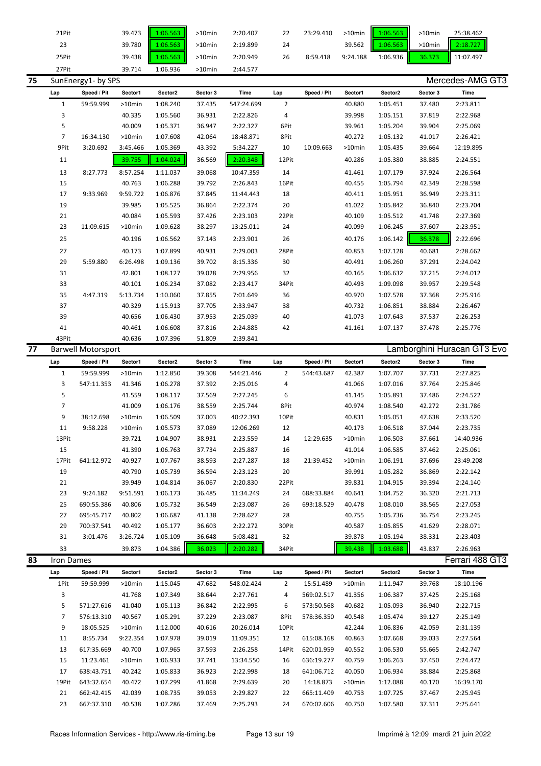| 21Pit | | 39.473 | 1:06.563 | >10min | 2:20.407 | 22 | 23:29.410 | >10min | 1:06.563 | >10min | 25:38.462 |
|---|---|---|---|---|---|---|---|---|---|---|---|
| 23 | | 39.780 | 1:06.563 | >10min | 2:19.899 | 24 | | 39.562 | 1:06.563 | >10min | 2:18.727 |
| 25Pit | | 39.438 | 1:06.563 | >10min | 2:20.949 | 26 | 8:59.418 | 9:24.188 | 1:06.936 | 36.373 | 11:07.497 |
| 27Pit | | 39.714 | 1:06.936 | >10min | 2:44.577 | | | | | | |

## 75 SunEnergy1- by SPS — Mercedes-AMG GT3

| Lap | Speed / Pit | Sector1 | Sector2 | Sector 3 | Time | Lap | Speed / Pit | Sector1 | Sector2 | Sector 3 | Time |
|---|---|---|---|---|---|---|---|---|---|---|---|
| 1 | 59:59.999 | >10min | 1:08.240 | 37.435 | 547:24.699 | 2 | | 40.880 | 1:05.451 | 37.480 | 2:23.811 |
| 3 | | 40.335 | 1:05.560 | 36.931 | 2:22.826 | 4 | | 39.998 | 1:05.151 | 37.819 | 2:22.968 |
| 5 | | 40.009 | 1:05.371 | 36.947 | 2:22.327 | 6Pit | | 39.961 | 1:05.204 | 39.904 | 2:25.069 |
| 7 | 16:34.130 | >10min | 1:07.608 | 42.064 | 18:48.871 | 8Pit | | 40.272 | 1:05.132 | 41.017 | 2:26.421 |
| 9Pit | 3:20.692 | 3:45.466 | 1:05.369 | 43.392 | 5:34.227 | 10 | 10:09.663 | >10min | 1:05.435 | 39.664 | 12:19.895 |
| 11 | | 39.755 | 1:04.024 | 36.569 | 2:20.348 | 12Pit | | 40.286 | 1:05.380 | 38.885 | 2:24.551 |
| 13 | 8:27.773 | 8:57.254 | 1:11.037 | 39.068 | 10:47.359 | 14 | | 41.461 | 1:07.179 | 37.924 | 2:26.564 |
| 15 | | 40.763 | 1:06.288 | 39.792 | 2:26.843 | 16Pit | | 40.455 | 1:05.794 | 42.349 | 2:28.598 |
| 17 | 9:33.969 | 9:59.722 | 1:06.876 | 37.845 | 11:44.443 | 18 | | 40.411 | 1:05.951 | 36.949 | 2:23.311 |
| 19 | | 39.985 | 1:05.525 | 36.864 | 2:22.374 | 20 | | 41.022 | 1:05.842 | 36.840 | 2:23.704 |
| 21 | | 40.084 | 1:05.593 | 37.426 | 2:23.103 | 22Pit | | 40.109 | 1:05.512 | 41.748 | 2:27.369 |
| 23 | 11:09.615 | >10min | 1:09.628 | 38.297 | 13:25.011 | 24 | | 40.099 | 1:06.245 | 37.607 | 2:23.951 |
| 25 | | 40.196 | 1:06.562 | 37.143 | 2:23.901 | 26 | | 40.176 | 1:06.142 | 36.378 | 2:22.696 |
| 27 | | 40.173 | 1:07.899 | 40.931 | 2:29.003 | 28Pit | | 40.853 | 1:07.128 | 40.681 | 2:28.662 |
| 29 | 5:59.880 | 6:26.498 | 1:09.136 | 39.702 | 8:15.336 | 30 | | 40.491 | 1:06.260 | 37.291 | 2:24.042 |
| 31 | | 42.801 | 1:08.127 | 39.028 | 2:29.956 | 32 | | 40.165 | 1:06.632 | 37.215 | 2:24.012 |
| 33 | | 40.101 | 1:06.234 | 37.082 | 2:23.417 | 34Pit | | 40.493 | 1:09.098 | 39.957 | 2:29.548 |
| 35 | 4:47.319 | 5:13.734 | 1:10.060 | 37.855 | 7:01.649 | 36 | | 40.970 | 1:07.578 | 37.368 | 2:25.916 |
| 37 | | 40.329 | 1:15.913 | 37.705 | 2:33.947 | 38 | | 40.732 | 1:06.851 | 38.884 | 2:26.467 |
| 39 | | 40.656 | 1:06.430 | 37.953 | 2:25.039 | 40 | | 41.073 | 1:07.643 | 37.537 | 2:26.253 |
| 41 | | 40.461 | 1:06.608 | 37.816 | 2:24.885 | 42 | | 41.161 | 1:07.137 | 37.478 | 2:25.776 |
| 43Pit | | 40.636 | 1:07.396 | 51.809 | 2:39.841 | | | | | | |

## 77 Barwell Motorsport — Lamborghini Huracan GT3 Evo

| Lap | Speed / Pit | Sector1 | Sector2 | Sector 3 | Time | Lap | Speed / Pit | Sector1 | Sector2 | Sector 3 | Time |
|---|---|---|---|---|---|---|---|---|---|---|---|
| 1 | 59:59.999 | >10min | 1:12.850 | 39.308 | 544:21.446 | 2 | 544:43.687 | 42.387 | 1:07.707 | 37.731 | 2:27.825 |
| 3 | 547:11.353 | 41.346 | 1:06.278 | 37.392 | 2:25.016 | 4 | | 41.066 | 1:07.016 | 37.764 | 2:25.846 |
| 5 | | 41.559 | 1:08.117 | 37.569 | 2:27.245 | 6 | | 41.145 | 1:05.891 | 37.486 | 2:24.522 |
| 7 | | 41.009 | 1:06.176 | 38.559 | 2:25.744 | 8Pit | | 40.974 | 1:08.540 | 42.272 | 2:31.786 |
| 9 | 38:12.698 | >10min | 1:06.509 | 37.003 | 40:22.393 | 10Pit | | 40.831 | 1:05.051 | 47.638 | 2:33.520 |
| 11 | 9:58.228 | >10min | 1:05.573 | 37.089 | 12:06.269 | 12 | | 40.173 | 1:06.518 | 37.044 | 2:23.735 |
| 13Pit | | 39.721 | 1:04.907 | 38.931 | 2:23.559 | 14 | 12:29.635 | >10min | 1:06.503 | 37.661 | 14:40.936 |
| 15 | | 41.390 | 1:06.763 | 37.734 | 2:25.887 | 16 | | 41.014 | 1:06.585 | 37.462 | 2:25.061 |
| 17Pit | 641:12.972 | 40.927 | 1:07.767 | 38.593 | 2:27.287 | 18 | 21:39.452 | >10min | 1:06.191 | 37.696 | 23:49.208 |
| 19 | | 40.790 | 1:05.739 | 36.594 | 2:23.123 | 20 | | 39.991 | 1:05.282 | 36.869 | 2:22.142 |
| 21 | | 39.949 | 1:04.814 | 36.067 | 2:20.830 | 22Pit | | 39.831 | 1:04.915 | 39.394 | 2:24.140 |
| 23 | 9:24.182 | 9:51.591 | 1:06.173 | 36.485 | 11:34.249 | 24 | 688:33.884 | 40.641 | 1:04.752 | 36.320 | 2:21.713 |
| 25 | 690:55.386 | 40.806 | 1:05.732 | 36.549 | 2:23.087 | 26 | 693:18.529 | 40.478 | 1:08.010 | 38.565 | 2:27.053 |
| 27 | 695:45.717 | 40.802 | 1:06.687 | 41.138 | 2:28.627 | 28 | | 40.755 | 1:05.736 | 36.754 | 2:23.245 |
| 29 | 700:37.541 | 40.492 | 1:05.177 | 36.603 | 2:22.272 | 30Pit | | 40.587 | 1:05.855 | 41.629 | 2:28.071 |
| 31 | 3:01.476 | 3:26.724 | 1:05.109 | 36.648 | 5:08.481 | 32 | | 39.878 | 1:05.194 | 38.331 | 2:23.403 |
| 33 | | 39.873 | 1:04.386 | 36.023 | 2:20.282 | 34Pit | | 39.438 | 1:03.688 | 43.837 | 2:26.963 |

## 83 Iron Dames — Ferrari 488 GT3

| Lap | Speed / Pit | Sector1 | Sector2 | Sector 3 | Time | Lap | Speed / Pit | Sector1 | Sector2 | Sector 3 | Time |
|---|---|---|---|---|---|---|---|---|---|---|---|
| 1Pit | 59:59.999 | >10min | 1:15.045 | 47.682 | 548:02.424 | 2 | 15:51.489 | >10min | 1:11.947 | 39.768 | 18:10.196 |
| 3 | | 41.768 | 1:07.349 | 38.644 | 2:27.761 | 4 | 569:02.517 | 41.356 | 1:06.387 | 37.425 | 2:25.168 |
| 5 | 571:27.616 | 41.040 | 1:05.113 | 36.842 | 2:22.995 | 6 | 573:50.568 | 40.682 | 1:05.093 | 36.940 | 2:22.715 |
| 7 | 576:13.310 | 40.567 | 1:05.291 | 37.229 | 2:23.087 | 8Pit | 578:36.350 | 40.548 | 1:05.474 | 39.127 | 2:25.149 |
| 9 | 18:05.525 | >10min | 1:12.000 | 40.616 | 20:26.014 | 10Pit | | 42.244 | 1:06.836 | 42.059 | 2:31.139 |
| 11 | 8:55.734 | 9:22.354 | 1:07.978 | 39.019 | 11:09.351 | 12 | 615:08.168 | 40.863 | 1:07.668 | 39.033 | 2:27.564 |
| 13 | 617:35.669 | 40.700 | 1:07.965 | 37.593 | 2:26.258 | 14Pit | 620:01.959 | 40.552 | 1:06.530 | 55.665 | 2:42.747 |
| 15 | 11:23.461 | >10min | 1:06.933 | 37.741 | 13:34.550 | 16 | 636:19.277 | 40.759 | 1:06.263 | 37.450 | 2:24.472 |
| 17 | 638:43.751 | 40.242 | 1:05.833 | 36.923 | 2:22.998 | 18 | 641:06.712 | 40.050 | 1:06.934 | 38.884 | 2:25.868 |
| 19Pit | 643:32.654 | 40.472 | 1:07.299 | 41.868 | 2:29.639 | 20 | 14:18.873 | >10min | 1:12.088 | 40.170 | 16:39.170 |
| 21 | 662:42.415 | 42.039 | 1:08.735 | 39.053 | 2:29.827 | 22 | 665:11.409 | 40.753 | 1:07.725 | 37.467 | 2:25.945 |
| 23 | 667:37.310 | 40.538 | 1:07.286 | 37.469 | 2:25.293 | 24 | 670:02.606 | 40.750 | 1:07.580 | 37.311 | 2:25.641 |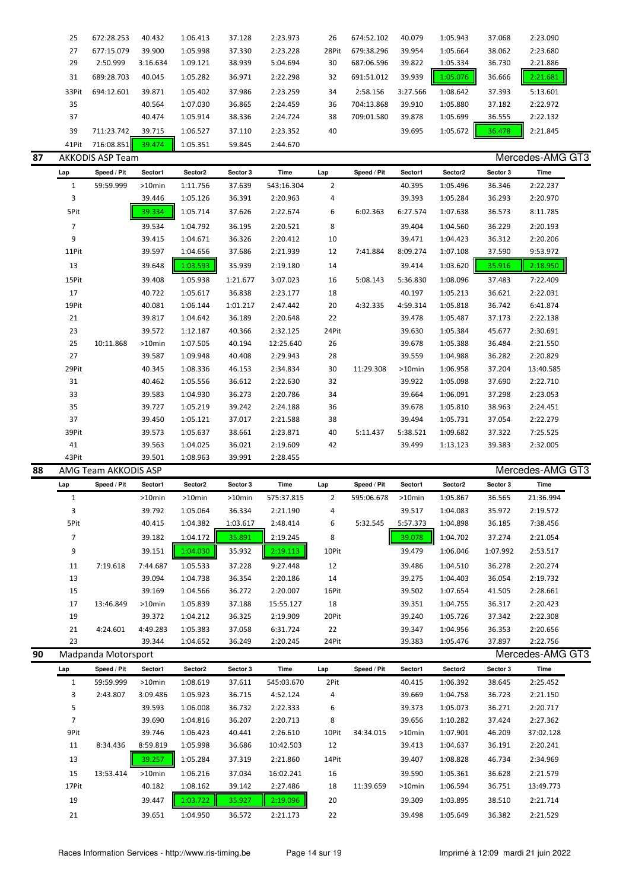| Lap | Speed / Pit | Sector1 | Sector2 | Sector 3 | Time | Lap | Speed / Pit | Sector1 | Sector2 | Sector 3 | Time |
|---|---|---|---|---|---|---|---|---|---|---|---|
| 25 | 672:28.253 | 40.432 | 1:06.413 | 37.128 | 2:23.973 | 26 | 674:52.102 | 40.079 | 1:05.943 | 37.068 | 2:23.090 |
| 27 | 677:15.079 | 39.900 | 1:05.998 | 37.330 | 2:23.228 | 28Pit | 679:38.296 | 39.954 | 1:05.664 | 38.062 | 2:23.680 |
| 29 | 2:50.999 | 3:16.634 | 1:09.121 | 38.939 | 5:04.694 | 30 | 687:06.596 | 39.822 | 1:05.334 | 36.730 | 2:21.886 |
| 31 | 689:28.703 | 40.045 | 1:05.282 | 36.971 | 2:22.298 | 32 | 691:51.012 | 39.939 | 1:05.076 | 36.666 | 2:21.681 |
| 33Pit | 694:12.601 | 39.871 | 1:05.402 | 37.986 | 2:23.259 | 34 | 2:58.156 | 3:27.566 | 1:08.642 | 37.393 | 5:13.601 |
| 35 | | 40.564 | 1:07.030 | 36.865 | 2:24.459 | 36 | 704:13.868 | 39.910 | 1:05.880 | 37.182 | 2:22.972 |
| 37 | | 40.474 | 1:05.914 | 38.336 | 2:24.724 | 38 | 709:01.580 | 39.878 | 1:05.699 | 36.555 | 2:22.132 |
| 39 | 711:23.742 | 39.715 | 1:06.527 | 37.110 | 2:23.352 | 40 | | 39.695 | 1:05.672 | 36.478 | 2:21.845 |
| 41Pit | 716:08.851 | 39.474 | 1:05.351 | 59.845 | 2:44.670 | | | | | | |

## 87 AKKODIS ASP Team — Mercedes-AMG GT3

| Lap | Speed / Pit | Sector1 | Sector2 | Sector 3 | Time | Lap | Speed / Pit | Sector1 | Sector2 | Sector 3 | Time |
|---|---|---|---|---|---|---|---|---|---|---|---|
| 1 | 59:59.999 | >10min | 1:11.756 | 37.639 | 543:16.304 | 2 | | 40.395 | 1:05.496 | 36.346 | 2:22.237 |
| 3 | | 39.446 | 1:05.126 | 36.391 | 2:20.963 | 4 | | 39.393 | 1:05.284 | 36.293 | 2:20.970 |
| 5Pit | | 39.334 | 1:05.714 | 37.626 | 2:22.674 | 6 | 6:02.363 | 6:27.574 | 1:07.638 | 36.573 | 8:11.785 |
| 7 | | 39.534 | 1:04.792 | 36.195 | 2:20.521 | 8 | | 39.404 | 1:04.560 | 36.229 | 2:20.193 |
| 9 | | 39.415 | 1:04.671 | 36.326 | 2:20.412 | 10 | | 39.471 | 1:04.423 | 36.312 | 2:20.206 |
| 11Pit | | 39.597 | 1:04.656 | 37.686 | 2:21.939 | 12 | 7:41.884 | 8:09.274 | 1:07.108 | 37.590 | 9:53.972 |
| 13 | | 39.648 | 1:03.593 | 35.939 | 2:19.180 | 14 | | 39.414 | 1:03.620 | 35.916 | 2:18.950 |
| 15Pit | | 39.408 | 1:05.938 | 1:21.677 | 3:07.023 | 16 | 5:08.143 | 5:36.830 | 1:08.096 | 37.483 | 7:22.409 |
| 17 | | 40.722 | 1:05.617 | 36.838 | 2:23.177 | 18 | | 40.197 | 1:05.213 | 36.621 | 2:22.031 |
| 19Pit | | 40.081 | 1:06.144 | 1:01.217 | 2:47.442 | 20 | 4:32.335 | 4:59.314 | 1:05.818 | 36.742 | 6:41.874 |
| 21 | | 39.817 | 1:04.642 | 36.189 | 2:20.648 | 22 | | 39.478 | 1:05.487 | 37.173 | 2:22.138 |
| 23 | | 39.572 | 1:12.187 | 40.366 | 2:32.125 | 24Pit | | 39.630 | 1:05.384 | 45.677 | 2:30.691 |
| 25 | 10:11.868 | >10min | 1:07.505 | 40.194 | 12:25.640 | 26 | | 39.678 | 1:05.388 | 36.484 | 2:21.550 |
| 27 | | 39.587 | 1:09.948 | 40.408 | 2:29.943 | 28 | | 39.559 | 1:04.988 | 36.282 | 2:20.829 |
| 29Pit | | 40.345 | 1:08.336 | 46.153 | 2:34.834 | 30 | 11:29.308 | >10min | 1:06.958 | 37.204 | 13:40.585 |
| 31 | | 40.462 | 1:05.556 | 36.612 | 2:22.630 | 32 | | 39.922 | 1:05.098 | 37.690 | 2:22.710 |
| 33 | | 39.583 | 1:04.930 | 36.273 | 2:20.786 | 34 | | 39.664 | 1:06.091 | 37.298 | 2:23.053 |
| 35 | | 39.727 | 1:05.219 | 39.242 | 2:24.188 | 36 | | 39.678 | 1:05.810 | 38.963 | 2:24.451 |
| 37 | | 39.450 | 1:05.121 | 37.017 | 2:21.588 | 38 | | 39.494 | 1:05.731 | 37.054 | 2:22.279 |
| 39Pit | | 39.573 | 1:05.637 | 38.661 | 2:23.871 | 40 | 5:11.437 | 5:38.521 | 1:09.682 | 37.322 | 7:25.525 |
| 41 | | 39.563 | 1:04.025 | 36.021 | 2:19.609 | 42 | | 39.499 | 1:13.123 | 39.383 | 2:32.005 |
| 43Pit | | 39.501 | 1:08.963 | 39.991 | 2:28.455 | | | | | | |

## 88 AMG Team AKKODIS ASP — Mercedes-AMG GT3

| Lap | Speed / Pit | Sector1 | Sector2 | Sector 3 | Time | Lap | Speed / Pit | Sector1 | Sector2 | Sector 3 | Time |
|---|---|---|---|---|---|---|---|---|---|---|---|
| 1 | | >10min | >10min | >10min | 575:37.815 | 2 | 595:06.678 | >10min | 1:05.867 | 36.565 | 21:36.994 |
| 3 | | 39.792 | 1:05.064 | 36.334 | 2:21.190 | 4 | | 39.517 | 1:04.083 | 35.972 | 2:19.572 |
| 5Pit | | 40.415 | 1:04.382 | 1:03.617 | 2:48.414 | 6 | 5:32.545 | 5:57.373 | 1:04.898 | 36.185 | 7:38.456 |
| 7 | | 39.182 | 1:04.172 | 35.891 | 2:19.245 | 8 | | 39.078 | 1:04.702 | 37.274 | 2:21.054 |
| 9 | | 39.151 | 1:04.030 | 35.932 | 2:19.113 | 10Pit | | 39.479 | 1:06.046 | 1:07.992 | 2:53.517 |
| 11 | 7:19.618 | 7:44.687 | 1:05.533 | 37.228 | 9:27.448 | 12 | | 39.486 | 1:04.510 | 36.278 | 2:20.274 |
| 13 | | 39.094 | 1:04.738 | 36.354 | 2:20.186 | 14 | | 39.275 | 1:04.403 | 36.054 | 2:19.732 |
| 15 | | 39.169 | 1:04.566 | 36.272 | 2:20.007 | 16Pit | | 39.502 | 1:07.654 | 41.505 | 2:28.661 |
| 17 | 13:46.849 | >10min | 1:05.839 | 37.188 | 15:55.127 | 18 | | 39.351 | 1:04.755 | 36.317 | 2:20.423 |
| 19 | | 39.372 | 1:04.212 | 36.325 | 2:19.909 | 20Pit | | 39.240 | 1:05.726 | 37.342 | 2:22.308 |
| 21 | 4:24.601 | 4:49.283 | 1:05.383 | 37.058 | 6:31.724 | 22 | | 39.347 | 1:04.956 | 36.353 | 2:20.656 |
| 23 | | 39.344 | 1:04.652 | 36.249 | 2:20.245 | 24Pit | | 39.383 | 1:05.476 | 37.897 | 2:22.756 |

## 90 Madpanda Motorsport — Mercedes-AMG GT3

| Lap | Speed / Pit | Sector1 | Sector2 | Sector 3 | Time | Lap | Speed / Pit | Sector1 | Sector2 | Sector 3 | Time |
|---|---|---|---|---|---|---|---|---|---|---|---|
| 1 | 59:59.999 | >10min | 1:08.619 | 37.611 | 545:03.670 | 2Pit | | 40.415 | 1:06.392 | 38.645 | 2:25.452 |
| 3 | 2:43.807 | 3:09.486 | 1:05.923 | 36.715 | 4:52.124 | 4 | | 39.669 | 1:04.758 | 36.723 | 2:21.150 |
| 5 | | 39.593 | 1:06.008 | 36.732 | 2:22.333 | 6 | | 39.373 | 1:05.073 | 36.271 | 2:20.717 |
| 7 | | 39.690 | 1:04.816 | 36.207 | 2:20.713 | 8 | | 39.656 | 1:10.282 | 37.424 | 2:27.362 |
| 9Pit | | 39.746 | 1:06.423 | 40.441 | 2:26.610 | 10Pit | 34:34.015 | >10min | 1:07.901 | 46.209 | 37:02.128 |
| 11 | 8:34.436 | 8:59.819 | 1:05.998 | 36.686 | 10:42.503 | 12 | | 39.413 | 1:04.637 | 36.191 | 2:20.241 |
| 13 | | 39.257 | 1:05.284 | 37.319 | 2:21.860 | 14Pit | | 39.407 | 1:08.828 | 46.734 | 2:34.969 |
| 15 | 13:53.414 | >10min | 1:06.216 | 37.034 | 16:02.241 | 16 | | 39.590 | 1:05.361 | 36.628 | 2:21.579 |
| 17Pit | | 40.182 | 1:08.162 | 39.142 | 2:27.486 | 18 | 11:39.659 | >10min | 1:06.594 | 36.751 | 13:49.773 |
| 19 | | 39.447 | 1:03.722 | 35.927 | 2:19.096 | 20 | | 39.309 | 1:03.895 | 38.510 | 2:21.714 |
| 21 | | 39.651 | 1:04.950 | 36.572 | 2:21.173 | 22 | | 39.498 | 1:05.649 | 36.382 | 2:21.529 |

Races Information Services - http://www.ris-timing.be — Imprimé à 12:09 mardi 21 juin 2022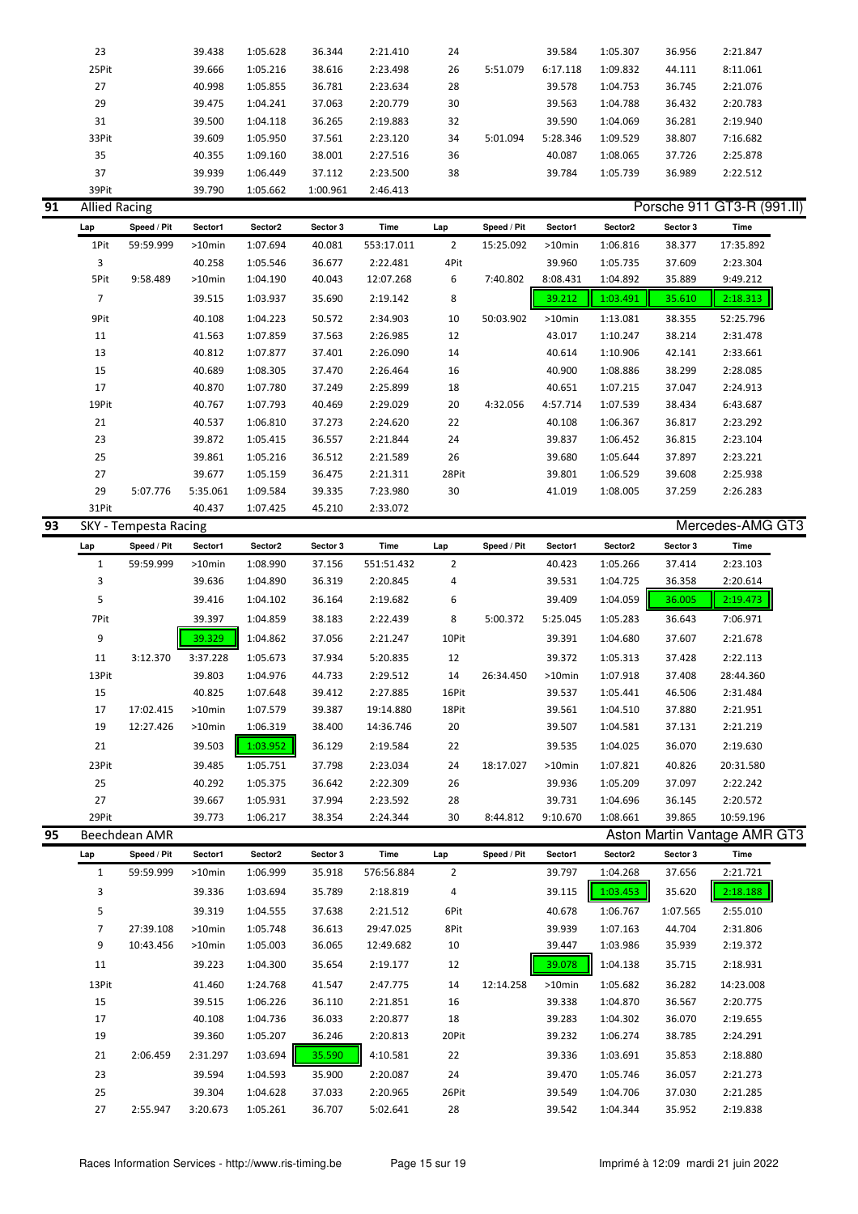| Lap | Speed / Pit | Sector1 | Sector2 | Sector 3 | Time | Lap | Speed / Pit | Sector1 | Sector2 | Sector 3 | Time |
|---|---|---|---|---|---|---|---|---|---|---|---|
| 23 | | 39.438 | 1:05.628 | 36.344 | 2:21.410 | 24 | | 39.584 | 1:05.307 | 36.956 | 2:21.847 |
| 25Pit | | 39.666 | 1:05.216 | 38.616 | 2:23.498 | 26 | 5:51.079 | 6:17.118 | 1:09.832 | 44.111 | 8:11.061 |
| 27 | | 40.998 | 1:05.855 | 36.781 | 2:23.634 | 28 | | 39.578 | 1:04.753 | 36.745 | 2:21.076 |
| 29 | | 39.475 | 1:04.241 | 37.063 | 2:20.779 | 30 | | 39.563 | 1:04.788 | 36.432 | 2:20.783 |
| 31 | | 39.500 | 1:04.118 | 36.265 | 2:19.883 | 32 | | 39.590 | 1:04.069 | 36.281 | 2:19.940 |
| 33Pit | | 39.609 | 1:05.950 | 37.561 | 2:23.120 | 34 | 5:01.094 | 5:28.346 | 1:09.529 | 38.807 | 7:16.682 |
| 35 | | 40.355 | 1:09.160 | 38.001 | 2:27.516 | 36 | | 40.087 | 1:08.065 | 37.726 | 2:25.878 |
| 37 | | 39.939 | 1:06.449 | 37.112 | 2:23.500 | 38 | | 39.784 | 1:05.739 | 36.989 | 2:22.512 |
| 39Pit | | 39.790 | 1:05.662 | 1:00.961 | 2:46.413 | | | | | | |

## 91 Allied Racing — Porsche 911 GT3-R (991.II)

| Lap | Speed / Pit | Sector1 | Sector2 | Sector 3 | Time | Lap | Speed / Pit | Sector1 | Sector2 | Sector 3 | Time |
|---|---|---|---|---|---|---|---|---|---|---|---|
| 1Pit | 59:59.999 | >10min | 1:07.694 | 40.081 | 553:17.011 | 2 | 15:25.092 | >10min | 1:06.816 | 38.377 | 17:35.892 |
| 3 | | 40.258 | 1:05.546 | 36.677 | 2:22.481 | 4Pit | | 39.960 | 1:05.735 | 37.609 | 2:23.304 |
| 5Pit | 9:58.489 | >10min | 1:04.190 | 40.043 | 12:07.268 | 6 | 7:40.802 | 8:08.431 | 1:04.892 | 35.889 | 9:49.212 |
| 7 | | 39.515 | 1:03.937 | 35.690 | 2:19.142 | 8 | | 39.212 | 1:03.491 | 35.610 | 2:18.313 |
| 9Pit | | 40.108 | 1:04.223 | 50.572 | 2:34.903 | 10 | 50:03.902 | >10min | 1:13.081 | 38.355 | 52:25.796 |
| 11 | | 41.563 | 1:07.859 | 37.563 | 2:26.985 | 12 | | 43.017 | 1:10.247 | 38.214 | 2:31.478 |
| 13 | | 40.812 | 1:07.877 | 37.401 | 2:26.090 | 14 | | 40.614 | 1:10.906 | 42.141 | 2:33.661 |
| 15 | | 40.689 | 1:08.305 | 37.470 | 2:26.464 | 16 | | 40.900 | 1:08.886 | 38.299 | 2:28.085 |
| 17 | | 40.870 | 1:07.780 | 37.249 | 2:25.899 | 18 | | 40.651 | 1:07.215 | 37.047 | 2:24.913 |
| 19Pit | | 40.767 | 1:07.793 | 40.469 | 2:29.029 | 20 | 4:32.056 | 4:57.714 | 1:07.539 | 38.434 | 6:43.687 |
| 21 | | 40.537 | 1:06.810 | 37.273 | 2:24.620 | 22 | | 40.108 | 1:06.367 | 36.817 | 2:23.292 |
| 23 | | 39.872 | 1:05.415 | 36.557 | 2:21.844 | 24 | | 39.837 | 1:06.452 | 36.815 | 2:23.104 |
| 25 | | 39.861 | 1:05.216 | 36.512 | 2:21.589 | 26 | | 39.680 | 1:05.644 | 37.897 | 2:23.221 |
| 27 | | 39.677 | 1:05.159 | 36.475 | 2:21.311 | 28Pit | | 39.801 | 1:06.529 | 39.608 | 2:25.938 |
| 29 | 5:07.776 | 5:35.061 | 1:09.584 | 39.335 | 7:23.980 | 30 | | 41.019 | 1:08.005 | 37.259 | 2:26.283 |
| 31Pit | | 40.437 | 1:07.425 | 45.210 | 2:33.072 | | | | | | |

## 93 SKY - Tempesta Racing — Mercedes-AMG GT3

| Lap | Speed / Pit | Sector1 | Sector2 | Sector 3 | Time | Lap | Speed / Pit | Sector1 | Sector2 | Sector 3 | Time |
|---|---|---|---|---|---|---|---|---|---|---|---|
| 1 | 59:59.999 | >10min | 1:08.990 | 37.156 | 551:51.432 | 2 | | 40.423 | 1:05.266 | 37.414 | 2:23.103 |
| 3 | | 39.636 | 1:04.890 | 36.319 | 2:20.845 | 4 | | 39.531 | 1:04.725 | 36.358 | 2:20.614 |
| 5 | | 39.416 | 1:04.102 | 36.164 | 2:19.682 | 6 | | 39.409 | 1:04.059 | 36.005 | 2:19.473 |
| 7Pit | | 39.397 | 1:04.859 | 38.183 | 2:22.439 | 8 | 5:00.372 | 5:25.045 | 1:05.283 | 36.643 | 7:06.971 |
| 9 | | 39.329 | 1:04.862 | 37.056 | 2:21.247 | 10Pit | | 39.391 | 1:04.680 | 37.607 | 2:21.678 |
| 11 | 3:12.370 | 3:37.228 | 1:05.673 | 37.934 | 5:20.835 | 12 | | 39.372 | 1:05.313 | 37.428 | 2:22.113 |
| 13Pit | | 39.803 | 1:04.976 | 44.733 | 2:29.512 | 14 | 26:34.450 | >10min | 1:07.918 | 37.408 | 28:44.360 |
| 15 | | 40.825 | 1:07.648 | 39.412 | 2:27.885 | 16Pit | | 39.537 | 1:05.441 | 46.506 | 2:31.484 |
| 17 | 17:02.415 | >10min | 1:07.579 | 39.387 | 19:14.880 | 18Pit | | 39.561 | 1:04.510 | 37.880 | 2:21.951 |
| 19 | 12:27.426 | >10min | 1:06.319 | 38.400 | 14:36.746 | 20 | | 39.507 | 1:04.581 | 37.131 | 2:21.219 |
| 21 | | 39.503 | 1:03.952 | 36.129 | 2:19.584 | 22 | | 39.535 | 1:04.025 | 36.070 | 2:19.630 |
| 23Pit | | 39.485 | 1:05.751 | 37.798 | 2:23.034 | 24 | 18:17.027 | >10min | 1:07.821 | 40.826 | 20:31.580 |
| 25 | | 40.292 | 1:05.375 | 36.642 | 2:22.309 | 26 | | 39.936 | 1:05.209 | 37.097 | 2:22.242 |
| 27 | | 39.667 | 1:05.931 | 37.994 | 2:23.592 | 28 | | 39.731 | 1:04.696 | 36.145 | 2:20.572 |
| 29Pit | | 39.773 | 1:06.217 | 38.354 | 2:24.344 | 30 | 8:44.812 | 9:10.670 | 1:08.661 | 39.865 | 10:59.196 |

## 95 Beechdean AMR — Aston Martin Vantage AMR GT3

| Lap | Speed / Pit | Sector1 | Sector2 | Sector 3 | Time | Lap | Speed / Pit | Sector1 | Sector2 | Sector 3 | Time |
|---|---|---|---|---|---|---|---|---|---|---|---|
| 1 | 59:59.999 | >10min | 1:06.999 | 35.918 | 576:56.884 | 2 | | 39.797 | 1:04.268 | 37.656 | 2:21.721 |
| 3 | | 39.336 | 1:03.694 | 35.789 | 2:18.819 | 4 | | 39.115 | 1:03.453 | 35.620 | 2:18.188 |
| 5 | | 39.319 | 1:04.555 | 37.638 | 2:21.512 | 6Pit | | 40.678 | 1:06.767 | 1:07.565 | 2:55.010 |
| 7 | 27:39.108 | >10min | 1:05.748 | 36.613 | 29:47.025 | 8Pit | | 39.939 | 1:07.163 | 44.704 | 2:31.806 |
| 9 | 10:43.456 | >10min | 1:05.003 | 36.065 | 12:49.682 | 10 | | 39.447 | 1:03.986 | 35.939 | 2:19.372 |
| 11 | | 39.223 | 1:04.300 | 35.654 | 2:19.177 | 12 | | 39.078 | 1:04.138 | 35.715 | 2:18.931 |
| 13Pit | | 41.460 | 1:24.768 | 41.547 | 2:47.775 | 14 | 12:14.258 | >10min | 1:05.682 | 36.282 | 14:23.008 |
| 15 | | 39.515 | 1:06.226 | 36.110 | 2:21.851 | 16 | | 39.338 | 1:04.870 | 36.567 | 2:20.775 |
| 17 | | 40.108 | 1:04.736 | 36.033 | 2:20.877 | 18 | | 39.283 | 1:04.302 | 36.070 | 2:19.655 |
| 19 | | 39.360 | 1:05.207 | 36.246 | 2:20.813 | 20Pit | | 39.232 | 1:06.274 | 38.785 | 2:24.291 |
| 21 | 2:06.459 | 2:31.297 | 1:03.694 | 35.590 | 4:10.581 | 22 | | 39.336 | 1:03.691 | 35.853 | 2:18.880 |
| 23 | | 39.594 | 1:04.593 | 35.900 | 2:20.087 | 24 | | 39.470 | 1:05.746 | 36.057 | 2:21.273 |
| 25 | | 39.304 | 1:04.628 | 37.033 | 2:20.965 | 26Pit | | 39.549 | 1:04.706 | 37.030 | 2:21.285 |
| 27 | 2:55.947 | 3:20.673 | 1:05.261 | 36.707 | 5:02.641 | 28 | | 39.542 | 1:04.344 | 35.952 | 2:19.838 |

Races Information Services - http://www.ris-timing.be — Imprimé à 12:09 mardi 21 juin 2022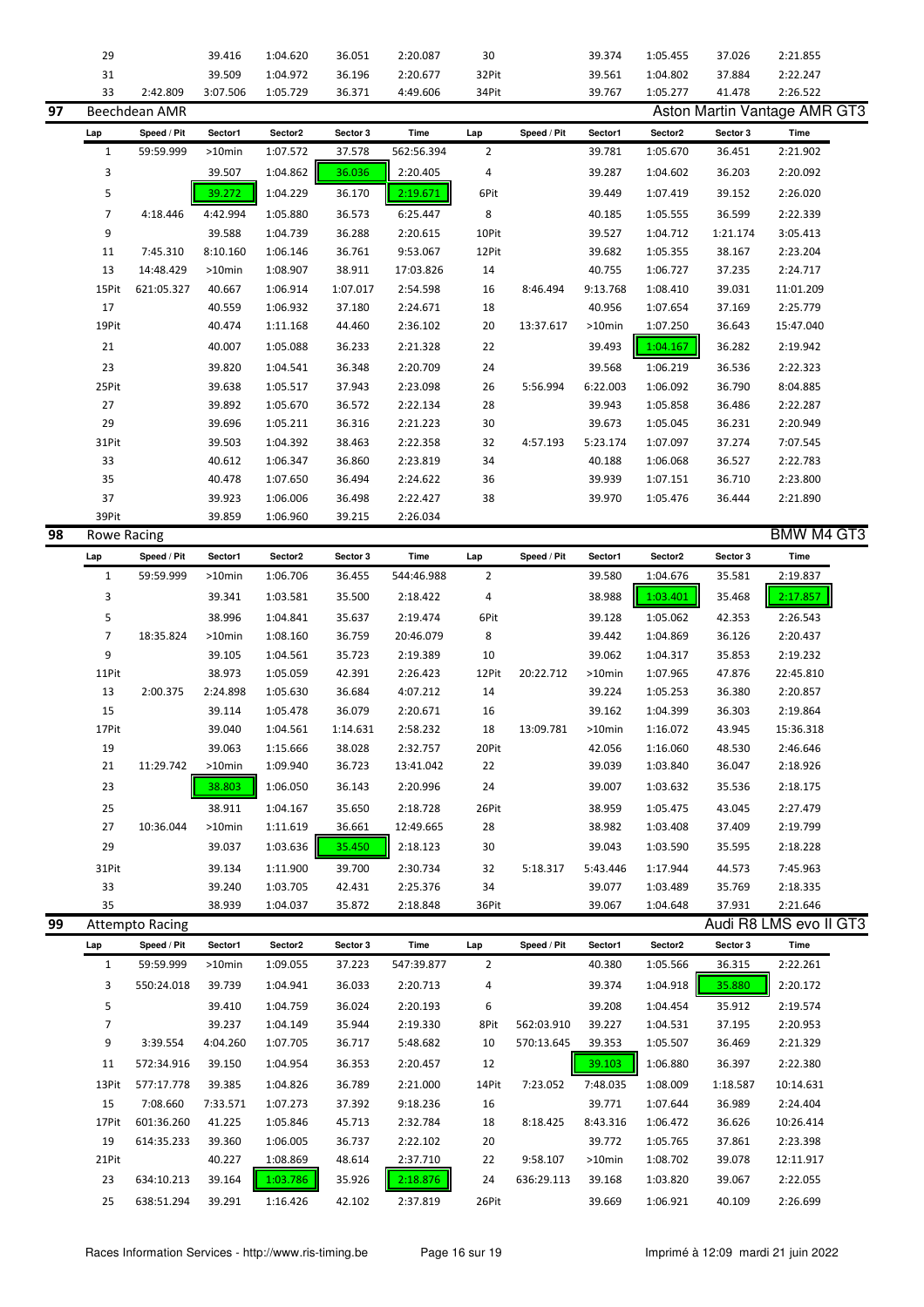| Lap | Speed / Pit | Sector1 | Sector2 | Sector 3 | Time | Lap | Speed / Pit | Sector1 | Sector2 | Sector 3 | Time |
|---|---|---|---|---|---|---|---|---|---|---|---|
| 29 | | 39.416 | 1:04.620 | 36.051 | 2:20.087 | 30 | | 39.374 | 1:05.455 | 37.026 | 2:21.855 |
| 31 | | 39.509 | 1:04.972 | 36.196 | 2:20.677 | 32Pit | | 39.561 | 1:04.802 | 37.884 | 2:22.247 |
| 33 | 2:42.809 | 3:07.506 | 1:05.729 | 36.371 | 4:49.606 | 34Pit | | 39.767 | 1:05.277 | 41.478 | 2:26.522 |

## 97 Beechdean AMR — Aston Martin Vantage AMR GT3

| Lap | Speed / Pit | Sector1 | Sector2 | Sector 3 | Time | Lap | Speed / Pit | Sector1 | Sector2 | Sector 3 | Time |
|---|---|---|---|---|---|---|---|---|---|---|---|
| 1 | 59:59.999 | >10min | 1:07.572 | 37.578 | 562:56.394 | 2 | | 39.781 | 1:05.670 | 36.451 | 2:21.902 |
| 3 | | 39.507 | 1:04.862 | 36.036 | 2:20.405 | 4 | | 39.287 | 1:04.602 | 36.203 | 2:20.092 |
| 5 | | 39.272 | 1:04.229 | 36.170 | 2:19.671 | 6Pit | | 39.449 | 1:07.419 | 39.152 | 2:26.020 |
| 7 | 4:18.446 | 4:42.994 | 1:05.880 | 36.573 | 6:25.447 | 8 | | 40.185 | 1:05.555 | 36.599 | 2:22.339 |
| 9 | | 39.588 | 1:04.739 | 36.288 | 2:20.615 | 10Pit | | 39.527 | 1:04.712 | 1:21.174 | 3:05.413 |
| 11 | 7:45.310 | 8:10.160 | 1:06.146 | 36.761 | 9:53.067 | 12Pit | | 39.682 | 1:05.355 | 38.167 | 2:23.204 |
| 13 | 14:48.429 | >10min | 1:08.907 | 38.911 | 17:03.826 | 14 | | 40.755 | 1:06.727 | 37.235 | 2:24.717 |
| 15Pit | 621:05.327 | 40.667 | 1:06.914 | 1:07.017 | 2:54.598 | 16 | 8:46.494 | 9:13.768 | 1:08.410 | 39.031 | 11:01.209 |
| 17 | | 40.559 | 1:06.932 | 37.180 | 2:24.671 | 18 | | 40.956 | 1:07.654 | 37.169 | 2:25.779 |
| 19Pit | | 40.474 | 1:11.168 | 44.460 | 2:36.102 | 20 | 13:37.617 | >10min | 1:07.250 | 36.643 | 15:47.040 |
| 21 | | 40.007 | 1:05.088 | 36.233 | 2:21.328 | 22 | | 39.493 | 1:04.167 | 36.282 | 2:19.942 |
| 23 | | 39.820 | 1:04.541 | 36.348 | 2:20.709 | 24 | | 39.568 | 1:06.219 | 36.536 | 2:22.323 |
| 25Pit | | 39.638 | 1:05.517 | 37.943 | 2:23.098 | 26 | 5:56.994 | 6:22.003 | 1:06.092 | 36.790 | 8:04.885 |
| 27 | | 39.892 | 1:05.670 | 36.572 | 2:22.134 | 28 | | 39.943 | 1:05.858 | 36.486 | 2:22.287 |
| 29 | | 39.696 | 1:05.211 | 36.316 | 2:21.223 | 30 | | 39.673 | 1:05.045 | 36.231 | 2:20.949 |
| 31Pit | | 39.503 | 1:04.392 | 38.463 | 2:22.358 | 32 | 4:57.193 | 5:23.174 | 1:07.097 | 37.274 | 7:07.545 |
| 33 | | 40.612 | 1:06.347 | 36.860 | 2:23.819 | 34 | | 40.188 | 1:06.068 | 36.527 | 2:22.783 |
| 35 | | 40.478 | 1:07.650 | 36.494 | 2:24.622 | 36 | | 39.939 | 1:07.151 | 36.710 | 2:23.800 |
| 37 | | 39.923 | 1:06.006 | 36.498 | 2:22.427 | 38 | | 39.970 | 1:05.476 | 36.444 | 2:21.890 |
| 39Pit | | 39.859 | 1:06.960 | 39.215 | 2:26.034 | | | | | | |

## 98 Rowe Racing — BMW M4 GT3

| Lap | Speed / Pit | Sector1 | Sector2 | Sector 3 | Time | Lap | Speed / Pit | Sector1 | Sector2 | Sector 3 | Time |
|---|---|---|---|---|---|---|---|---|---|---|---|
| 1 | 59:59.999 | >10min | 1:06.706 | 36.455 | 544:46.988 | 2 | | 39.580 | 1:04.676 | 35.581 | 2:19.837 |
| 3 | | 39.341 | 1:03.581 | 35.500 | 2:18.422 | 4 | | 38.988 | 1:03.401 | 35.468 | 2:17.857 |
| 5 | | 38.996 | 1:04.841 | 35.637 | 2:19.474 | 6Pit | | 39.128 | 1:05.062 | 42.353 | 2:26.543 |
| 7 | 18:35.824 | >10min | 1:08.160 | 36.759 | 20:46.079 | 8 | | 39.442 | 1:04.869 | 36.126 | 2:20.437 |
| 9 | | 39.105 | 1:04.561 | 35.723 | 2:19.389 | 10 | | 39.062 | 1:04.317 | 35.853 | 2:19.232 |
| 11Pit | | 38.973 | 1:05.059 | 42.391 | 2:26.423 | 12Pit | 20:22.712 | >10min | 1:07.965 | 47.876 | 22:45.810 |
| 13 | 2:00.375 | 2:24.898 | 1:05.630 | 36.684 | 4:07.212 | 14 | | 39.224 | 1:05.253 | 36.380 | 2:20.857 |
| 15 | | 39.114 | 1:05.478 | 36.079 | 2:20.671 | 16 | | 39.162 | 1:04.399 | 36.303 | 2:19.864 |
| 17Pit | | 39.040 | 1:04.561 | 1:14.631 | 2:58.232 | 18 | 13:09.781 | >10min | 1:16.072 | 43.945 | 15:36.318 |
| 19 | | 39.063 | 1:15.666 | 38.028 | 2:32.757 | 20Pit | | 42.056 | 1:16.060 | 48.530 | 2:46.646 |
| 21 | 11:29.742 | >10min | 1:09.940 | 36.723 | 13:41.042 | 22 | | 39.039 | 1:03.840 | 36.047 | 2:18.926 |
| 23 | | 38.803 | 1:06.050 | 36.143 | 2:20.996 | 24 | | 39.007 | 1:03.632 | 35.536 | 2:18.175 |
| 25 | | 38.911 | 1:04.167 | 35.650 | 2:18.728 | 26Pit | | 38.959 | 1:05.475 | 43.045 | 2:27.479 |
| 27 | 10:36.044 | >10min | 1:11.619 | 36.661 | 12:49.665 | 28 | | 38.982 | 1:03.408 | 37.409 | 2:19.799 |
| 29 | | 39.037 | 1:03.636 | 35.450 | 2:18.123 | 30 | | 39.043 | 1:03.590 | 35.595 | 2:18.228 |
| 31Pit | | 39.134 | 1:11.900 | 39.700 | 2:30.734 | 32 | 5:18.317 | 5:43.446 | 1:17.944 | 44.573 | 7:45.963 |
| 33 | | 39.240 | 1:03.705 | 42.431 | 2:25.376 | 34 | | 39.077 | 1:03.489 | 35.769 | 2:18.335 |
| 35 | | 38.939 | 1:04.037 | 35.872 | 2:18.848 | 36Pit | | 39.067 | 1:04.648 | 37.931 | 2:21.646 |

## 99 Attempto Racing — Audi R8 LMS evo II GT3

| Lap | Speed / Pit | Sector1 | Sector2 | Sector 3 | Time | Lap | Speed / Pit | Sector1 | Sector2 | Sector 3 | Time |
|---|---|---|---|---|---|---|---|---|---|---|---|
| 1 | 59:59.999 | >10min | 1:09.055 | 37.223 | 547:39.877 | 2 | | 40.380 | 1:05.566 | 36.315 | 2:22.261 |
| 3 | 550:24.018 | 39.739 | 1:04.941 | 36.033 | 2:20.713 | 4 | | 39.374 | 1:04.918 | 35.880 | 2:20.172 |
| 5 | | 39.410 | 1:04.759 | 36.024 | 2:20.193 | 6 | | 39.208 | 1:04.454 | 35.912 | 2:19.574 |
| 7 | | 39.237 | 1:04.149 | 35.944 | 2:19.330 | 8Pit | 562:03.910 | 39.227 | 1:04.531 | 37.195 | 2:20.953 |
| 9 | 3:39.554 | 4:04.260 | 1:07.705 | 36.717 | 5:48.682 | 10 | 570:13.645 | 39.353 | 1:05.507 | 36.469 | 2:21.329 |
| 11 | 572:34.916 | 39.150 | 1:04.954 | 36.353 | 2:20.457 | 12 | | 39.103 | 1:06.880 | 36.397 | 2:22.380 |
| 13Pit | 577:17.778 | 39.385 | 1:04.826 | 36.789 | 2:21.000 | 14Pit | 7:23.052 | 7:48.035 | 1:08.009 | 1:18.587 | 10:14.631 |
| 15 | 7:08.660 | 7:33.571 | 1:07.273 | 37.392 | 9:18.236 | 16 | | 39.771 | 1:07.644 | 36.989 | 2:24.404 |
| 17Pit | 601:36.260 | 41.225 | 1:05.846 | 45.713 | 2:32.784 | 18 | 8:18.425 | 8:43.316 | 1:06.472 | 36.626 | 10:26.414 |
| 19 | 614:35.233 | 39.360 | 1:06.005 | 36.737 | 2:22.102 | 20 | | 39.772 | 1:05.765 | 37.861 | 2:23.398 |
| 21Pit | | 40.227 | 1:08.869 | 48.614 | 2:37.710 | 22 | 9:58.107 | >10min | 1:08.702 | 39.078 | 12:11.917 |
| 23 | 634:10.213 | 39.164 | 1:03.786 | 35.926 | 2:18.876 | 24 | 636:29.113 | 39.168 | 1:03.820 | 39.067 | 2:22.055 |
| 25 | 638:51.294 | 39.291 | 1:16.426 | 42.102 | 2:37.819 | 26Pit | | 39.669 | 1:06.921 | 40.109 | 2:26.699 |

Races Information Services - http://www.ris-timing.be — Imprimé à 12:09 mardi 21 juin 2022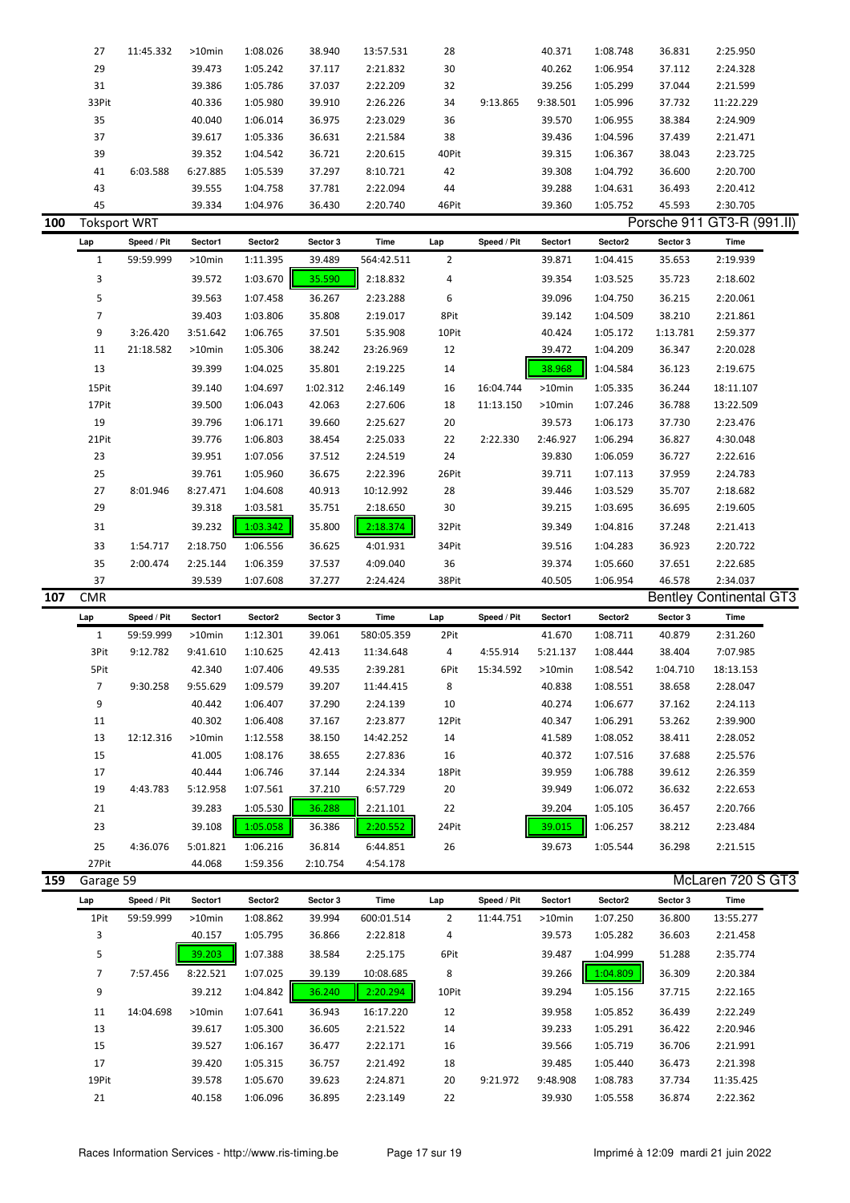| Lap | Speed / Pit | Sector1 | Sector2 | Sector 3 | Time | Lap | Speed / Pit | Sector1 | Sector2 | Sector 3 | Time |
|---|---|---|---|---|---|---|---|---|---|---|---|
| 27 | 11:45.332 | >10min | 1:08.026 | 38.940 | 13:57.531 | 28 | | 40.371 | 1:08.748 | 36.831 | 2:25.950 |
| 29 | | 39.473 | 1:05.242 | 37.117 | 2:21.832 | 30 | | 40.262 | 1:06.954 | 37.112 | 2:24.328 |
| 31 | | 39.386 | 1:05.786 | 37.037 | 2:22.209 | 32 | | 39.256 | 1:05.299 | 37.044 | 2:21.599 |
| 33Pit | | 40.336 | 1:05.980 | 39.910 | 2:26.226 | 34 | 9:13.865 | 9:38.501 | 1:05.996 | 37.732 | 11:22.229 |
| 35 | | 40.040 | 1:06.014 | 36.975 | 2:23.029 | 36 | | 39.570 | 1:06.955 | 38.384 | 2:24.909 |
| 37 | | 39.617 | 1:05.336 | 36.631 | 2:21.584 | 38 | | 39.436 | 1:04.596 | 37.439 | 2:21.471 |
| 39 | | 39.352 | 1:04.542 | 36.721 | 2:20.615 | 40Pit | | 39.315 | 1:06.367 | 38.043 | 2:23.725 |
| 41 | 6:03.588 | 6:27.885 | 1:05.539 | 37.297 | 8:10.721 | 42 | | 39.308 | 1:04.792 | 36.600 | 2:20.700 |
| 43 | | 39.555 | 1:04.758 | 37.781 | 2:22.094 | 44 | | 39.288 | 1:04.631 | 36.493 | 2:20.412 |
| 45 | | 39.334 | 1:04.976 | 36.430 | 2:20.740 | 46Pit | | 39.360 | 1:05.752 | 45.593 | 2:30.705 |

## 100 Toksport WRT — Porsche 911 GT3-R (991.II)

| Lap | Speed / Pit | Sector1 | Sector2 | Sector 3 | Time | Lap | Speed / Pit | Sector1 | Sector2 | Sector 3 | Time |
|---|---|---|---|---|---|---|---|---|---|---|---|
| 1 | 59:59.999 | >10min | 1:11.395 | 39.489 | 564:42.511 | 2 | | 39.871 | 1:04.415 | 35.653 | 2:19.939 |
| 3 | | 39.572 | 1:03.670 | 35.590 | 2:18.832 | 4 | | 39.354 | 1:03.525 | 35.723 | 2:18.602 |
| 5 | | 39.563 | 1:07.458 | 36.267 | 2:23.288 | 6 | | 39.096 | 1:04.750 | 36.215 | 2:20.061 |
| 7 | | 39.403 | 1:03.806 | 35.808 | 2:19.017 | 8Pit | | 39.142 | 1:04.509 | 38.210 | 2:21.861 |
| 9 | 3:26.420 | 3:51.642 | 1:06.765 | 37.501 | 5:35.908 | 10Pit | | 40.424 | 1:05.172 | 1:13.781 | 2:59.377 |
| 11 | 21:18.582 | >10min | 1:05.306 | 38.242 | 23:26.969 | 12 | | 39.472 | 1:04.209 | 36.347 | 2:20.028 |
| 13 | | 39.399 | 1:04.025 | 35.801 | 2:19.225 | 14 | | 38.968 | 1:04.584 | 36.123 | 2:19.675 |
| 15Pit | | 39.140 | 1:04.697 | 1:02.312 | 2:46.149 | 16 | 16:04.744 | >10min | 1:05.335 | 36.244 | 18:11.107 |
| 17Pit | | 39.500 | 1:06.043 | 42.063 | 2:27.606 | 18 | 11:13.150 | >10min | 1:07.246 | 36.788 | 13:22.509 |
| 19 | | 39.796 | 1:06.171 | 39.660 | 2:25.627 | 20 | | 39.573 | 1:06.173 | 37.730 | 2:23.476 |
| 21Pit | | 39.776 | 1:06.803 | 38.454 | 2:25.033 | 22 | 2:22.330 | 2:46.927 | 1:06.294 | 36.827 | 4:30.048 |
| 23 | | 39.951 | 1:07.056 | 37.512 | 2:24.519 | 24 | | 39.830 | 1:06.059 | 36.727 | 2:22.616 |
| 25 | | 39.761 | 1:05.960 | 36.675 | 2:22.396 | 26Pit | | 39.711 | 1:07.113 | 37.959 | 2:24.783 |
| 27 | 8:01.946 | 8:27.471 | 1:04.608 | 40.913 | 10:12.992 | 28 | | 39.446 | 1:03.529 | 35.707 | 2:18.682 |
| 29 | | 39.318 | 1:03.581 | 35.751 | 2:18.650 | 30 | | 39.215 | 1:03.695 | 36.695 | 2:19.605 |
| 31 | | 39.232 | 1:03.342 | 35.800 | 2:18.374 | 32Pit | | 39.349 | 1:04.816 | 37.248 | 2:21.413 |
| 33 | 1:54.717 | 2:18.750 | 1:06.556 | 36.625 | 4:01.931 | 34Pit | | 39.516 | 1:04.283 | 36.923 | 2:20.722 |
| 35 | 2:00.474 | 2:25.144 | 1:06.359 | 37.537 | 4:09.040 | 36 | | 39.374 | 1:05.660 | 37.651 | 2:22.685 |
| 37 | | 39.539 | 1:07.608 | 37.277 | 2:24.424 | 38Pit | | 40.505 | 1:06.954 | 46.578 | 2:34.037 |

## 107 CMR — Bentley Continental GT3

| Lap | Speed / Pit | Sector1 | Sector2 | Sector 3 | Time | Lap | Speed / Pit | Sector1 | Sector2 | Sector 3 | Time |
|---|---|---|---|---|---|---|---|---|---|---|---|
| 1 | 59:59.999 | >10min | 1:12.301 | 39.061 | 580:05.359 | 2Pit | | 41.670 | 1:08.711 | 40.879 | 2:31.260 |
| 3Pit | 9:12.782 | 9:41.610 | 1:10.625 | 42.413 | 11:34.648 | 4 | 4:55.914 | 5:21.137 | 1:08.444 | 38.404 | 7:07.985 |
| 5Pit | | 42.340 | 1:07.406 | 49.535 | 2:39.281 | 6Pit | 15:34.592 | >10min | 1:08.542 | 1:04.710 | 18:13.153 |
| 7 | 9:30.258 | 9:55.629 | 1:09.579 | 39.207 | 11:44.415 | 8 | | 40.838 | 1:08.551 | 38.658 | 2:28.047 |
| 9 | | 40.442 | 1:06.407 | 37.290 | 2:24.139 | 10 | | 40.274 | 1:06.677 | 37.162 | 2:24.113 |
| 11 | | 40.302 | 1:06.408 | 37.167 | 2:23.877 | 12Pit | | 40.347 | 1:06.291 | 53.262 | 2:39.900 |
| 13 | 12:12.316 | >10min | 1:12.558 | 38.150 | 14:42.252 | 14 | | 41.589 | 1:08.052 | 38.411 | 2:28.052 |
| 15 | | 41.005 | 1:08.176 | 38.655 | 2:27.836 | 16 | | 40.372 | 1:07.516 | 37.688 | 2:25.576 |
| 17 | | 40.444 | 1:06.746 | 37.144 | 2:24.334 | 18Pit | | 39.959 | 1:06.788 | 39.612 | 2:26.359 |
| 19 | 4:43.783 | 5:12.958 | 1:07.561 | 37.210 | 6:57.729 | 20 | | 39.949 | 1:06.072 | 36.632 | 2:22.653 |
| 21 | | 39.283 | 1:05.530 | 36.288 | 2:21.101 | 22 | | 39.204 | 1:05.105 | 36.457 | 2:20.766 |
| 23 | | 39.108 | 1:05.058 | 36.386 | 2:20.552 | 24Pit | | 39.015 | 1:06.257 | 38.212 | 2:23.484 |
| 25 | 4:36.076 | 5:01.821 | 1:06.216 | 36.814 | 6:44.851 | 26 | | 39.673 | 1:05.544 | 36.298 | 2:21.515 |
| 27Pit | | 44.068 | 1:59.356 | 2:10.754 | 4:54.178 | | | | | | |

## 159 Garage 59 — McLaren 720 S GT3

| Lap | Speed / Pit | Sector1 | Sector2 | Sector 3 | Time | Lap | Speed / Pit | Sector1 | Sector2 | Sector 3 | Time |
|---|---|---|---|---|---|---|---|---|---|---|---|
| 1Pit | 59:59.999 | >10min | 1:08.862 | 39.994 | 600:01.514 | 2 | 11:44.751 | >10min | 1:07.250 | 36.800 | 13:55.277 |
| 3 | | 40.157 | 1:05.795 | 36.866 | 2:22.818 | 4 | | 39.573 | 1:05.282 | 36.603 | 2:21.458 |
| 5 | | 39.203 | 1:07.388 | 38.584 | 2:25.175 | 6Pit | | 39.487 | 1:04.999 | 51.288 | 2:35.774 |
| 7 | 7:57.456 | 8:22.521 | 1:07.025 | 39.139 | 10:08.685 | 8 | | 39.266 | 1:04.809 | 36.309 | 2:20.384 |
| 9 | | 39.212 | 1:04.842 | 36.240 | 2:20.294 | 10Pit | | 39.294 | 1:05.156 | 37.715 | 2:22.165 |
| 11 | 14:04.698 | >10min | 1:07.641 | 36.943 | 16:17.220 | 12 | | 39.958 | 1:05.852 | 36.439 | 2:22.249 |
| 13 | | 39.617 | 1:05.300 | 36.605 | 2:21.522 | 14 | | 39.233 | 1:05.291 | 36.422 | 2:20.946 |
| 15 | | 39.527 | 1:06.167 | 36.477 | 2:22.171 | 16 | | 39.566 | 1:05.719 | 36.706 | 2:21.991 |
| 17 | | 39.420 | 1:05.315 | 36.757 | 2:21.492 | 18 | | 39.485 | 1:05.440 | 36.473 | 2:21.398 |
| 19Pit | | 39.578 | 1:05.670 | 39.623 | 2:24.871 | 20 | 9:21.972 | 9:48.908 | 1:08.783 | 37.734 | 11:35.425 |
| 21 | | 40.158 | 1:06.096 | 36.895 | 2:23.149 | 22 | | 39.930 | 1:05.558 | 36.874 | 2:22.362 |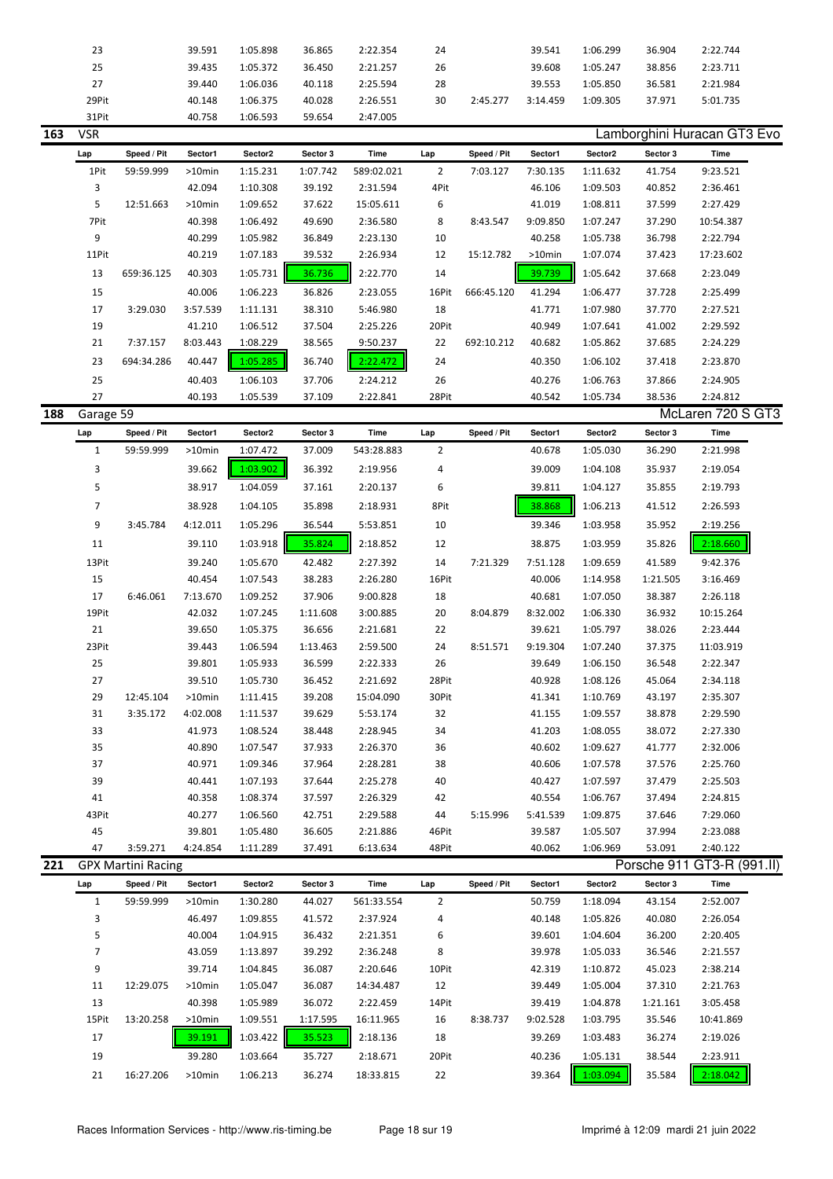| Lap | Speed / Pit | Sector1 | Sector2 | Sector 3 | Time | Lap | Speed / Pit | Sector1 | Sector2 | Sector 3 | Time |
|---|---|---|---|---|---|---|---|---|---|---|---|
| 23 | | 39.591 | 1:05.898 | 36.865 | 2:22.354 | 24 | | 39.541 | 1:06.299 | 36.904 | 2:22.744 |
| 25 | | 39.435 | 1:05.372 | 36.450 | 2:21.257 | 26 | | 39.608 | 1:05.247 | 38.856 | 2:23.711 |
| 27 | | 39.440 | 1:06.036 | 40.118 | 2:25.594 | 28 | | 39.553 | 1:05.850 | 36.581 | 2:21.984 |
| 29Pit | | 40.148 | 1:06.375 | 40.028 | 2:26.551 | 30 | 2:45.277 | 3:14.459 | 1:09.305 | 37.971 | 5:01.735 |
| 31Pit | | 40.758 | 1:06.593 | 59.654 | 2:47.005 | | | | | | |

**163** VSR — Lamborghini Huracan GT3 Evo

| Lap | Speed / Pit | Sector1 | Sector2 | Sector 3 | Time | Lap | Speed / Pit | Sector1 | Sector2 | Sector 3 | Time |
|---|---|---|---|---|---|---|---|---|---|---|---|
| 1Pit | 59:59.999 | >10min | 1:15.231 | 1:07.742 | 589:02.021 | 2 | 7:03.127 | 7:30.135 | 1:11.632 | 41.754 | 9:23.521 |
| 3 | | 42.094 | 1:10.308 | 39.192 | 2:31.594 | 4Pit | | 46.106 | 1:09.503 | 40.852 | 2:36.461 |
| 5 | 12:51.663 | >10min | 1:09.652 | 37.622 | 15:05.611 | 6 | | 41.019 | 1:08.811 | 37.599 | 2:27.429 |
| 7Pit | | 40.398 | 1:06.492 | 49.690 | 2:36.580 | 8 | 8:43.547 | 9:09.850 | 1:07.247 | 37.290 | 10:54.387 |
| 9 | | 40.299 | 1:05.982 | 36.849 | 2:23.130 | 10 | | 40.258 | 1:05.738 | 36.798 | 2:22.794 |
| 11Pit | | 40.219 | 1:07.183 | 39.532 | 2:26.934 | 12 | 15:12.782 | >10min | 1:07.074 | 37.423 | 17:23.602 |
| 13 | 659:36.125 | 40.303 | 1:05.731 | 36.736 | 2:22.770 | 14 | | 39.739 | 1:05.642 | 37.668 | 2:23.049 |
| 15 | | 40.006 | 1:06.223 | 36.826 | 2:23.055 | 16Pit | 666:45.120 | 41.294 | 1:06.477 | 37.728 | 2:25.499 |
| 17 | 3:29.030 | 3:57.539 | 1:11.131 | 38.310 | 5:46.980 | 18 | | 41.771 | 1:07.980 | 37.770 | 2:27.521 |
| 19 | | 41.210 | 1:06.512 | 37.504 | 2:25.226 | 20Pit | | 40.949 | 1:07.641 | 41.002 | 2:29.592 |
| 21 | 7:37.157 | 8:03.443 | 1:08.229 | 38.565 | 9:50.237 | 22 | 692:10.212 | 40.682 | 1:05.862 | 37.685 | 2:24.229 |
| 23 | 694:34.286 | 40.447 | 1:05.285 | 36.740 | 2:22.472 | 24 | | 40.350 | 1:06.102 | 37.418 | 2:23.870 |
| 25 | | 40.403 | 1:06.103 | 37.706 | 2:24.212 | 26 | | 40.276 | 1:06.763 | 37.866 | 2:24.905 |
| 27 | | 40.193 | 1:05.539 | 37.109 | 2:22.841 | 28Pit | | 40.542 | 1:05.734 | 38.536 | 2:24.812 |

**188** Garage 59 — McLaren 720 S GT3

| Lap | Speed / Pit | Sector1 | Sector2 | Sector 3 | Time | Lap | Speed / Pit | Sector1 | Sector2 | Sector 3 | Time |
|---|---|---|---|---|---|---|---|---|---|---|---|
| 1 | 59:59.999 | >10min | 1:07.472 | 37.009 | 543:28.883 | 2 | | 40.678 | 1:05.030 | 36.290 | 2:21.998 |
| 3 | | 39.662 | 1:03.902 | 36.392 | 2:19.956 | 4 | | 39.009 | 1:04.108 | 35.937 | 2:19.054 |
| 5 | | 38.917 | 1:04.059 | 37.161 | 2:20.137 | 6 | | 39.811 | 1:04.127 | 35.855 | 2:19.793 |
| 7 | | 38.928 | 1:04.105 | 35.898 | 2:18.931 | 8Pit | | 38.868 | 1:06.213 | 41.512 | 2:26.593 |
| 9 | 3:45.784 | 4:12.011 | 1:05.296 | 36.544 | 5:53.851 | 10 | | 39.346 | 1:03.958 | 35.952 | 2:19.256 |
| 11 | | 39.110 | 1:03.918 | 35.824 | 2:18.852 | 12 | | 38.875 | 1:03.959 | 35.826 | 2:18.660 |
| 13Pit | | 39.240 | 1:05.670 | 42.482 | 2:27.392 | 14 | 7:21.329 | 7:51.128 | 1:09.659 | 41.589 | 9:42.376 |
| 15 | | 40.454 | 1:07.543 | 38.283 | 2:26.280 | 16Pit | | 40.006 | 1:14.958 | 1:21.505 | 3:16.469 |
| 17 | 6:46.061 | 7:13.670 | 1:09.252 | 37.906 | 9:00.828 | 18 | | 40.681 | 1:07.050 | 38.387 | 2:26.118 |
| 19Pit | | 42.032 | 1:07.245 | 1:11.608 | 3:00.885 | 20 | 8:04.879 | 8:32.002 | 1:06.330 | 36.932 | 10:15.264 |
| 21 | | 39.650 | 1:05.375 | 36.656 | 2:21.681 | 22 | | 39.621 | 1:05.797 | 38.026 | 2:23.444 |
| 23Pit | | 39.443 | 1:06.594 | 1:13.463 | 2:59.500 | 24 | 8:51.571 | 9:19.304 | 1:07.240 | 37.375 | 11:03.919 |
| 25 | | 39.801 | 1:05.933 | 36.599 | 2:22.333 | 26 | | 39.649 | 1:06.150 | 36.548 | 2:22.347 |
| 27 | | 39.510 | 1:05.730 | 36.452 | 2:21.692 | 28Pit | | 40.928 | 1:08.126 | 45.064 | 2:34.118 |
| 29 | 12:45.104 | >10min | 1:11.415 | 39.208 | 15:04.090 | 30Pit | | 41.341 | 1:10.769 | 43.197 | 2:35.307 |
| 31 | 3:35.172 | 4:02.008 | 1:11.537 | 39.629 | 5:53.174 | 32 | | 41.155 | 1:09.557 | 38.878 | 2:29.590 |
| 33 | | 41.973 | 1:08.524 | 38.448 | 2:28.945 | 34 | | 41.203 | 1:08.055 | 38.072 | 2:27.330 |
| 35 | | 40.890 | 1:07.547 | 37.933 | 2:26.370 | 36 | | 40.602 | 1:09.627 | 41.777 | 2:32.006 |
| 37 | | 40.971 | 1:09.346 | 37.964 | 2:28.281 | 38 | | 40.606 | 1:07.578 | 37.576 | 2:25.760 |
| 39 | | 40.441 | 1:07.193 | 37.644 | 2:25.278 | 40 | | 40.427 | 1:07.597 | 37.479 | 2:25.503 |
| 41 | | 40.358 | 1:08.374 | 37.597 | 2:26.329 | 42 | | 40.554 | 1:06.767 | 37.494 | 2:24.815 |
| 43Pit | | 40.277 | 1:06.560 | 42.751 | 2:29.588 | 44 | 5:15.996 | 5:41.539 | 1:09.875 | 37.646 | 7:29.060 |
| 45 | | 39.801 | 1:05.480 | 36.605 | 2:21.886 | 46Pit | | 39.587 | 1:05.507 | 37.994 | 2:23.088 |
| 47 | 3:59.271 | 4:24.854 | 1:11.289 | 37.491 | 6:13.634 | 48Pit | | 40.062 | 1:06.969 | 53.091 | 2:40.122 |

**221** GPX Martini Racing — Porsche 911 GT3-R (991.II)

| Lap | Speed / Pit | Sector1 | Sector2 | Sector 3 | Time | Lap | Speed / Pit | Sector1 | Sector2 | Sector 3 | Time |
|---|---|---|---|---|---|---|---|---|---|---|---|
| 1 | 59:59.999 | >10min | 1:30.280 | 44.027 | 561:33.554 | 2 | | 50.759 | 1:18.094 | 43.154 | 2:52.007 |
| 3 | | 46.497 | 1:09.855 | 41.572 | 2:37.924 | 4 | | 40.148 | 1:05.826 | 40.080 | 2:26.054 |
| 5 | | 40.004 | 1:04.915 | 36.432 | 2:21.351 | 6 | | 39.601 | 1:04.604 | 36.200 | 2:20.405 |
| 7 | | 43.059 | 1:13.897 | 39.292 | 2:36.248 | 8 | | 39.978 | 1:05.033 | 36.546 | 2:21.557 |
| 9 | | 39.714 | 1:04.845 | 36.087 | 2:20.646 | 10Pit | | 42.319 | 1:10.872 | 45.023 | 2:38.214 |
| 11 | 12:29.075 | >10min | 1:05.047 | 36.087 | 14:34.487 | 12 | | 39.449 | 1:05.004 | 37.310 | 2:21.763 |
| 13 | | 40.398 | 1:05.989 | 36.072 | 2:22.459 | 14Pit | | 39.419 | 1:04.878 | 1:21.161 | 3:05.458 |
| 15Pit | 13:20.258 | >10min | 1:09.551 | 1:17.595 | 16:11.965 | 16 | 8:38.737 | 9:02.528 | 1:03.795 | 35.546 | 10:41.869 |
| 17 | | 39.191 | 1:03.422 | 35.523 | 2:18.136 | 18 | | 39.269 | 1:03.483 | 36.274 | 2:19.026 |
| 19 | | 39.280 | 1:03.664 | 35.727 | 2:18.671 | 20Pit | | 40.236 | 1:05.131 | 38.544 | 2:23.911 |
| 21 | 16:27.206 | >10min | 1:06.213 | 36.274 | 18:33.815 | 22 | | 39.364 | 1:03.094 | 35.584 | 2:18.042 |

Races Information Services - http://www.ris-timing.be — Imprimé à 12:09 mardi 21 juin 2022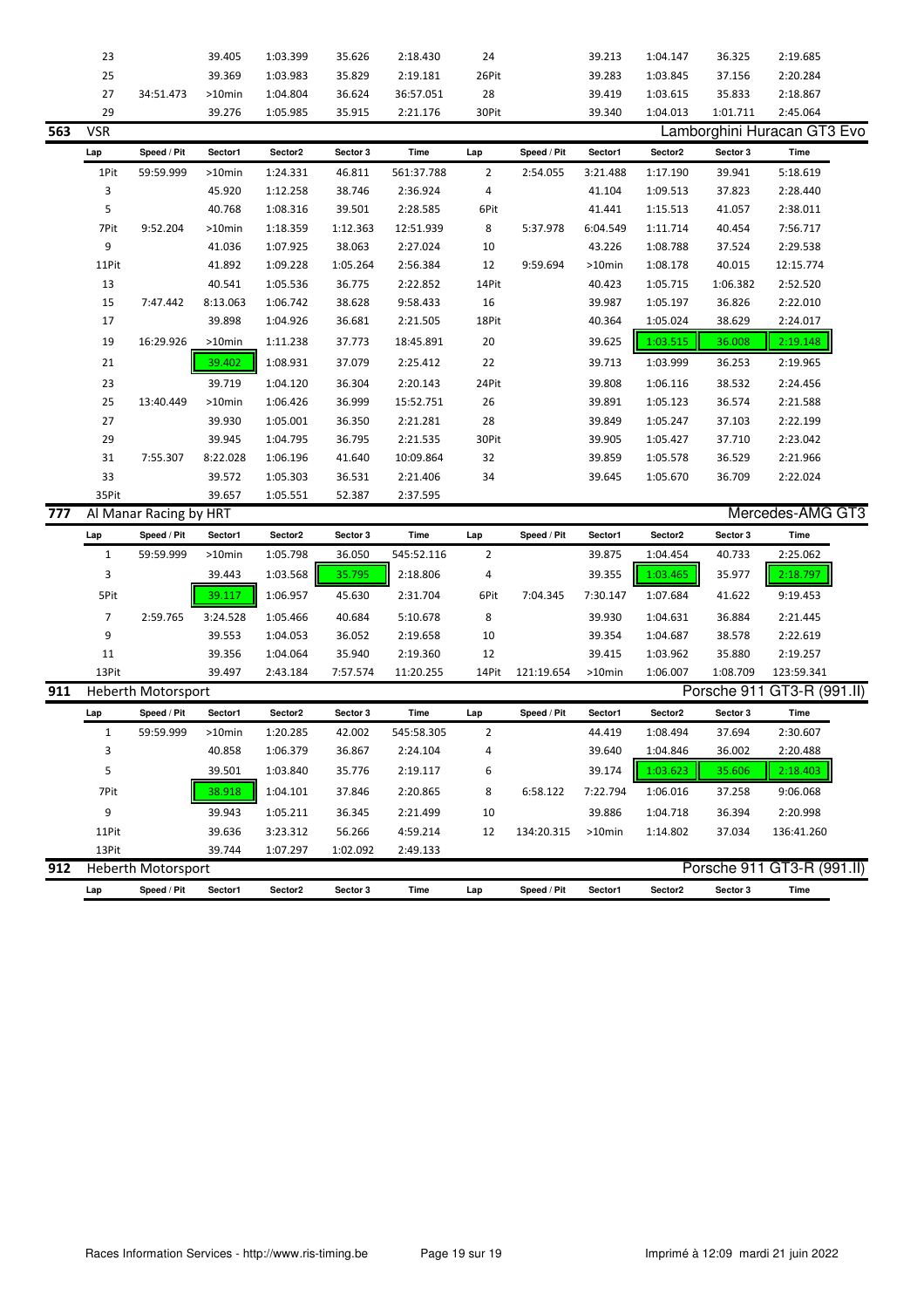| Lap | Speed / Pit | Sector1 | Sector2 | Sector 3 | Time | Lap | Speed / Pit | Sector1 | Sector2 | Sector 3 | Time |
|---|---|---|---|---|---|---|---|---|---|---|---|
| 23 | | 39.405 | 1:03.399 | 35.626 | 2:18.430 | 24 | | 39.213 | 1:04.147 | 36.325 | 2:19.685 |
| 25 | | 39.369 | 1:03.983 | 35.829 | 2:19.181 | 26Pit | | 39.283 | 1:03.845 | 37.156 | 2:20.284 |
| 27 | 34:51.473 | >10min | 1:04.804 | 36.624 | 36:57.051 | 28 | | 39.419 | 1:03.615 | 35.833 | 2:18.867 |
| 29 | | 39.276 | 1:05.985 | 35.915 | 2:21.176 | 30Pit | | 39.340 | 1:04.013 | 1:01.711 | 2:45.064 |

## 563 VSR — Lamborghini Huracan GT3 Evo

| Lap | Speed / Pit | Sector1 | Sector2 | Sector 3 | Time | Lap | Speed / Pit | Sector1 | Sector2 | Sector 3 | Time |
|---|---|---|---|---|---|---|---|---|---|---|---|
| 1Pit | 59:59.999 | >10min | 1:24.331 | 46.811 | 561:37.788 | 2 | 2:54.055 | 3:21.488 | 1:17.190 | 39.941 | 5:18.619 |
| 3 | | 45.920 | 1:12.258 | 38.746 | 2:36.924 | 4 | | 41.104 | 1:09.513 | 37.823 | 2:28.440 |
| 5 | | 40.768 | 1:08.316 | 39.501 | 2:28.585 | 6Pit | | 41.441 | 1:15.513 | 41.057 | 2:38.011 |
| 7Pit | 9:52.204 | >10min | 1:18.359 | 1:12.363 | 12:51.939 | 8 | 5:37.978 | 6:04.549 | 1:11.714 | 40.454 | 7:56.717 |
| 9 | | 41.036 | 1:07.925 | 38.063 | 2:27.024 | 10 | | 43.226 | 1:08.788 | 37.524 | 2:29.538 |
| 11Pit | | 41.892 | 1:09.228 | 1:05.264 | 2:56.384 | 12 | 9:59.694 | >10min | 1:08.178 | 40.015 | 12:15.774 |
| 13 | | 40.541 | 1:05.536 | 36.775 | 2:22.852 | 14Pit | | 40.423 | 1:05.715 | 1:06.382 | 2:52.520 |
| 15 | 7:47.442 | 8:13.063 | 1:06.742 | 38.628 | 9:58.433 | 16 | | 39.987 | 1:05.197 | 36.826 | 2:22.010 |
| 17 | | 39.898 | 1:04.926 | 36.681 | 2:21.505 | 18Pit | | 40.364 | 1:05.024 | 38.629 | 2:24.017 |
| 19 | 16:29.926 | >10min | 1:11.238 | 37.773 | 18:45.891 | 20 | | 39.625 | 1:03.515 | 36.008 | 2:19.148 |
| 21 | | 39.402 | 1:08.931 | 37.079 | 2:25.412 | 22 | | 39.713 | 1:03.999 | 36.253 | 2:19.965 |
| 23 | | 39.719 | 1:04.120 | 36.304 | 2:20.143 | 24Pit | | 39.808 | 1:06.116 | 38.532 | 2:24.456 |
| 25 | 13:40.449 | >10min | 1:06.426 | 36.999 | 15:52.751 | 26 | | 39.891 | 1:05.123 | 36.574 | 2:21.588 |
| 27 | | 39.930 | 1:05.001 | 36.350 | 2:21.281 | 28 | | 39.849 | 1:05.247 | 37.103 | 2:22.199 |
| 29 | | 39.945 | 1:04.795 | 36.795 | 2:21.535 | 30Pit | | 39.905 | 1:05.427 | 37.710 | 2:23.042 |
| 31 | 7:55.307 | 8:22.028 | 1:06.196 | 41.640 | 10:09.864 | 32 | | 39.859 | 1:05.578 | 36.529 | 2:21.966 |
| 33 | | 39.572 | 1:05.303 | 36.531 | 2:21.406 | 34 | | 39.645 | 1:05.670 | 36.709 | 2:22.024 |
| 35Pit | | 39.657 | 1:05.551 | 52.387 | 2:37.595 | | | | | | |

## 777 Al Manar Racing by HRT — Mercedes-AMG GT3

| Lap | Speed / Pit | Sector1 | Sector2 | Sector 3 | Time | Lap | Speed / Pit | Sector1 | Sector2 | Sector 3 | Time |
|---|---|---|---|---|---|---|---|---|---|---|---|
| 1 | 59:59.999 | >10min | 1:05.798 | 36.050 | 545:52.116 | 2 | | 39.875 | 1:04.454 | 40.733 | 2:25.062 |
| 3 | | 39.443 | 1:03.568 | 35.795 | 2:18.806 | 4 | | 39.355 | 1:03.465 | 35.977 | 2:18.797 |
| 5Pit | | 39.117 | 1:06.957 | 45.630 | 2:31.704 | 6Pit | 7:04.345 | 7:30.147 | 1:07.684 | 41.622 | 9:19.453 |
| 7 | 2:59.765 | 3:24.528 | 1:05.466 | 40.684 | 5:10.678 | 8 | | 39.930 | 1:04.631 | 36.884 | 2:21.445 |
| 9 | | 39.553 | 1:04.053 | 36.052 | 2:19.658 | 10 | | 39.354 | 1:04.687 | 38.578 | 2:22.619 |
| 11 | | 39.356 | 1:04.064 | 35.940 | 2:19.360 | 12 | | 39.415 | 1:03.962 | 35.880 | 2:19.257 |
| 13Pit | | 39.497 | 2:43.184 | 7:57.574 | 11:20.255 | 14Pit | 121:19.654 | >10min | 1:06.007 | 1:08.709 | 123:59.341 |

## 911 Heberth Motorsport — Porsche 911 GT3-R (991.II)

| Lap | Speed / Pit | Sector1 | Sector2 | Sector 3 | Time | Lap | Speed / Pit | Sector1 | Sector2 | Sector 3 | Time |
|---|---|---|---|---|---|---|---|---|---|---|---|
| 1 | 59:59.999 | >10min | 1:20.285 | 42.002 | 545:58.305 | 2 | | 44.419 | 1:08.494 | 37.694 | 2:30.607 |
| 3 | | 40.858 | 1:06.379 | 36.867 | 2:24.104 | 4 | | 39.640 | 1:04.846 | 36.002 | 2:20.488 |
| 5 | | 39.501 | 1:03.840 | 35.776 | 2:19.117 | 6 | | 39.174 | 1:03.623 | 35.606 | 2:18.403 |
| 7Pit | | 38.918 | 1:04.101 | 37.846 | 2:20.865 | 8 | 6:58.122 | 7:22.794 | 1:06.016 | 37.258 | 9:06.068 |
| 9 | | 39.943 | 1:05.211 | 36.345 | 2:21.499 | 10 | | 39.886 | 1:04.718 | 36.394 | 2:20.998 |
| 11Pit | | 39.636 | 3:23.312 | 56.266 | 4:59.214 | 12 | 134:20.315 | >10min | 1:14.802 | 37.034 | 136:41.260 |
| 13Pit | | 39.744 | 1:07.297 | 1:02.092 | 2:49.133 | | | | | | |

## 912 Heberth Motorsport — Porsche 911 GT3-R (991.II)

| Lap | Speed / Pit | Sector1 | Sector2 | Sector 3 | Time | Lap | Speed / Pit | Sector1 | Sector2 | Sector 3 | Time |
|---|---|---|---|---|---|---|---|---|---|---|---|

Races Information Services - http://www.ris-timing.be

Imprimé à 12:09 mardi 21 juin 2022